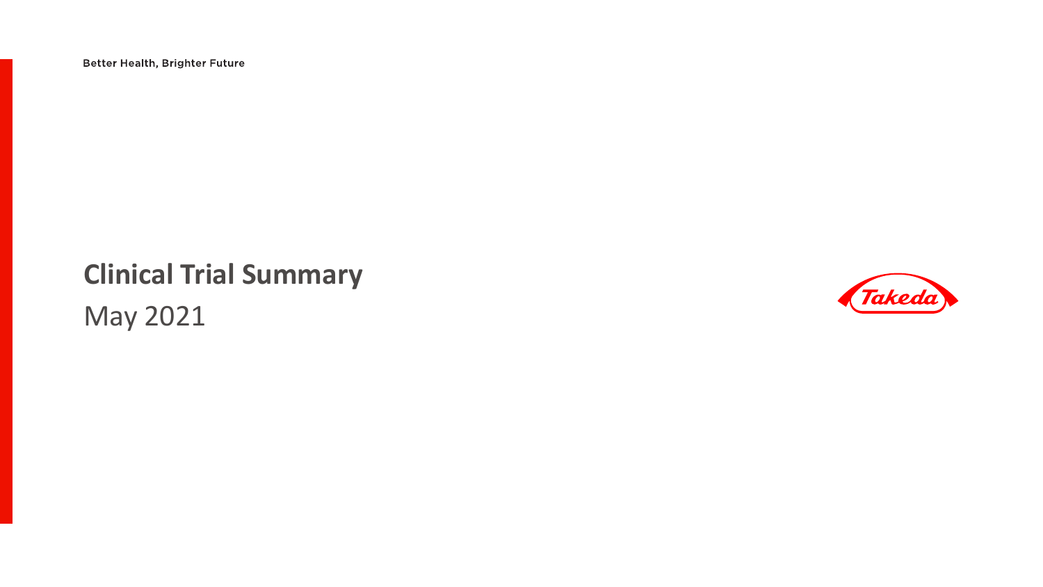Better Health, Brighter Future

# Clinical Trial Summary

May 2021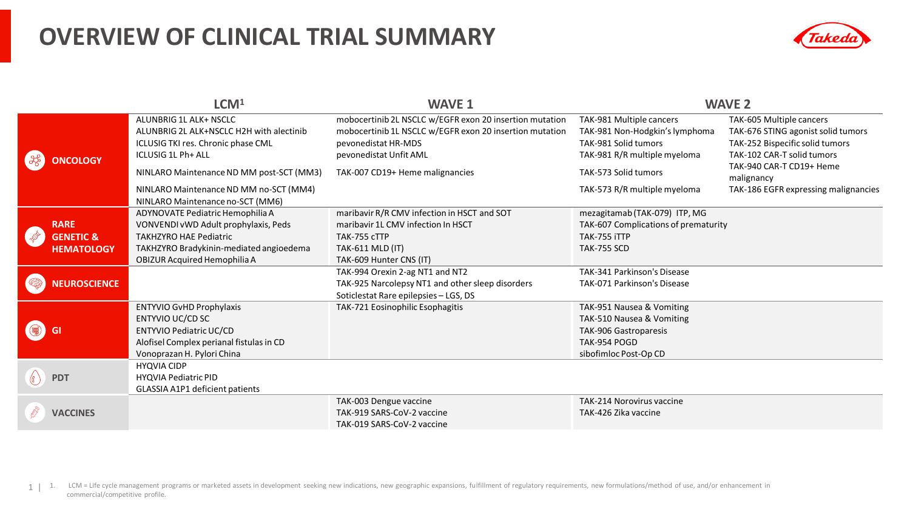# OVERVIEW OF CLINICAL TRIAL SUMMARY

| | LCM[1] | WAVE 1 | WAVE 2 | |
|---|---|---|---|---|
| **ONCOLOGY** | ALUNBRIG 1L ALK+ NSCLC<br>ALUNBRIG 2L ALK+NSCLC H2H with alectinib<br>ICLUSIG TKI res. Chronic phase CML<br>ICLUSIG 1L Ph+ ALL<br>NINLARO Maintenance ND MM post-SCT (MM3)<br>NINLARO Maintenance ND MM no-SCT (MM4)<br>NINLARO Maintenance no-SCT (MM6) | mobocertinib 2L NSCLC w/EGFR exon 20 insertion mutation<br>mobocertinib 1L NSCLC w/EGFR exon 20 insertion mutation<br>pevonedistat HR-MDS<br>pevonedistat Unfit AML<br>TAK-007 CD19+ Heme malignancies | TAK-981 Multiple cancers<br>TAK-981 Non-Hodgkin's lymphoma<br>TAK-981 Solid tumors<br>TAK-981 R/R multiple myeloma<br>TAK-573 Solid tumors<br>TAK-573 R/R multiple myeloma | TAK-605 Multiple cancers<br>TAK-676 STING agonist solid tumors<br>TAK-252 Bispecific solid tumors<br>TAK-102 CAR-T solid tumors<br>TAK-940 CAR-T CD19+ Heme malignancy<br>TAK-186 EGFR expressing malignancies |
| **RARE GENETIC & HEMATOLOGY** | ADYNOVATE Pediatric Hemophilia A<br>VONVENDI vWD Adult prophylaxis, Peds<br>TAKHZYRO HAE Pediatric<br>TAKHZYRO Bradykinin-mediated angioedema<br>OBIZUR Acquired Hemophilia A | maribavir R/R CMV infection in HSCT and SOT<br>maribavir 1L CMV infection In HSCT<br>TAK-755 cTTP<br>TAK-611 MLD (IT)<br>TAK-609 Hunter CNS (IT) | mezagitamab (TAK-079) ITP, MG<br>TAK-607 Complications of prematurity<br>TAK-755 iTTP<br>TAK-755 SCD | |
| **NEUROSCIENCE** | | TAK-994 Orexin 2-ag NT1 and NT2<br>TAK-925 Narcolepsy NT1 and other sleep disorders<br>Soticlestat Rare epilepsies – LGS, DS | TAK-341 Parkinson's Disease<br>TAK-071 Parkinson's Disease | |
| **GI** | ENTYVIO GvHD Prophylaxis<br>ENTYVIO UC/CD SC<br>ENTYVIO Pediatric UC/CD<br>Alofisel Complex perianal fistulas in CD<br>Vonoprazan H. Pylori China | TAK-721 Eosinophilic Esophagitis | TAK-951 Nausea & Vomiting<br>TAK-510 Nausea & Vomiting<br>TAK-906 Gastroparesis<br>TAK-954 POGD<br>sibofimloc Post-Op CD | |
| **PDT** | HYQVIA CIDP<br>HYQVIA Pediatric PID<br>GLASSIA A1P1 deficient patients | | | |
| **VACCINES** | | TAK-003 Dengue vaccine<br>TAK-919 SARS-CoV-2 vaccine<br>TAK-019 SARS-CoV-2 vaccine | TAK-214 Norovirus vaccine<br>TAK-426 Zika vaccine | |

1. LCM = Life cycle management programs or marketed assets in development seeking new indications, new geographic expansions, fulfillment of regulatory requirements, new formulations/method of use, and/or enhancement in commercial/competitive profile.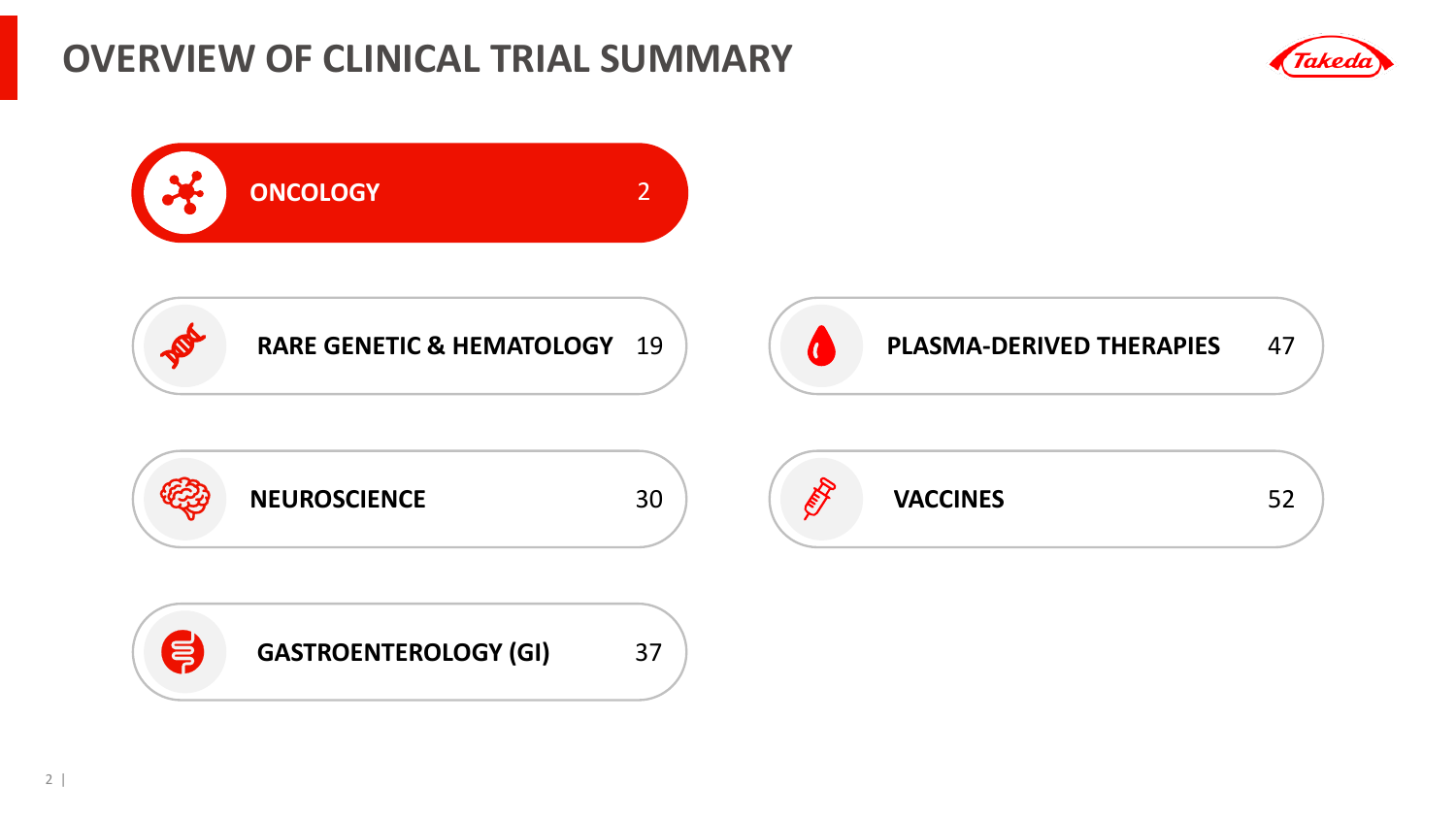# OVERVIEW OF CLINICAL TRIAL SUMMARY

| Therapeutic Area | Count |
| --- | --- |
| ONCOLOGY | 2 |
| RARE GENETIC & HEMATOLOGY | 19 |
| PLASMA-DERIVED THERAPIES | 47 |
| NEUROSCIENCE | 30 |
| VACCINES | 52 |
| GASTROENTEROLOGY (GI) | 37 |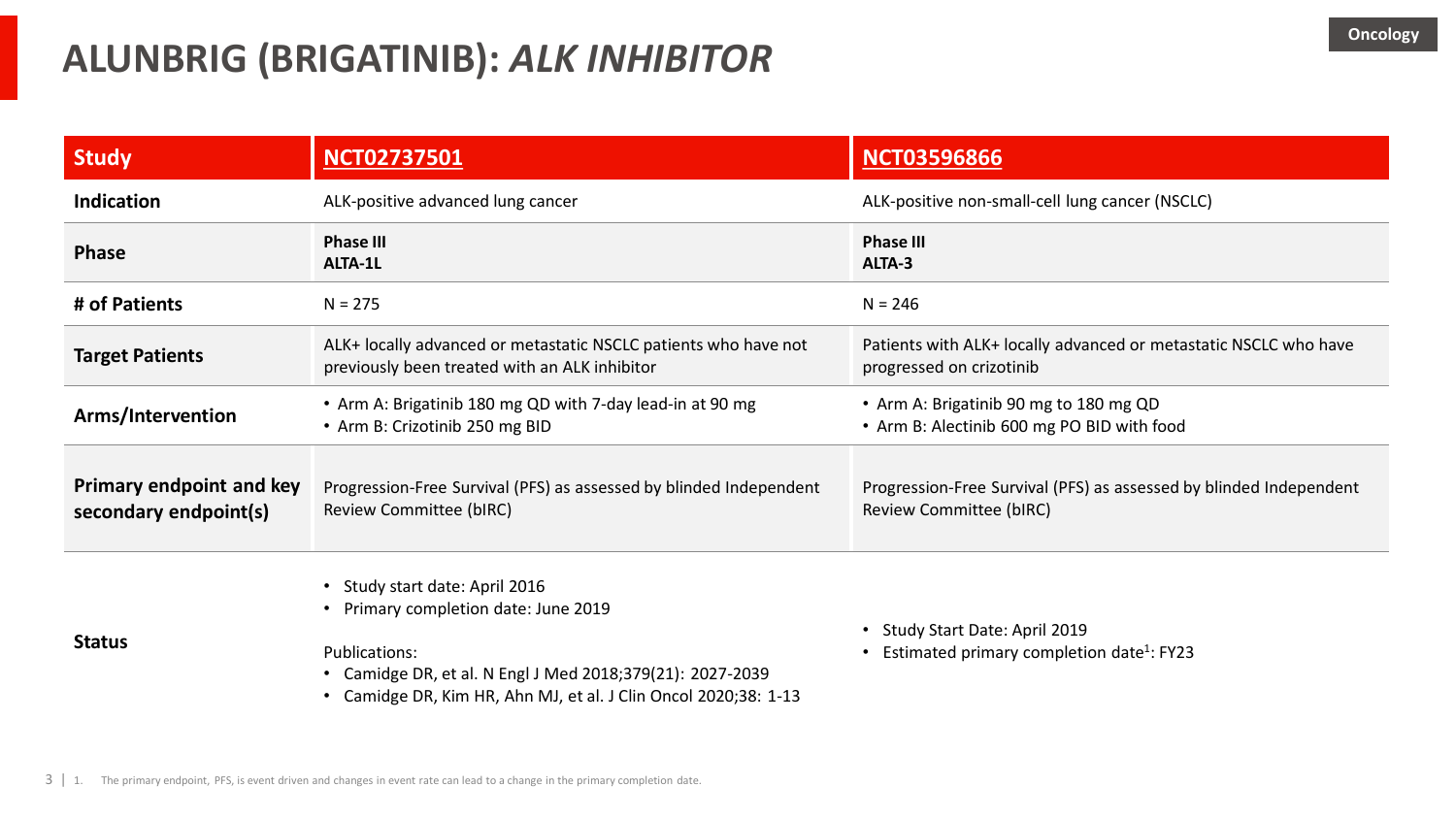Oncology

# ALUNBRIG (BRIGATINIB): *ALK INHIBITOR*

| Study | NCT02737501 | NCT03596866 |
|---|---|---|
| **Indication** | ALK-positive advanced lung cancer | ALK-positive non-small-cell lung cancer (NSCLC) |
| **Phase** | **Phase III**<br>**ALTA-1L** | **Phase III**<br>**ALTA-3** |
| **# of Patients** | N = 275 | N = 246 |
| **Target Patients** | ALK+ locally advanced or metastatic NSCLC patients who have not previously been treated with an ALK inhibitor | Patients with ALK+ locally advanced or metastatic NSCLC who have progressed on crizotinib |
| **Arms/Intervention** | • Arm A: Brigatinib 180 mg QD with 7-day lead-in at 90 mg<br>• Arm B: Crizotinib 250 mg BID | • Arm A: Brigatinib 90 mg to 180 mg QD<br>• Arm B: Alectinib 600 mg PO BID with food |
| **Primary endpoint and key secondary endpoint(s)** | Progression-Free Survival (PFS) as assessed by blinded Independent Review Committee (bIRC) | Progression-Free Survival (PFS) as assessed by blinded Independent Review Committee (bIRC) |
| **Status** | • Study start date: April 2016<br>• Primary completion date: June 2019<br><br>Publications:<br>• Camidge DR, et al. N Engl J Med 2018;379(21): 2027-2039<br>• Camidge DR, Kim HR, Ahn MJ, et al. J Clin Oncol 2020;38: 1-13 | • Study Start Date: April 2019<br>• Estimated primary completion date[1]: FY23 |

1. The primary endpoint, PFS, is event driven and changes in event rate can lead to a change in the primary completion date.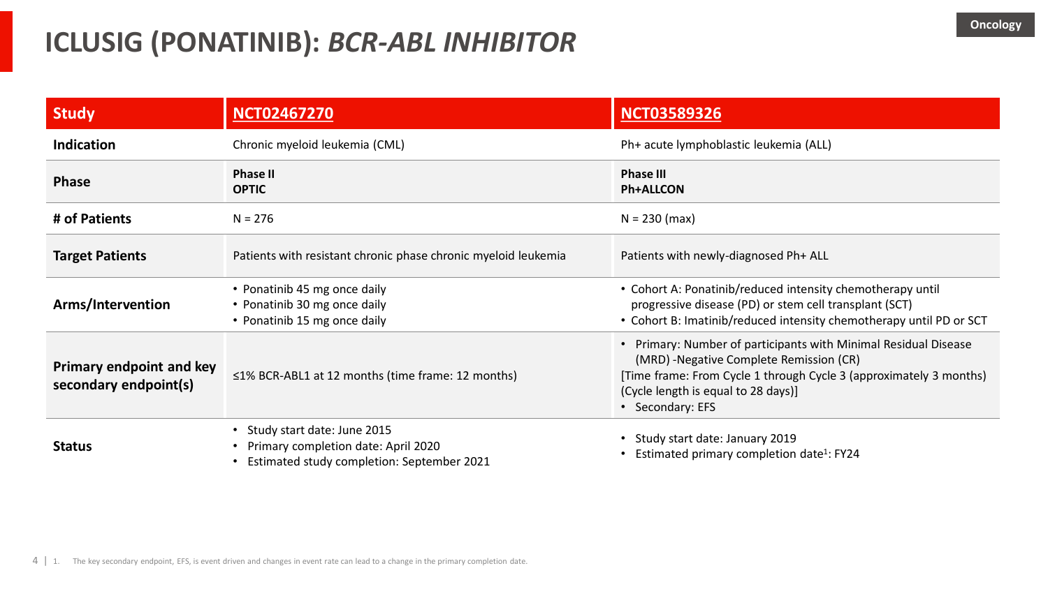# ICLUSIG (PONATINIB): *BCR-ABL INHIBITOR*

Oncology

| Study | NCT02467270 | NCT03589326 |
|---|---|---|
| **Indication** | Chronic myeloid leukemia (CML) | Ph+ acute lymphoblastic leukemia (ALL) |
| **Phase** | **Phase II**<br>**OPTIC** | **Phase III**<br>**Ph+ALLCON** |
| **# of Patients** | N = 276 | N = 230 (max) |
| **Target Patients** | Patients with resistant chronic phase chronic myeloid leukemia | Patients with newly-diagnosed Ph+ ALL |
| **Arms/Intervention** | • Ponatinib 45 mg once daily<br>• Ponatinib 30 mg once daily<br>• Ponatinib 15 mg once daily | • Cohort A: Ponatinib/reduced intensity chemotherapy until progressive disease (PD) or stem cell transplant (SCT)<br>• Cohort B: Imatinib/reduced intensity chemotherapy until PD or SCT |
| **Primary endpoint and key secondary endpoint(s)** | ≤1% BCR-ABL1 at 12 months (time frame: 12 months) | • Primary: Number of participants with Minimal Residual Disease (MRD) -Negative Complete Remission (CR)<br>[Time frame: From Cycle 1 through Cycle 3 (approximately 3 months) (Cycle length is equal to 28 days)]<br>• Secondary: EFS |
| **Status** | • Study start date: June 2015<br>• Primary completion date: April 2020<br>• Estimated study completion: September 2021 | • Study start date: January 2019<br>• Estimated primary completion date[1]: FY24 |

1. The key secondary endpoint, EFS, is event driven and changes in event rate can lead to a change in the primary completion date.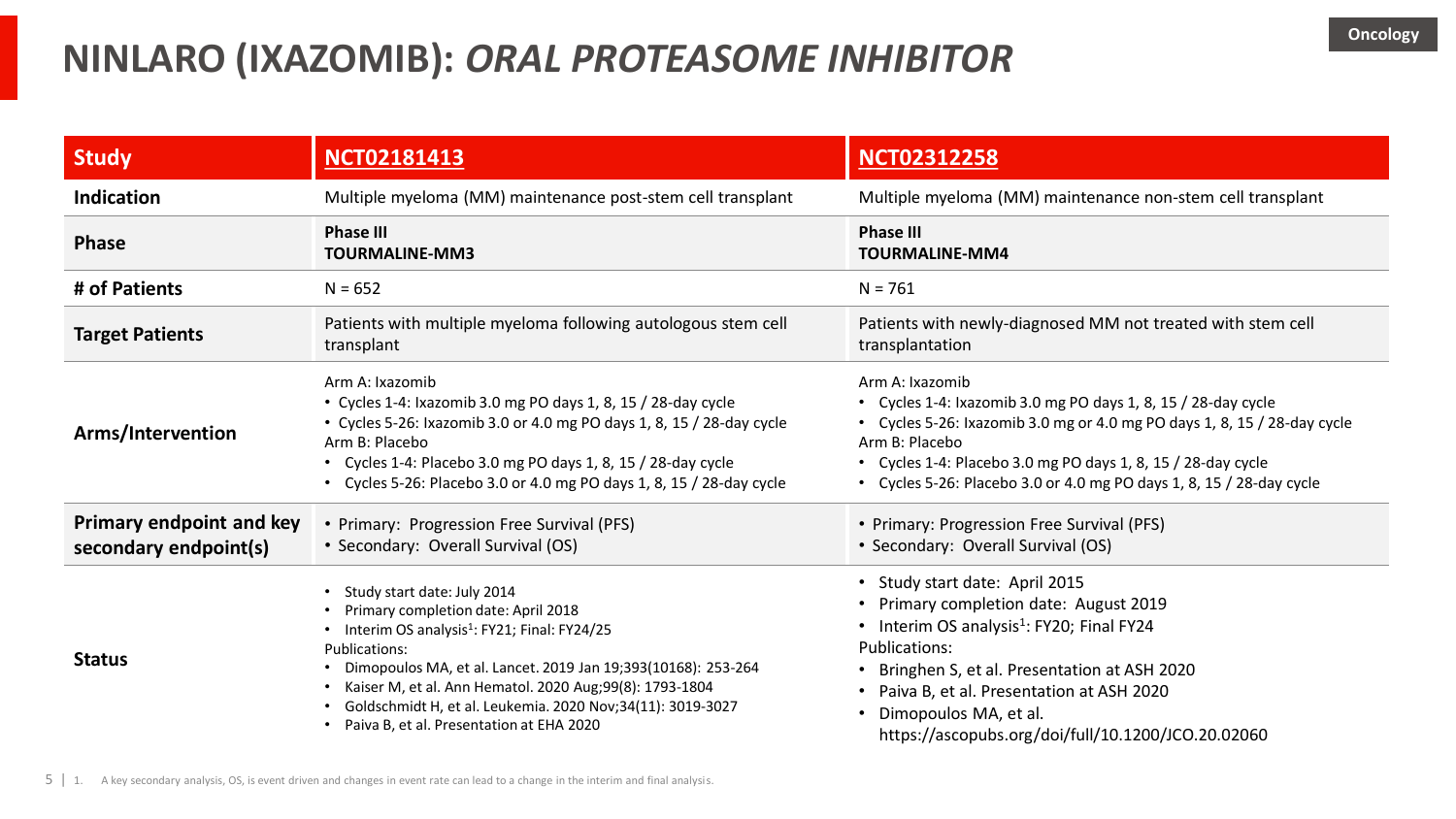# NINLARO (IXAZOMIB): *ORAL PROTEASOME INHIBITOR*

Oncology

| Study | NCT02181413 | NCT02312258 |
|---|---|---|
| Indication | Multiple myeloma (MM) maintenance post-stem cell transplant | Multiple myeloma (MM) maintenance non-stem cell transplant |
| Phase | **Phase III**<br>**TOURMALINE-MM3** | **Phase III**<br>**TOURMALINE-MM4** |
| # of Patients | N = 652 | N = 761 |
| Target Patients | Patients with multiple myeloma following autologous stem cell transplant | Patients with newly-diagnosed MM not treated with stem cell transplantation |
| Arms/Intervention | Arm A: Ixazomib<br>• Cycles 1-4: Ixazomib 3.0 mg PO days 1, 8, 15 / 28-day cycle<br>• Cycles 5-26: Ixazomib 3.0 or 4.0 mg PO days 1, 8, 15 / 28-day cycle<br>Arm B: Placebo<br>• Cycles 1-4: Placebo 3.0 mg PO days 1, 8, 15 / 28-day cycle<br>• Cycles 5-26: Placebo 3.0 or 4.0 mg PO days 1, 8, 15 / 28-day cycle | Arm A: Ixazomib<br>• Cycles 1-4: Ixazomib 3.0 mg PO days 1, 8, 15 / 28-day cycle<br>• Cycles 5-26: Ixazomib 3.0 mg or 4.0 mg PO days 1, 8, 15 / 28-day cycle<br>Arm B: Placebo<br>• Cycles 1-4: Placebo 3.0 mg PO days 1, 8, 15 / 28-day cycle<br>• Cycles 5-26: Placebo 3.0 or 4.0 mg PO days 1, 8, 15 / 28-day cycle |
| Primary endpoint and key secondary endpoint(s) | • Primary: Progression Free Survival (PFS)<br>• Secondary: Overall Survival (OS) | • Primary: Progression Free Survival (PFS)<br>• Secondary: Overall Survival (OS) |
| Status | • Study start date: July 2014<br>• Primary completion date: April 2018<br>• Interim OS analysis[1]: FY21; Final: FY24/25<br>Publications:<br>• Dimopoulos MA, et al. Lancet. 2019 Jan 19;393(10168): 253-264<br>• Kaiser M, et al. Ann Hematol. 2020 Aug;99(8): 1793-1804<br>• Goldschmidt H, et al. Leukemia. 2020 Nov;34(11): 3019-3027<br>• Paiva B, et al. Presentation at EHA 2020 | • Study start date: April 2015<br>• Primary completion date: August 2019<br>• Interim OS analysis[1]: FY20; Final FY24<br>Publications:<br>• Bringhen S, et al. Presentation at ASH 2020<br>• Paiva B, et al. Presentation at ASH 2020<br>• Dimopoulos MA, et al. https://ascopubs.org/doi/full/10.1200/JCO.20.02060 |

1. A key secondary analysis, OS, is event driven and changes in event rate can lead to a change in the interim and final analysis.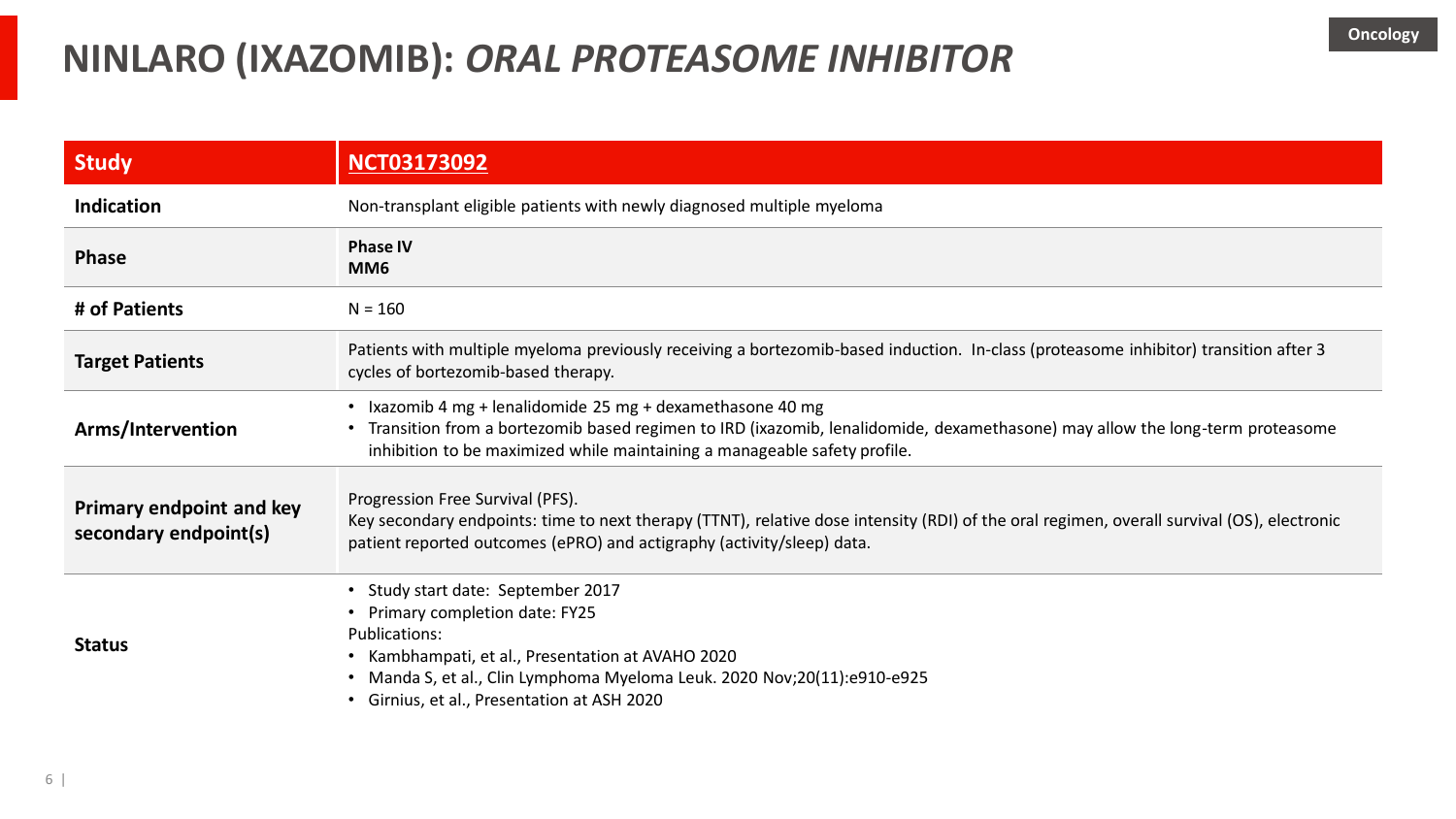# NINLARO (IXAZOMIB): *ORAL PROTEASOME INHIBITOR*

Oncology

| Study | NCT03173092 |
|---|---|
| **Indication** | Non-transplant eligible patients with newly diagnosed multiple myeloma |
| **Phase** | **Phase IV**<br>**MM6** |
| **# of Patients** | N = 160 |
| **Target Patients** | Patients with multiple myeloma previously receiving a bortezomib-based induction. In-class (proteasome inhibitor) transition after 3 cycles of bortezomib-based therapy. |
| **Arms/Intervention** | • Ixazomib 4 mg + lenalidomide 25 mg + dexamethasone 40 mg<br>• Transition from a bortezomib based regimen to IRD (ixazomib, lenalidomide, dexamethasone) may allow the long-term proteasome inhibition to be maximized while maintaining a manageable safety profile. |
| **Primary endpoint and key secondary endpoint(s)** | Progression Free Survival (PFS).<br>Key secondary endpoints: time to next therapy (TTNT), relative dose intensity (RDI) of the oral regimen, overall survival (OS), electronic patient reported outcomes (ePRO) and actigraphy (activity/sleep) data. |
| **Status** | • Study start date: September 2017<br>• Primary completion date: FY25<br>Publications:<br>• Kambhampati, et al., Presentation at AVAHO 2020<br>• Manda S, et al., Clin Lymphoma Myeloma Leuk. 2020 Nov;20(11):e910-e925<br>• Girnius, et al., Presentation at ASH 2020 |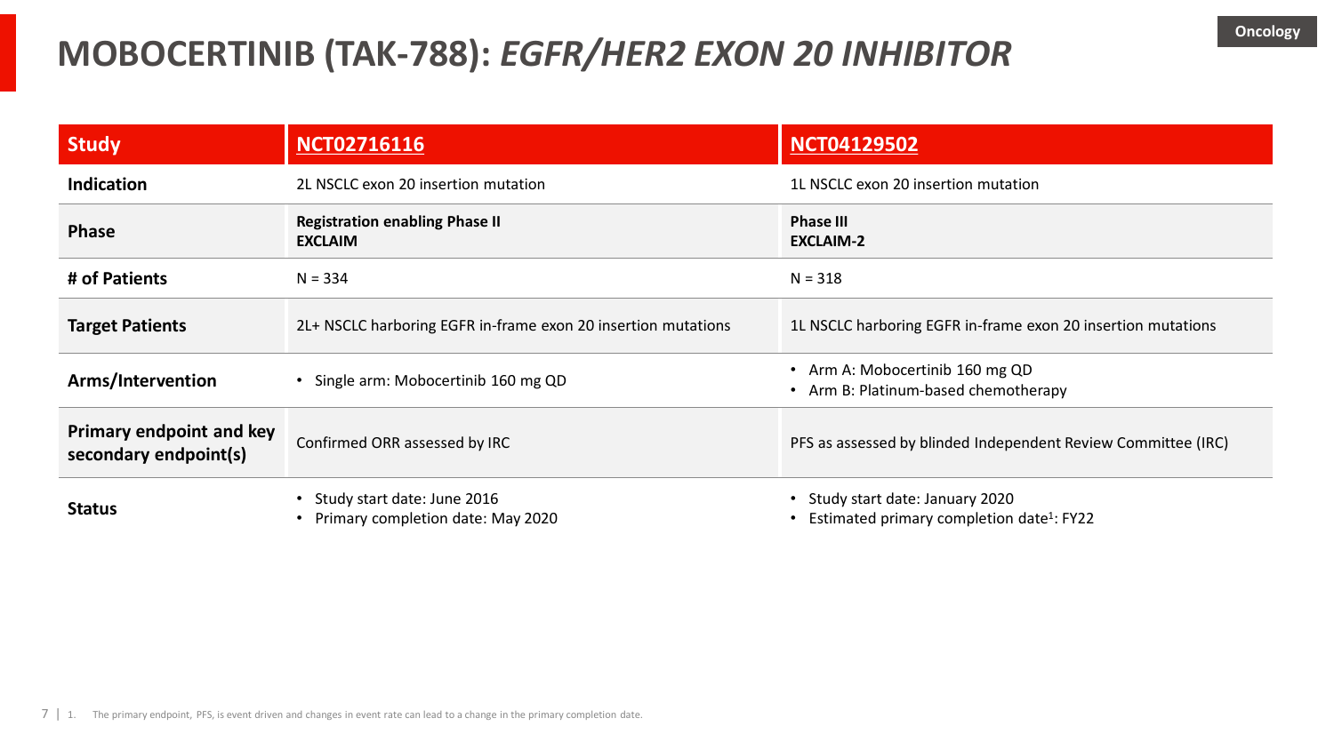# MOBOCERTINIB (TAK-788): *EGFR/HER2 EXON 20 INHIBITOR*

Oncology

| Study | NCT02716116 | NCT04129502 |
|---|---|---|
| **Indication** | 2L NSCLC exon 20 insertion mutation | 1L NSCLC exon 20 insertion mutation |
| **Phase** | **Registration enabling Phase II**<br>**EXCLAIM** | **Phase III**<br>**EXCLAIM-2** |
| **# of Patients** | N = 334 | N = 318 |
| **Target Patients** | 2L+ NSCLC harboring EGFR in-frame exon 20 insertion mutations | 1L NSCLC harboring EGFR in-frame exon 20 insertion mutations |
| **Arms/Intervention** | • Single arm: Mobocertinib 160 mg QD | • Arm A: Mobocertinib 160 mg QD<br>• Arm B: Platinum-based chemotherapy |
| **Primary endpoint and key secondary endpoint(s)** | Confirmed ORR assessed by IRC | PFS as assessed by blinded Independent Review Committee (IRC) |
| **Status** | • Study start date: June 2016<br>• Primary completion date: May 2020 | • Study start date: January 2020<br>• Estimated primary completion date[1]: FY22 |

1. The primary endpoint, PFS, is event driven and changes in event rate can lead to a change in the primary completion date.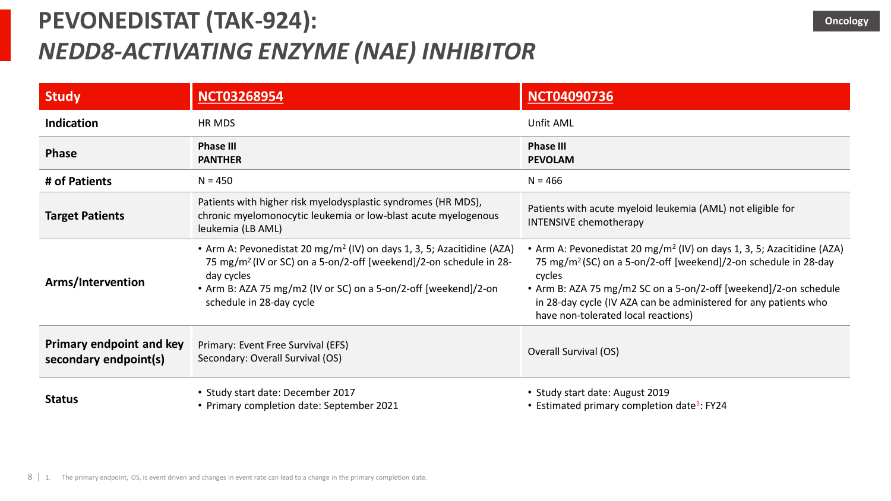# PEVONEDISTAT (TAK-924): *NEDD8-ACTIVATING ENZYME (NAE) INHIBITOR*

Oncology

| Study | NCT03268954 | NCT04090736 |
|---|---|---|
| **Indication** | HR MDS | Unfit AML |
| **Phase** | **Phase III**<br>**PANTHER** | **Phase III**<br>**PEVOLAM** |
| **# of Patients** | N = 450 | N = 466 |
| **Target Patients** | Patients with higher risk myelodysplastic syndromes (HR MDS), chronic myelomonocytic leukemia or low-blast acute myelogenous leukemia (LB AML) | Patients with acute myeloid leukemia (AML) not eligible for INTENSIVE chemotherapy |
| **Arms/Intervention** | • Arm A: Pevonedistat 20 mg/m$^2$ (IV) on days 1, 3, 5; Azacitidine (AZA) 75 mg/m$^2$ (IV or SC) on a 5-on/2-off [weekend]/2-on schedule in 28-day cycles<br>• Arm B: AZA 75 mg/m2 (IV or SC) on a 5-on/2-off [weekend]/2-on schedule in 28-day cycle | • Arm A: Pevonedistat 20 mg/m$^2$ (IV) on days 1, 3, 5; Azacitidine (AZA) 75 mg/m$^2$ (SC) on a 5-on/2-off [weekend]/2-on schedule in 28-day cycles<br>• Arm B: AZA 75 mg/m2 SC on a 5-on/2-off [weekend]/2-on schedule in 28-day cycle (IV AZA can be administered for any patients who have non-tolerated local reactions) |
| **Primary endpoint and key secondary endpoint(s)** | Primary: Event Free Survival (EFS)<br>Secondary: Overall Survival (OS) | Overall Survival (OS) |
| **Status** | • Study start date: December 2017<br>• Primary completion date: September 2021 | • Study start date: August 2019<br>• Estimated primary completion date[1]: FY24 |

1. The primary endpoint, OS, is event driven and changes in event rate can lead to a change in the primary completion date.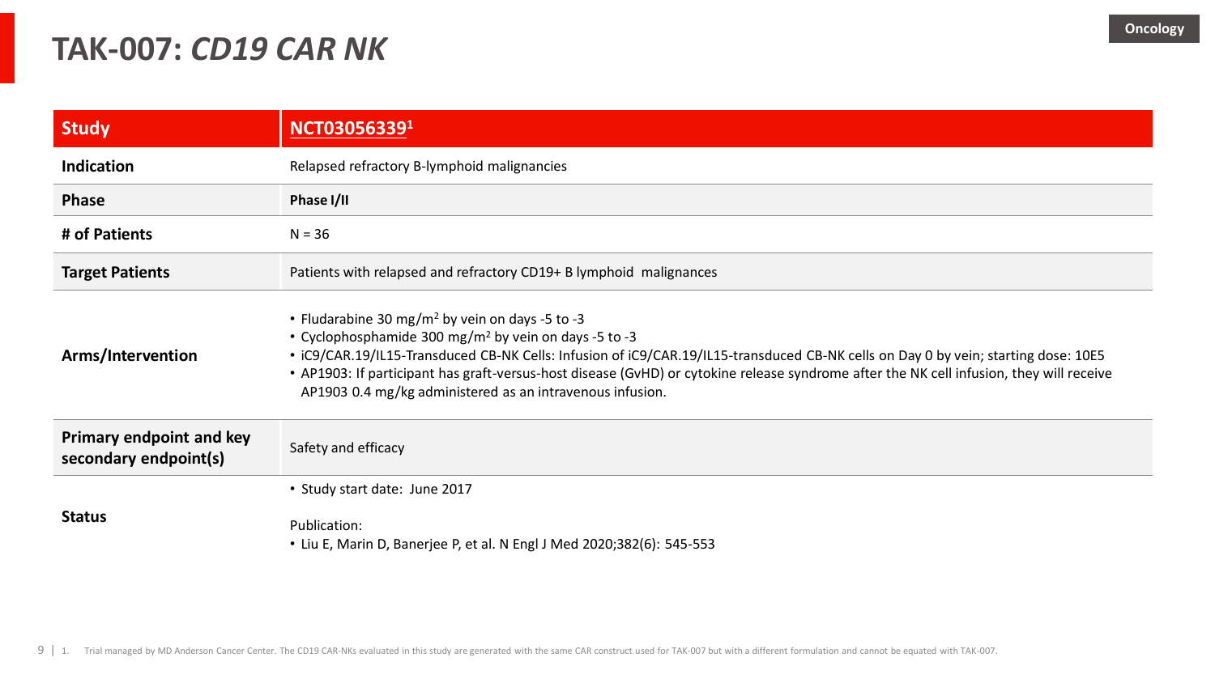Oncology

# TAK-007: *CD19 CAR NK*

| Study | NCT03056339[1] |
|---|---|
| Indication | Relapsed refractory B-lymphoid malignancies |
| Phase | **Phase I/II** |
| # of Patients | N = 36 |
| Target Patients | Patients with relapsed and refractory CD19+ B lymphoid malignances |
| Arms/Intervention | • Fludarabine 30 mg/m$^2$ by vein on days -5 to -3<br>• Cyclophosphamide 300 mg/m$^2$ by vein on days -5 to -3<br>• iC9/CAR.19/IL15-Transduced CB-NK Cells: Infusion of iC9/CAR.19/IL15-transduced CB-NK cells on Day 0 by vein; starting dose: 10E5<br>• AP1903: If participant has graft-versus-host disease (GvHD) or cytokine release syndrome after the NK cell infusion, they will receive AP1903 0.4 mg/kg administered as an intravenous infusion. |
| Primary endpoint and key secondary endpoint(s) | Safety and efficacy |
| Status | • Study start date: June 2017<br><br>Publication:<br>• Liu E, Marin D, Banerjee P, et al. N Engl J Med 2020;382(6): 545-553 |

1. Trial managed by MD Anderson Cancer Center. The CD19 CAR-NKs evaluated in this study are generated with the same CAR construct used for TAK-007 but with a different formulation and cannot be equated with TAK-007.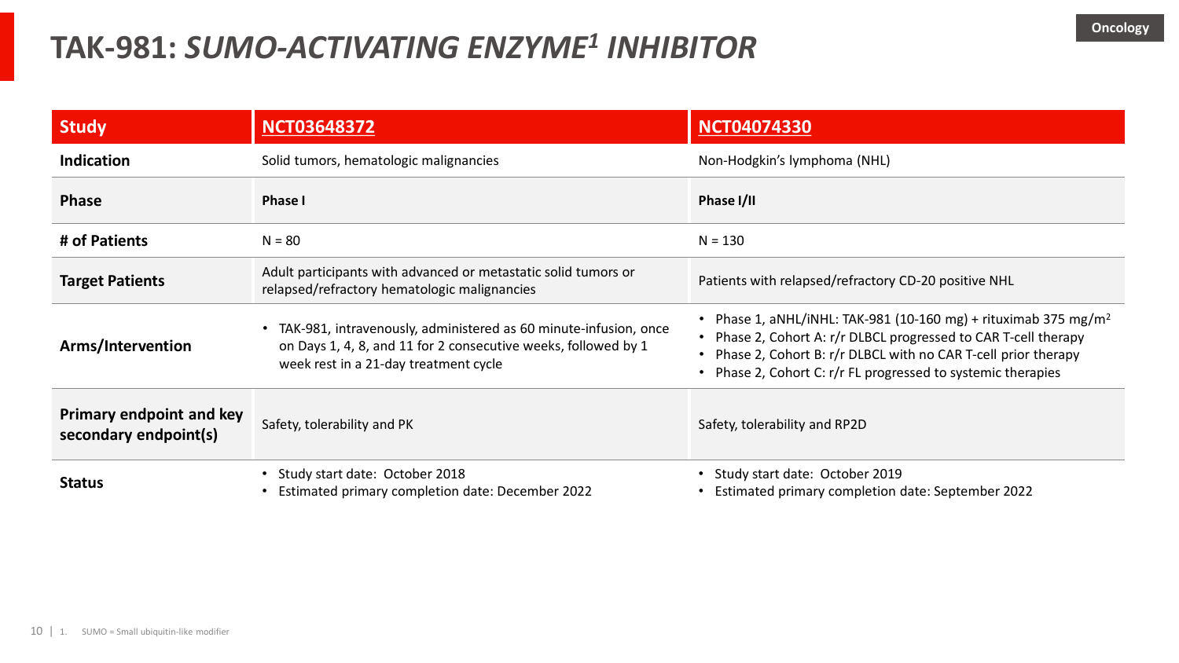# TAK-981: *SUMO-ACTIVATING ENZYME[1] INHIBITOR*

Oncology

| Study | NCT03648372 | NCT04074330 |
|---|---|---|
| **Indication** | Solid tumors, hematologic malignancies | Non-Hodgkin's lymphoma (NHL) |
| **Phase** | **Phase I** | **Phase I/II** |
| **# of Patients** | N = 80 | N = 130 |
| **Target Patients** | Adult participants with advanced or metastatic solid tumors or relapsed/refractory hematologic malignancies | Patients with relapsed/refractory CD-20 positive NHL |
| **Arms/Intervention** | • TAK-981, intravenously, administered as 60 minute-infusion, once on Days 1, 4, 8, and 11 for 2 consecutive weeks, followed by 1 week rest in a 21-day treatment cycle | • Phase 1, aNHL/iNHL: TAK-981 (10-160 mg) + rituximab 375 mg/$m^2$<br>• Phase 2, Cohort A: r/r DLBCL progressed to CAR T-cell therapy<br>• Phase 2, Cohort B: r/r DLBCL with no CAR T-cell prior therapy<br>• Phase 2, Cohort C: r/r FL progressed to systemic therapies |
| **Primary endpoint and key secondary endpoint(s)** | Safety, tolerability and PK | Safety, tolerability and RP2D |
| **Status** | • Study start date: October 2018<br>• Estimated primary completion date: December 2022 | • Study start date: October 2019<br>• Estimated primary completion date: September 2022 |

1. SUMO = Small ubiquitin-like modifier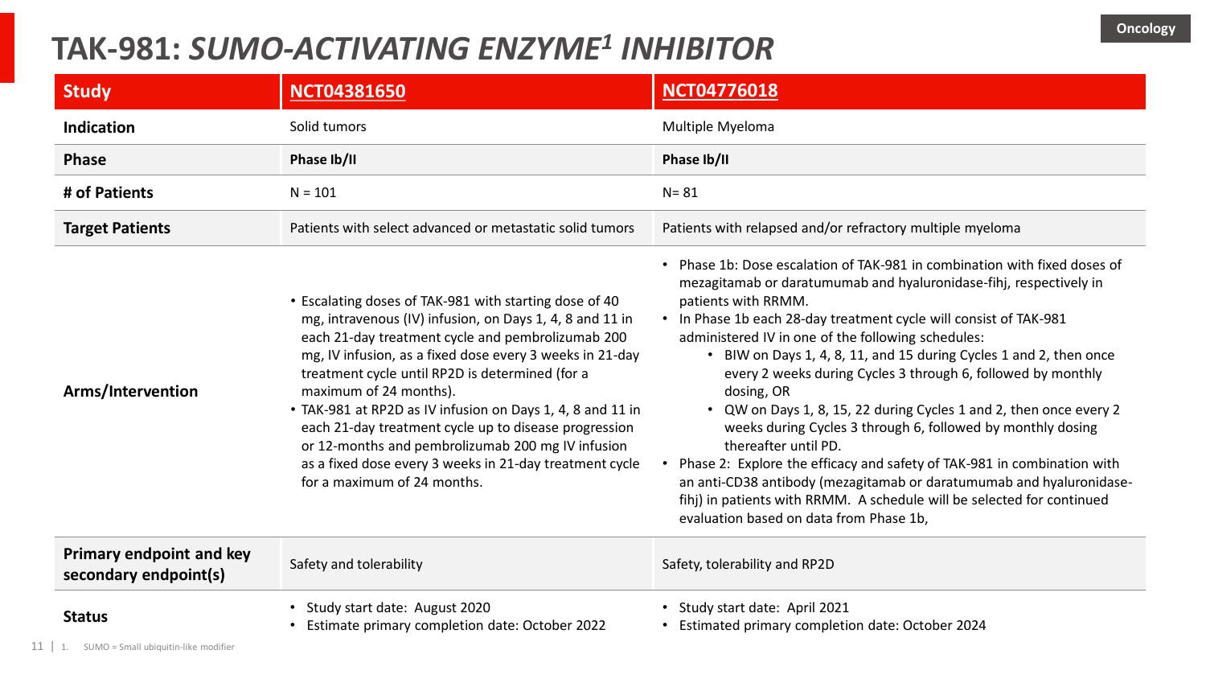Oncology

# TAK-981: *SUMO-ACTIVATING ENZYME[1] INHIBITOR*

| Study | NCT04381650 | NCT04776018 |
|---|---|---|
| **Indication** | Solid tumors | Multiple Myeloma |
| **Phase** | **Phase Ib/II** | **Phase Ib/II** |
| **# of Patients** | N = 101 | N= 81 |
| **Target Patients** | Patients with select advanced or metastatic solid tumors | Patients with relapsed and/or refractory multiple myeloma |
| **Arms/Intervention** | • Escalating doses of TAK-981 with starting dose of 40 mg, intravenous (IV) infusion, on Days 1, 4, 8 and 11 in each 21-day treatment cycle and pembrolizumab 200 mg, IV infusion, as a fixed dose every 3 weeks in 21-day treatment cycle until RP2D is determined (for a maximum of 24 months).<br>• TAK-981 at RP2D as IV infusion on Days 1, 4, 8 and 11 in each 21-day treatment cycle up to disease progression or 12-months and pembrolizumab 200 mg IV infusion as a fixed dose every 3 weeks in 21-day treatment cycle for a maximum of 24 months. | • Phase 1b: Dose escalation of TAK-981 in combination with fixed doses of mezagitamab or daratumumab and hyaluronidase-fihj, respectively in patients with RRMM.<br>• In Phase 1b each 28-day treatment cycle will consist of TAK-981 administered IV in one of the following schedules:<br>&nbsp;&nbsp;&nbsp;&nbsp;• BIW on Days 1, 4, 8, 11, and 15 during Cycles 1 and 2, then once every 2 weeks during Cycles 3 through 6, followed by monthly dosing, OR<br>&nbsp;&nbsp;&nbsp;&nbsp;• QW on Days 1, 8, 15, 22 during Cycles 1 and 2, then once every 2 weeks during Cycles 3 through 6, followed by monthly dosing thereafter until PD.<br>• Phase 2: Explore the efficacy and safety of TAK-981 in combination with an anti-CD38 antibody (mezagitamab or daratumumab and hyaluronidase-fihj) in patients with RRMM. A schedule will be selected for continued evaluation based on data from Phase 1b, |
| **Primary endpoint and key secondary endpoint(s)** | Safety and tolerability | Safety, tolerability and RP2D |
| **Status** | • Study start date: August 2020<br>• Estimate primary completion date: October 2022 | • Study start date: April 2021<br>• Estimated primary completion date: October 2024 |

1. SUMO = Small ubiquitin-like modifier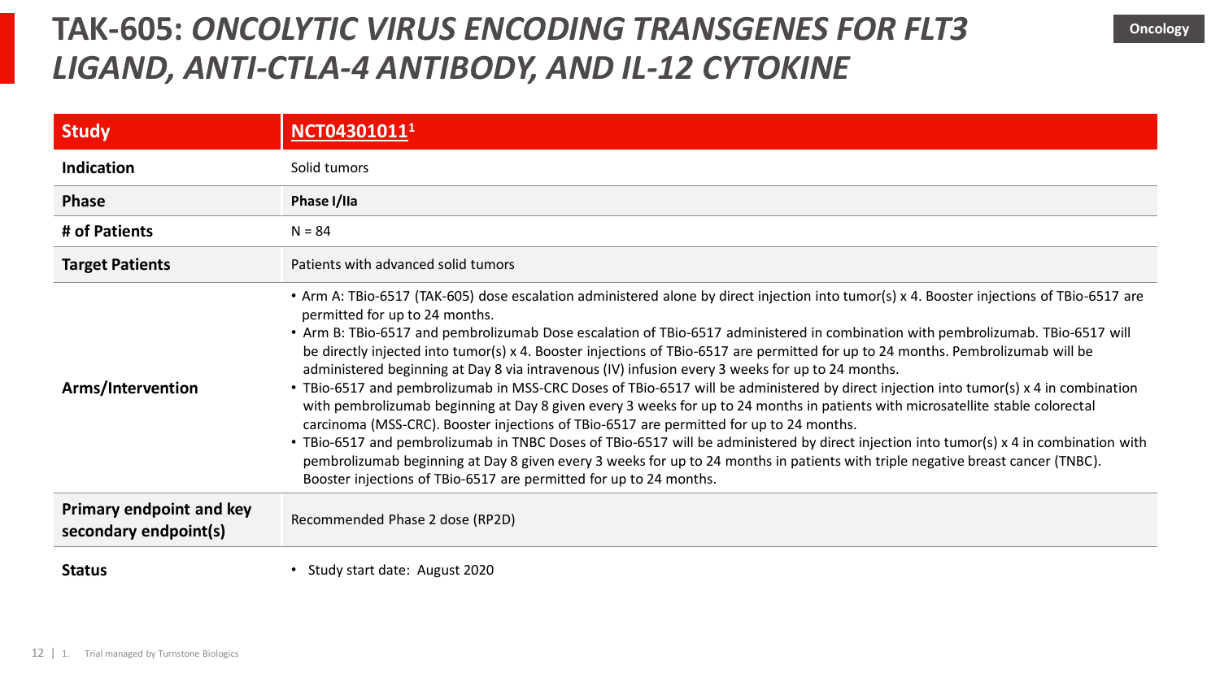# TAK-605: *ONCOLYTIC VIRUS ENCODING TRANSGENES FOR FLT3 LIGAND, ANTI-CTLA-4 ANTIBODY, AND IL-12 CYTOKINE*

Oncology

| Study | NCT04301011[1] |
|---|---|
| **Indication** | Solid tumors |
| **Phase** | **Phase I/IIa** |
| **# of Patients** | N = 84 |
| **Target Patients** | Patients with advanced solid tumors |
| **Arms/Intervention** | • Arm A: TBio-6517 (TAK-605) dose escalation administered alone by direct injection into tumor(s) x 4. Booster injections of TBio-6517 are permitted for up to 24 months.<br>• Arm B: TBio-6517 and pembrolizumab Dose escalation of TBio-6517 administered in combination with pembrolizumab. TBio-6517 will be directly injected into tumor(s) x 4. Booster injections of TBio-6517 are permitted for up to 24 months. Pembrolizumab will be administered beginning at Day 8 via intravenous (IV) infusion every 3 weeks for up to 24 months.<br>• TBio-6517 and pembrolizumab in MSS-CRC Doses of TBio-6517 will be administered by direct injection into tumor(s) x 4 in combination with pembrolizumab beginning at Day 8 given every 3 weeks for up to 24 months in patients with microsatellite stable colorectal carcinoma (MSS-CRC). Booster injections of TBio-6517 are permitted for up to 24 months.<br>• TBio-6517 and pembrolizumab in TNBC Doses of TBio-6517 will be administered by direct injection into tumor(s) x 4 in combination with pembrolizumab beginning at Day 8 given every 3 weeks for up to 24 months in patients with triple negative breast cancer (TNBC). Booster injections of TBio-6517 are permitted for up to 24 months. |
| **Primary endpoint and key secondary endpoint(s)** | Recommended Phase 2 dose (RP2D) |
| **Status** | • Study start date: August 2020 |

1. Trial managed by Turnstone Biologics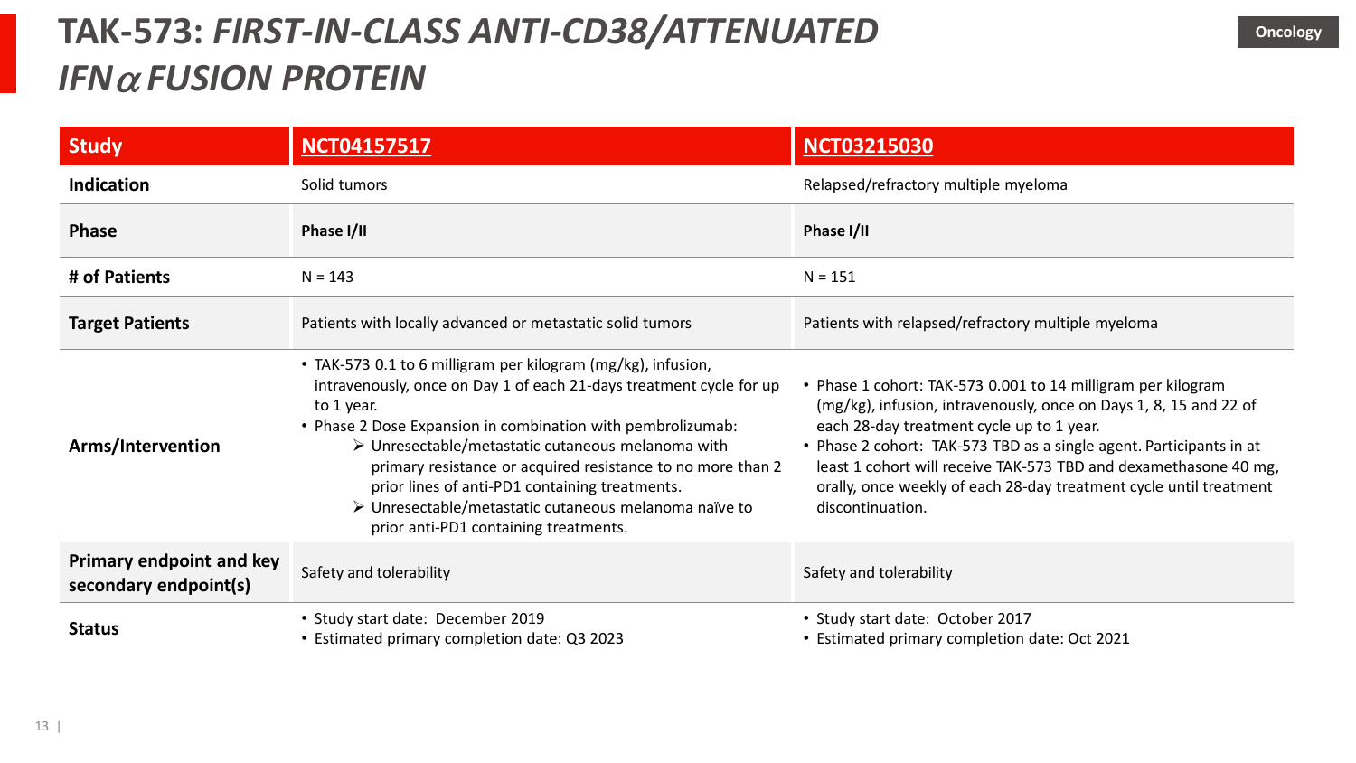# TAK-573: *FIRST-IN-CLASS ANTI-CD38/ATTENUATED IFN$\alpha$ FUSION PROTEIN*

Oncology

| Study | NCT04157517 | NCT03215030 |
|---|---|---|
| **Indication** | Solid tumors | Relapsed/refractory multiple myeloma |
| **Phase** | **Phase I/II** | **Phase I/II** |
| **# of Patients** | N = 143 | N = 151 |
| **Target Patients** | Patients with locally advanced or metastatic solid tumors | Patients with relapsed/refractory multiple myeloma |
| **Arms/Intervention** | • TAK-573 0.1 to 6 milligram per kilogram (mg/kg), infusion, intravenously, once on Day 1 of each 21-days treatment cycle for up to 1 year.<br>• Phase 2 Dose Expansion in combination with pembrolizumab:<br>➢ Unresectable/metastatic cutaneous melanoma with primary resistance or acquired resistance to no more than 2 prior lines of anti-PD1 containing treatments.<br>➢ Unresectable/metastatic cutaneous melanoma naïve to prior anti-PD1 containing treatments. | • Phase 1 cohort: TAK-573 0.001 to 14 milligram per kilogram (mg/kg), infusion, intravenously, once on Days 1, 8, 15 and 22 of each 28-day treatment cycle up to 1 year.<br>• Phase 2 cohort: TAK-573 TBD as a single agent. Participants in at least 1 cohort will receive TAK-573 TBD and dexamethasone 40 mg, orally, once weekly of each 28-day treatment cycle until treatment discontinuation. |
| **Primary endpoint and key secondary endpoint(s)** | Safety and tolerability | Safety and tolerability |
| **Status** | • Study start date: December 2019<br>• Estimated primary completion date: Q3 2023 | • Study start date: October 2017<br>• Estimated primary completion date: Oct 2021 |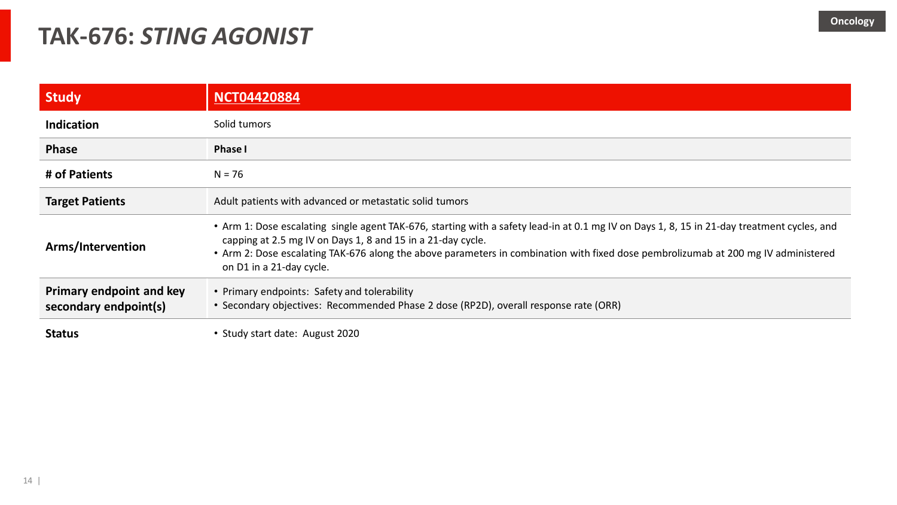Oncology

# TAK-676: *STING AGONIST*

| Study | NCT04420884 |
|---|---|
| Indication | Solid tumors |
| Phase | **Phase I** |
| # of Patients | N = 76 |
| Target Patients | Adult patients with advanced or metastatic solid tumors |
| Arms/Intervention | • Arm 1: Dose escalating single agent TAK-676, starting with a safety lead-in at 0.1 mg IV on Days 1, 8, 15 in 21-day treatment cycles, and capping at 2.5 mg IV on Days 1, 8 and 15 in a 21-day cycle.<br>• Arm 2: Dose escalating TAK-676 along the above parameters in combination with fixed dose pembrolizumab at 200 mg IV administered on D1 in a 21-day cycle. |
| Primary endpoint and key secondary endpoint(s) | • Primary endpoints: Safety and tolerability<br>• Secondary objectives: Recommended Phase 2 dose (RP2D), overall response rate (ORR) |
| Status | • Study start date: August 2020 |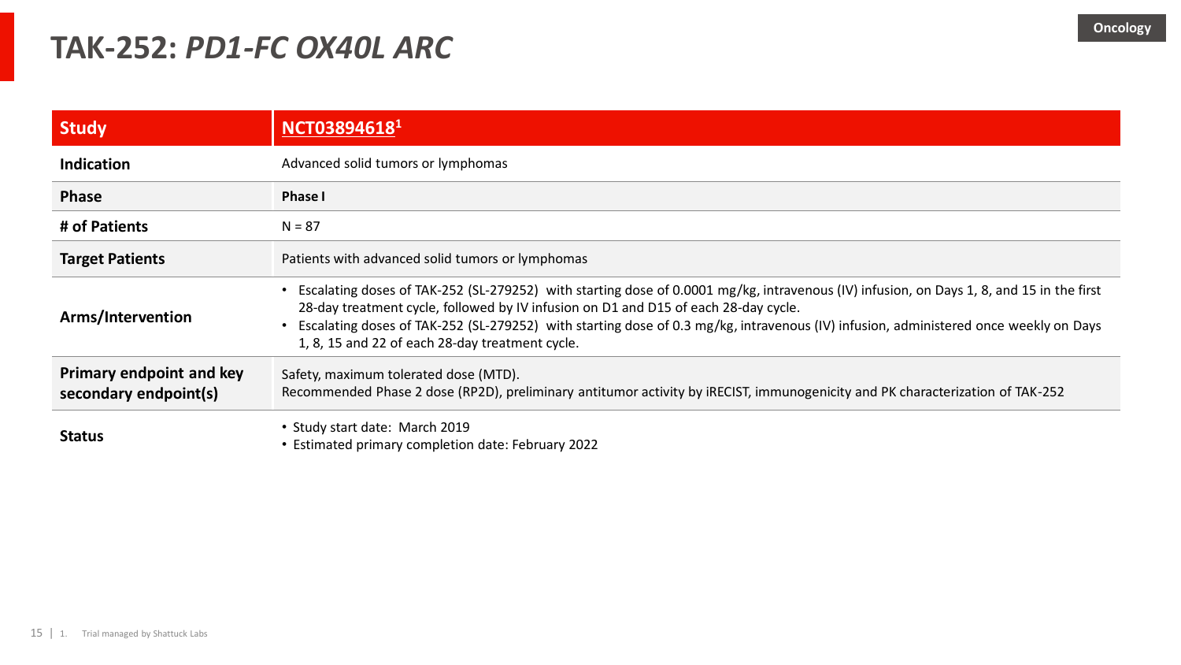# TAK-252: *PD1-FC OX40L ARC*

Oncology

| Study | NCT03894618[1] |
|---|---|
| Indication | Advanced solid tumors or lymphomas |
| Phase | **Phase I** |
| # of Patients | N = 87 |
| Target Patients | Patients with advanced solid tumors or lymphomas |
| Arms/Intervention | • Escalating doses of TAK-252 (SL-279252) with starting dose of 0.0001 mg/kg, intravenous (IV) infusion, on Days 1, 8, and 15 in the first 28-day treatment cycle, followed by IV infusion on D1 and D15 of each 28-day cycle.<br>• Escalating doses of TAK-252 (SL-279252) with starting dose of 0.3 mg/kg, intravenous (IV) infusion, administered once weekly on Days 1, 8, 15 and 22 of each 28-day treatment cycle. |
| Primary endpoint and key secondary endpoint(s) | Safety, maximum tolerated dose (MTD).<br>Recommended Phase 2 dose (RP2D), preliminary antitumor activity by iRECIST, immunogenicity and PK characterization of TAK-252 |
| Status | • Study start date: March 2019<br>• Estimated primary completion date: February 2022 |

1. Trial managed by Shattuck Labs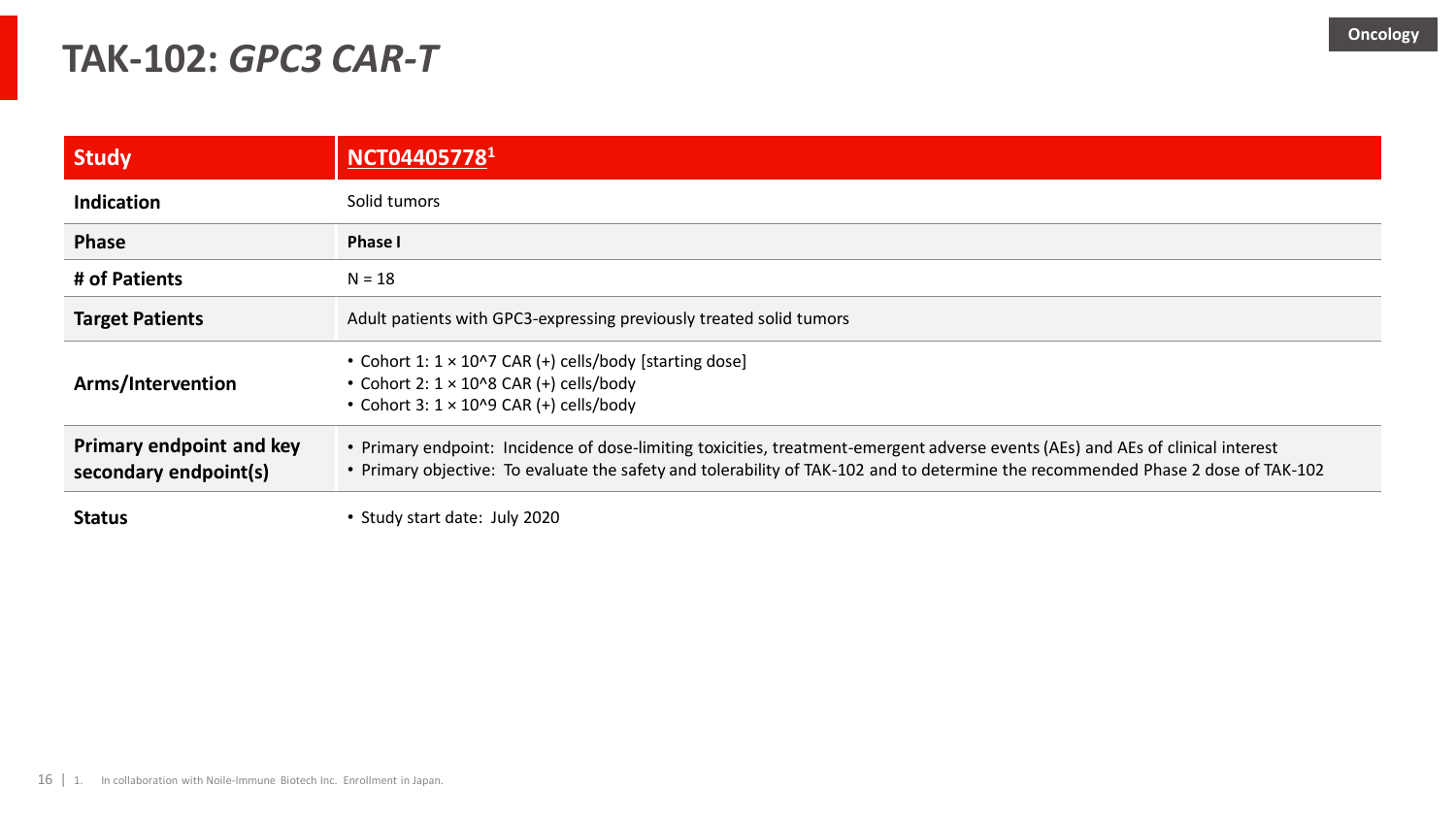Oncology

# TAK-102: *GPC3 CAR-T*

| Study | NCT04405778[1] |
|---|---|
| Indication | Solid tumors |
| Phase | **Phase I** |
| # of Patients | N = 18 |
| Target Patients | Adult patients with GPC3-expressing previously treated solid tumors |
| Arms/Intervention | • Cohort 1: 1 × 10^7 CAR (+) cells/body [starting dose]<br>• Cohort 2: 1 × 10^8 CAR (+) cells/body<br>• Cohort 3: 1 × 10^9 CAR (+) cells/body |
| Primary endpoint and key secondary endpoint(s) | • Primary endpoint: Incidence of dose-limiting toxicities, treatment-emergent adverse events (AEs) and AEs of clinical interest<br>• Primary objective: To evaluate the safety and tolerability of TAK-102 and to determine the recommended Phase 2 dose of TAK-102 |
| Status | • Study start date: July 2020 |

1. In collaboration with Noile-Immune Biotech Inc. Enrollment in Japan.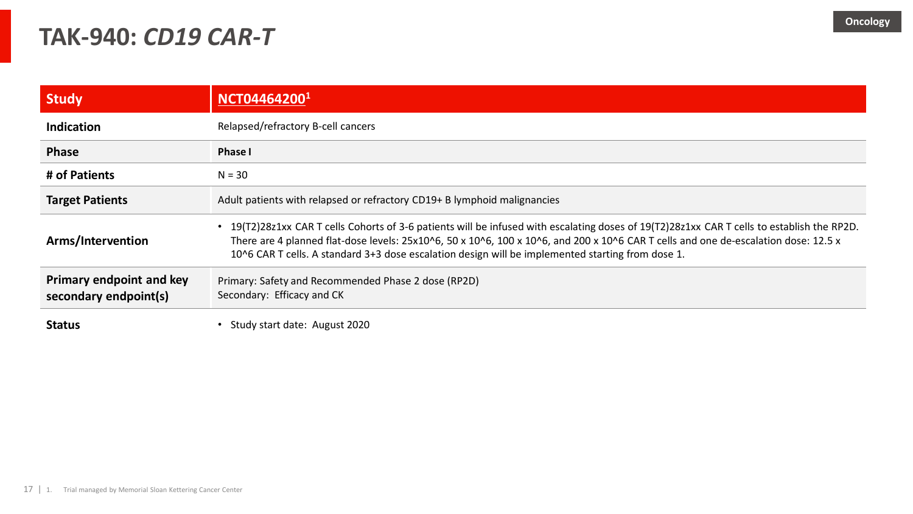Oncology

# TAK-940: *CD19 CAR-T*

| Study | NCT04464200[1] |
|---|---|
| Indication | Relapsed/refractory B-cell cancers |
| Phase | **Phase I** |
| # of Patients | N = 30 |
| Target Patients | Adult patients with relapsed or refractory CD19+ B lymphoid malignancies |
| Arms/Intervention | • 19(T2)28z1xx CAR T cells Cohorts of 3-6 patients will be infused with escalating doses of 19(T2)28z1xx CAR T cells to establish the RP2D. There are 4 planned flat-dose levels: 25x10^6, 50 x 10^6, 100 x 10^6, and 200 x 10^6 CAR T cells and one de-escalation dose: 12.5 x 10^6 CAR T cells. A standard 3+3 dose escalation design will be implemented starting from dose 1. |
| Primary endpoint and key secondary endpoint(s) | Primary: Safety and Recommended Phase 2 dose (RP2D)<br>Secondary: Efficacy and CK |
| Status | • Study start date: August 2020 |

1. Trial managed by Memorial Sloan Kettering Cancer Center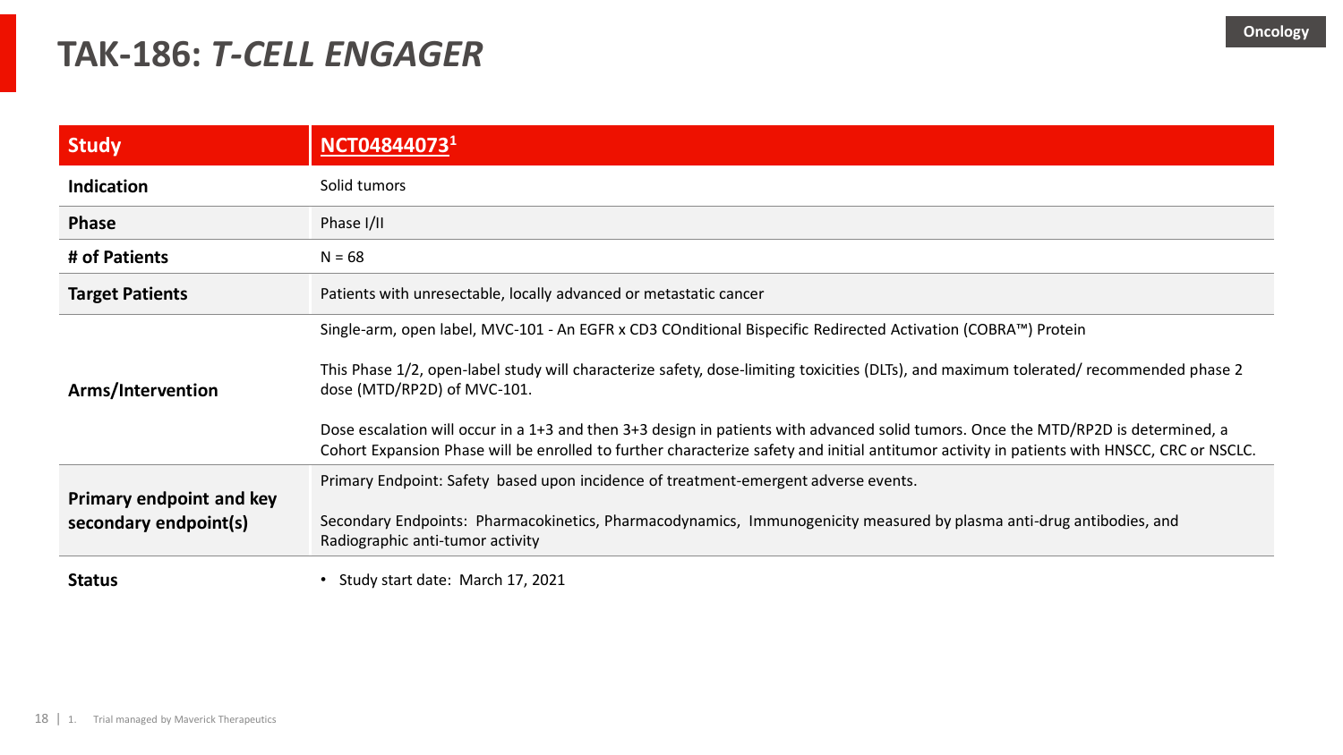# TAK-186: *T-CELL ENGAGER*

Oncology

| Study | NCT04844073[1] |
|---|---|
| Indication | Solid tumors |
| Phase | Phase I/II |
| # of Patients | N = 68 |
| Target Patients | Patients with unresectable, locally advanced or metastatic cancer |
| Arms/Intervention | Single-arm, open label, MVC-101 - An EGFR x CD3 COnditional Bispecific Redirected Activation (COBRA™) Protein<br><br>This Phase 1/2, open-label study will characterize safety, dose-limiting toxicities (DLTs), and maximum tolerated/ recommended phase 2 dose (MTD/RP2D) of MVC-101.<br><br>Dose escalation will occur in a 1+3 and then 3+3 design in patients with advanced solid tumors. Once the MTD/RP2D is determined, a Cohort Expansion Phase will be enrolled to further characterize safety and initial antitumor activity in patients with HNSCC, CRC or NSCLC. |
| Primary endpoint and key secondary endpoint(s) | Primary Endpoint: Safety based upon incidence of treatment-emergent adverse events.<br><br>Secondary Endpoints: Pharmacokinetics, Pharmacodynamics, Immunogenicity measured by plasma anti-drug antibodies, and Radiographic anti-tumor activity |
| Status | • Study start date: March 17, 2021 |

1. Trial managed by Maverick Therapeutics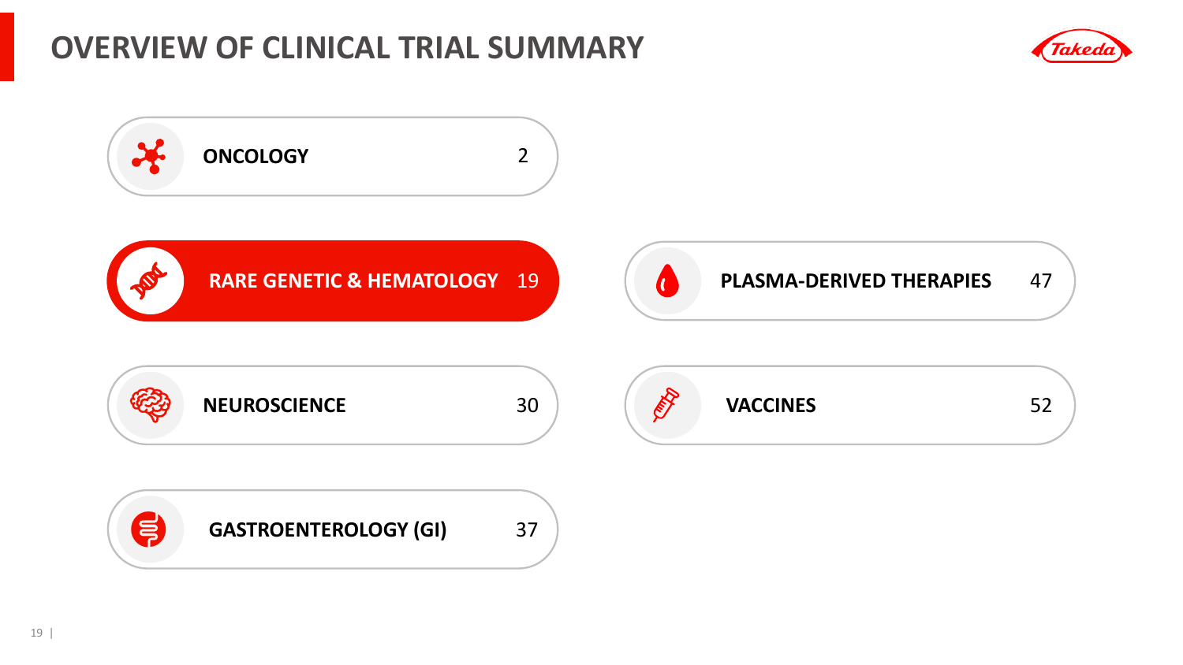# OVERVIEW OF CLINICAL TRIAL SUMMARY

| Therapeutic Area | Count |
|---|---|
| ONCOLOGY | 2 |
| RARE GENETIC & HEMATOLOGY | 19 |
| PLASMA-DERIVED THERAPIES | 47 |
| NEUROSCIENCE | 30 |
| VACCINES | 52 |
| GASTROENTEROLOGY (GI) | 37 |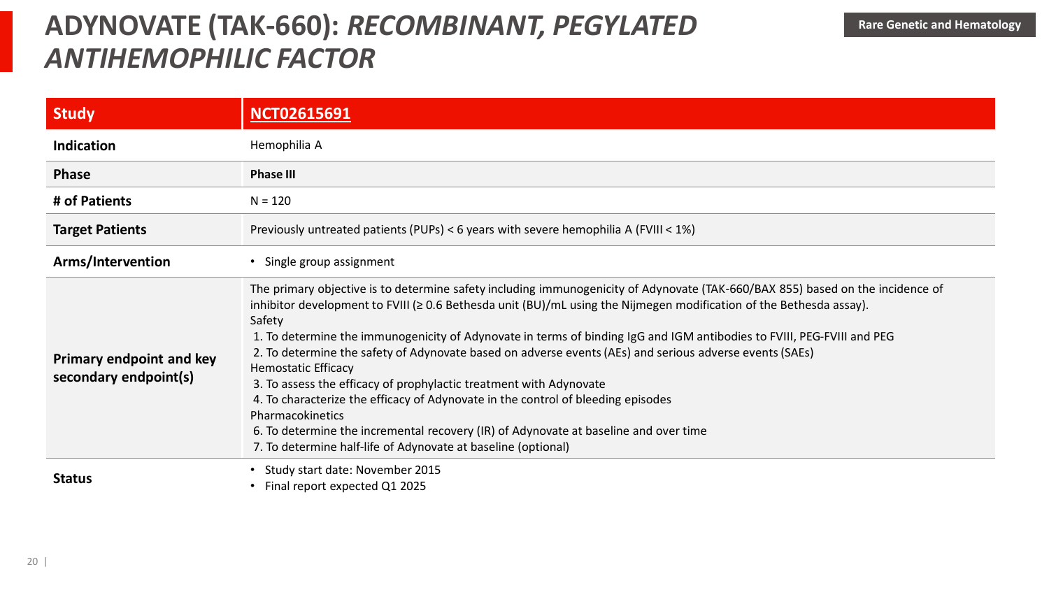# ADYNOVATE (TAK-660): *RECOMBINANT, PEGYLATED ANTIHEMOPHILIC FACTOR*

Rare Genetic and Hematology

| Study | NCT02615691 |
|---|---|
| Indication | Hemophilia A |
| Phase | **Phase III** |
| # of Patients | N = 120 |
| Target Patients | Previously untreated patients (PUPs) < 6 years with severe hemophilia A (FVIII < 1%) |
| Arms/Intervention | • Single group assignment |
| Primary endpoint and key secondary endpoint(s) | The primary objective is to determine safety including immunogenicity of Adynovate (TAK-660/BAX 855) based on the incidence of inhibitor development to FVIII (≥ 0.6 Bethesda unit (BU)/mL using the Nijmegen modification of the Bethesda assay).<br>Safety<br>1. To determine the immunogenicity of Adynovate in terms of binding IgG and IGM antibodies to FVIII, PEG-FVIII and PEG<br>2. To determine the safety of Adynovate based on adverse events (AEs) and serious adverse events (SAEs)<br>Hemostatic Efficacy<br>3. To assess the efficacy of prophylactic treatment with Adynovate<br>4. To characterize the efficacy of Adynovate in the control of bleeding episodes<br>Pharmacokinetics<br>6. To determine the incremental recovery (IR) of Adynovate at baseline and over time<br>7. To determine half-life of Adynovate at baseline (optional) |
| Status | • Study start date: November 2015<br>• Final report expected Q1 2025 |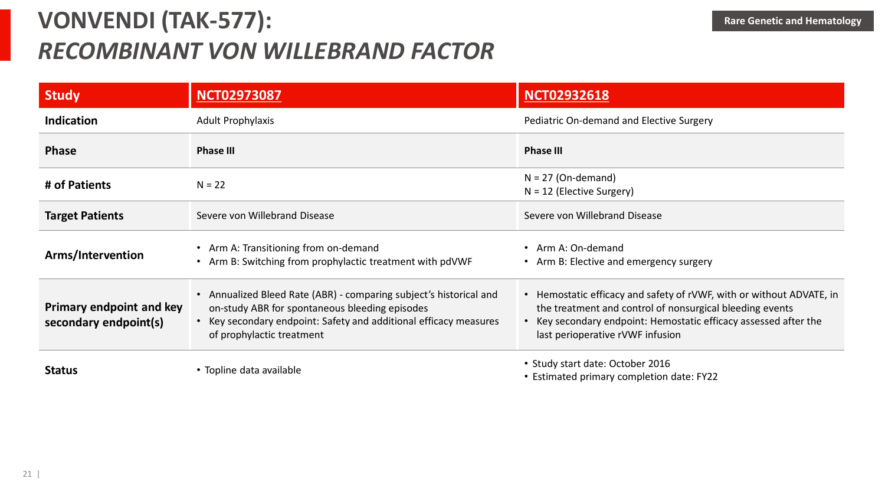# VONVENDI (TAK-577):
## *RECOMBINANT VON WILLEBRAND FACTOR*

Rare Genetic and Hematology

| Study | NCT02973087 | NCT02932618 |
|---|---|---|
| **Indication** | Adult Prophylaxis | Pediatric On-demand and Elective Surgery |
| **Phase** | **Phase III** | **Phase III** |
| **# of Patients** | N = 22 | N = 27 (On-demand)<br>N = 12 (Elective Surgery) |
| **Target Patients** | Severe von Willebrand Disease | Severe von Willebrand Disease |
| **Arms/Intervention** | • Arm A: Transitioning from on-demand<br>• Arm B: Switching from prophylactic treatment with pdVWF | • Arm A: On-demand<br>• Arm B: Elective and emergency surgery |
| **Primary endpoint and key secondary endpoint(s)** | • Annualized Bleed Rate (ABR) - comparing subject's historical and on-study ABR for spontaneous bleeding episodes<br>• Key secondary endpoint: Safety and additional efficacy measures of prophylactic treatment | • Hemostatic efficacy and safety of rVWF, with or without ADVATE, in the treatment and control of nonsurgical bleeding events<br>• Key secondary endpoint: Hemostatic efficacy assessed after the last perioperative rVWF infusion |
| **Status** | • Topline data available | • Study start date: October 2016<br>• Estimated primary completion date: FY22 |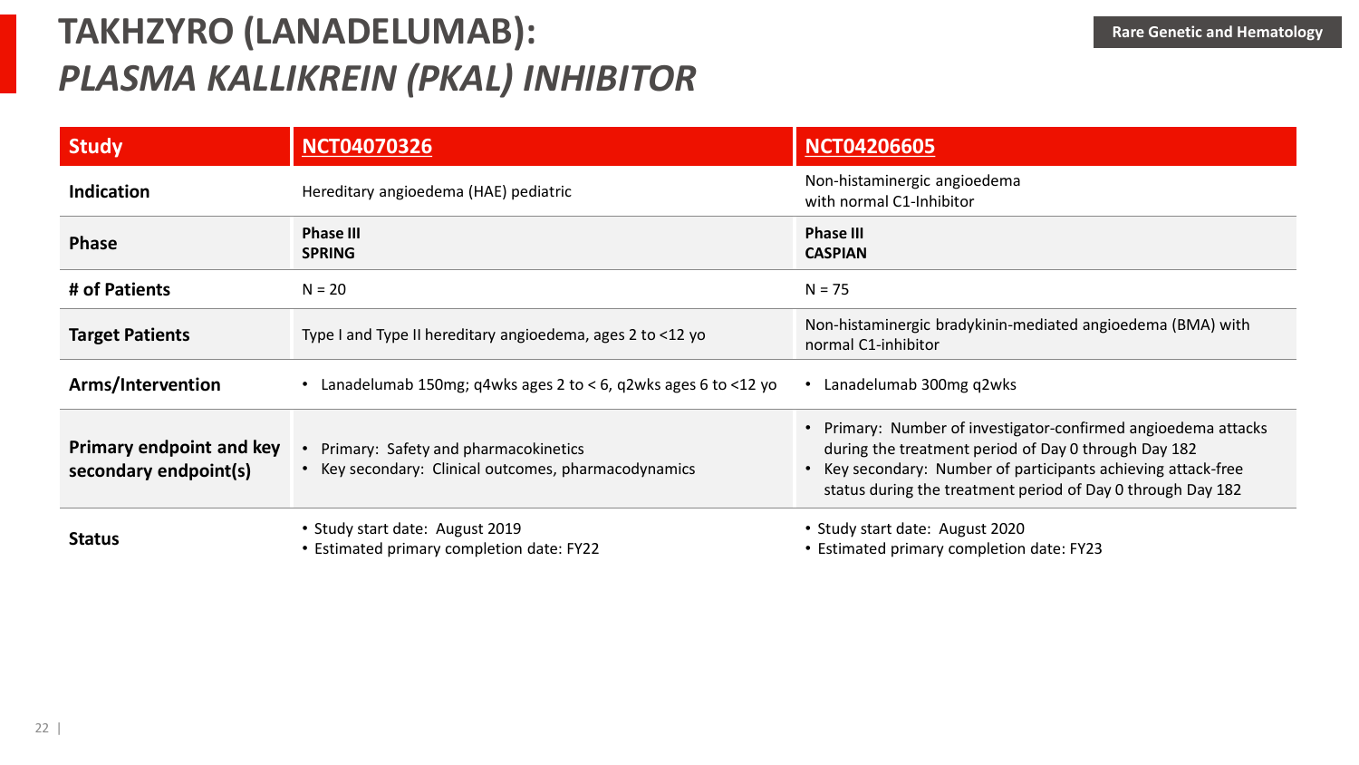# TAKHZYRO (LANADELUMAB): *PLASMA KALLIKREIN (PKAL) INHIBITOR*

Rare Genetic and Hematology

| Study | NCT04070326 | NCT04206605 |
|---|---|---|
| **Indication** | Hereditary angioedema (HAE) pediatric | Non-histaminergic angioedema with normal C1-Inhibitor |
| **Phase** | **Phase III**<br>**SPRING** | **Phase III**<br>**CASPIAN** |
| **# of Patients** | N = 20 | N = 75 |
| **Target Patients** | Type I and Type II hereditary angioedema, ages 2 to <12 yo | Non-histaminergic bradykinin-mediated angioedema (BMA) with normal C1-inhibitor |
| **Arms/Intervention** | • Lanadelumab 150mg; q4wks ages 2 to < 6, q2wks ages 6 to <12 yo | • Lanadelumab 300mg q2wks |
| **Primary endpoint and key secondary endpoint(s)** | • Primary: Safety and pharmacokinetics<br>• Key secondary: Clinical outcomes, pharmacodynamics | • Primary: Number of investigator-confirmed angioedema attacks during the treatment period of Day 0 through Day 182<br>• Key secondary: Number of participants achieving attack-free status during the treatment period of Day 0 through Day 182 |
| **Status** | • Study start date: August 2019<br>• Estimated primary completion date: FY22 | • Study start date: August 2020<br>• Estimated primary completion date: FY23 |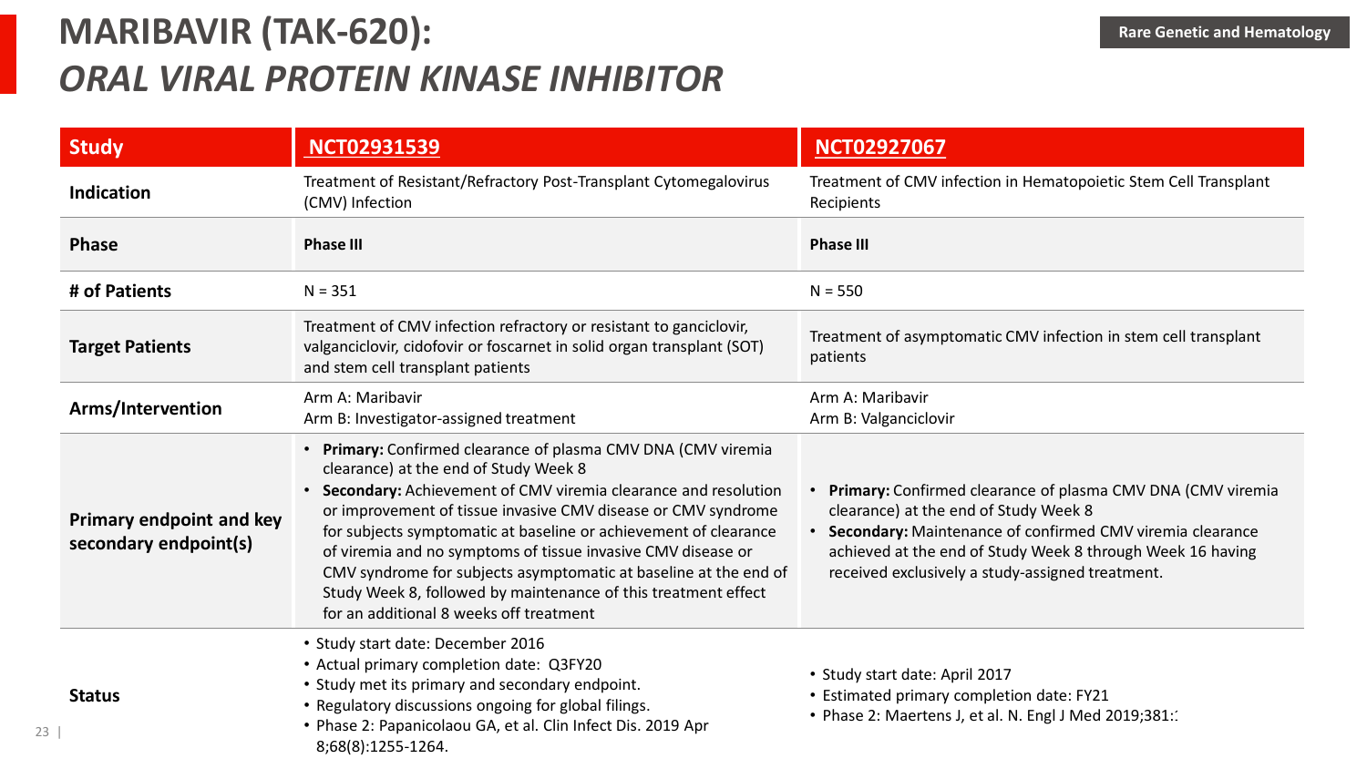# MARIBAVIR (TAK-620):
## *ORAL VIRAL PROTEIN KINASE INHIBITOR*

Rare Genetic and Hematology

| Study | NCT02931539 | NCT02927067 |
|---|---|---|
| Indication | Treatment of Resistant/Refractory Post-Transplant Cytomegalovirus (CMV) Infection | Treatment of CMV infection in Hematopoietic Stem Cell Transplant Recipients |
| Phase | **Phase III** | **Phase III** |
| # of Patients | N = 351 | N = 550 |
| Target Patients | Treatment of CMV infection refractory or resistant to ganciclovir, valganciclovir, cidofovir or foscarnet in solid organ transplant (SOT) and stem cell transplant patients | Treatment of asymptomatic CMV infection in stem cell transplant patients |
| Arms/Intervention | Arm A: Maribavir<br>Arm B: Investigator-assigned treatment | Arm A: Maribavir<br>Arm B: Valganciclovir |
| Primary endpoint and key secondary endpoint(s) | • **Primary:** Confirmed clearance of plasma CMV DNA (CMV viremia clearance) at the end of Study Week 8<br>• **Secondary:** Achievement of CMV viremia clearance and resolution or improvement of tissue invasive CMV disease or CMV syndrome for subjects symptomatic at baseline or achievement of clearance of viremia and no symptoms of tissue invasive CMV disease or CMV syndrome for subjects asymptomatic at baseline at the end of Study Week 8, followed by maintenance of this treatment effect for an additional 8 weeks off treatment | • **Primary:** Confirmed clearance of plasma CMV DNA (CMV viremia clearance) at the end of Study Week 8<br>• **Secondary:** Maintenance of confirmed CMV viremia clearance achieved at the end of Study Week 8 through Week 16 having received exclusively a study-assigned treatment. |
| Status | • Study start date: December 2016<br>• Actual primary completion date: Q3FY20<br>• Study met its primary and secondary endpoint.<br>• Regulatory discussions ongoing for global filings.<br>• Phase 2: Papanicolaou GA, et al. Clin Infect Dis. 2019 Apr 8;68(8):1255-1264. | • Study start date: April 2017<br>• Estimated primary completion date: FY21<br>• Phase 2: Maertens J, et al. N. Engl J Med 2019;381:1 |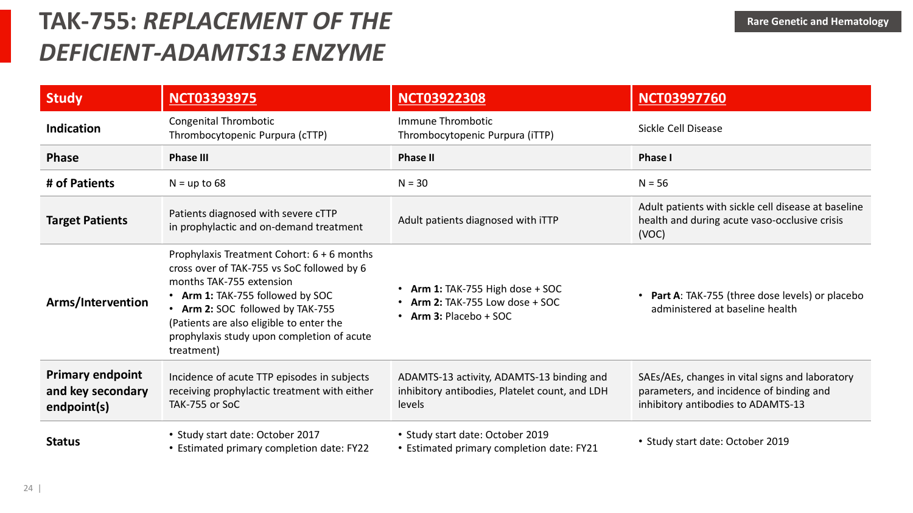# TAK-755: *REPLACEMENT OF THE DEFICIENT-ADAMTS13 ENZYME*

Rare Genetic and Hematology

| Study | NCT03393975 | NCT03922308 | NCT03997760 |
|---|---|---|---|
| **Indication** | Congenital Thrombotic Thrombocytopenic Purpura (cTTP) | Immune Thrombotic Thrombocytopenic Purpura (iTTP) | Sickle Cell Disease |
| **Phase** | **Phase III** | **Phase II** | **Phase I** |
| **# of Patients** | N = up to 68 | N = 30 | N = 56 |
| **Target Patients** | Patients diagnosed with severe cTTP in prophylactic and on-demand treatment | Adult patients diagnosed with iTTP | Adult patients with sickle cell disease at baseline health and during acute vaso-occlusive crisis (VOC) |
| **Arms/Intervention** | Prophylaxis Treatment Cohort: 6 + 6 months cross over of TAK-755 vs SoC followed by 6 months TAK-755 extension<br>• **Arm 1:** TAK-755 followed by SOC<br>• **Arm 2:** SOC followed by TAK-755<br>(Patients are also eligible to enter the prophylaxis study upon completion of acute treatment) | • **Arm 1:** TAK-755 High dose + SOC<br>• **Arm 2:** TAK-755 Low dose + SOC<br>• **Arm 3:** Placebo + SOC | • **Part A**: TAK-755 (three dose levels) or placebo administered at baseline health |
| **Primary endpoint and key secondary endpoint(s)** | Incidence of acute TTP episodes in subjects receiving prophylactic treatment with either TAK-755 or SoC | ADAMTS-13 activity, ADAMTS-13 binding and inhibitory antibodies, Platelet count, and LDH levels | SAEs/AEs, changes in vital signs and laboratory parameters, and incidence of binding and inhibitory antibodies to ADAMTS-13 |
| **Status** | • Study start date: October 2017<br>• Estimated primary completion date: FY22 | • Study start date: October 2019<br>• Estimated primary completion date: FY21 | • Study start date: October 2019 |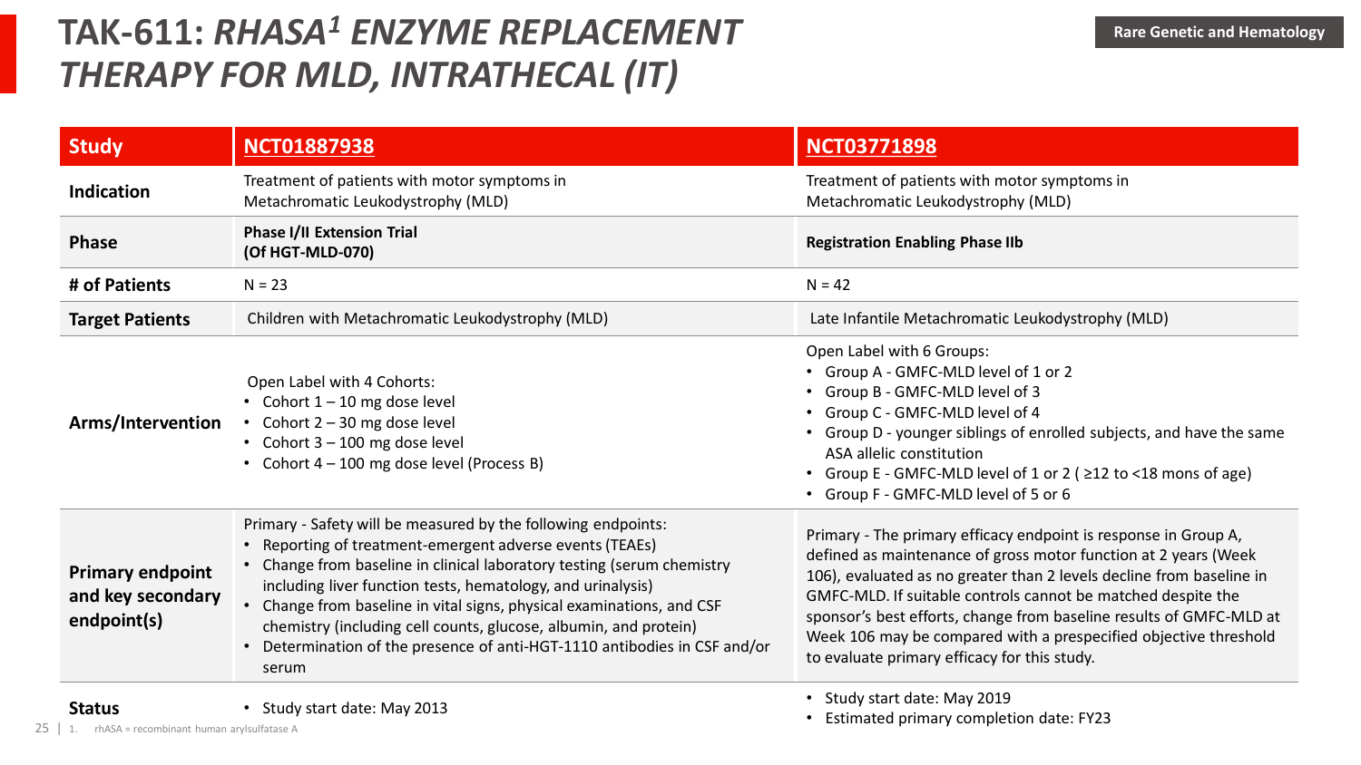# TAK-611: *RHASA*[1] *ENZYME REPLACEMENT THERAPY FOR MLD, INTRATHECAL (IT)*

Rare Genetic and Hematology

| Study | NCT01887938 | NCT03771898 |
|---|---|---|
| **Indication** | Treatment of patients with motor symptoms in Metachromatic Leukodystrophy (MLD) | Treatment of patients with motor symptoms in Metachromatic Leukodystrophy (MLD) |
| **Phase** | **Phase I/II Extension Trial (Of HGT-MLD-070)** | **Registration Enabling Phase IIb** |
| **# of Patients** | N = 23 | N = 42 |
| **Target Patients** | Children with Metachromatic Leukodystrophy (MLD) | Late Infantile Metachromatic Leukodystrophy (MLD) |
| **Arms/Intervention** | Open Label with 4 Cohorts:<br>• Cohort 1 – 10 mg dose level<br>• Cohort 2 – 30 mg dose level<br>• Cohort 3 – 100 mg dose level<br>• Cohort 4 – 100 mg dose level (Process B) | Open Label with 6 Groups:<br>• Group A - GMFC-MLD level of 1 or 2<br>• Group B - GMFC-MLD level of 3<br>• Group C - GMFC-MLD level of 4<br>• Group D - younger siblings of enrolled subjects, and have the same ASA allelic constitution<br>• Group E - GMFC-MLD level of 1 or 2 ( ≥12 to <18 mons of age)<br>• Group F - GMFC-MLD level of 5 or 6 |
| **Primary endpoint and key secondary endpoint(s)** | Primary - Safety will be measured by the following endpoints:<br>• Reporting of treatment-emergent adverse events (TEAEs)<br>• Change from baseline in clinical laboratory testing (serum chemistry including liver function tests, hematology, and urinalysis)<br>• Change from baseline in vital signs, physical examinations, and CSF chemistry (including cell counts, glucose, albumin, and protein)<br>• Determination of the presence of anti-HGT-1110 antibodies in CSF and/or serum | Primary - The primary efficacy endpoint is response in Group A, defined as maintenance of gross motor function at 2 years (Week 106), evaluated as no greater than 2 levels decline from baseline in GMFC-MLD. If suitable controls cannot be matched despite the sponsor's best efforts, change from baseline results of GMFC-MLD at Week 106 may be compared with a prespecified objective threshold to evaluate primary efficacy for this study. |
| **Status** | • Study start date: May 2013 | • Study start date: May 2019<br>• Estimated primary completion date: FY23 |

1. rhASA = recombinant human arylsulfatase A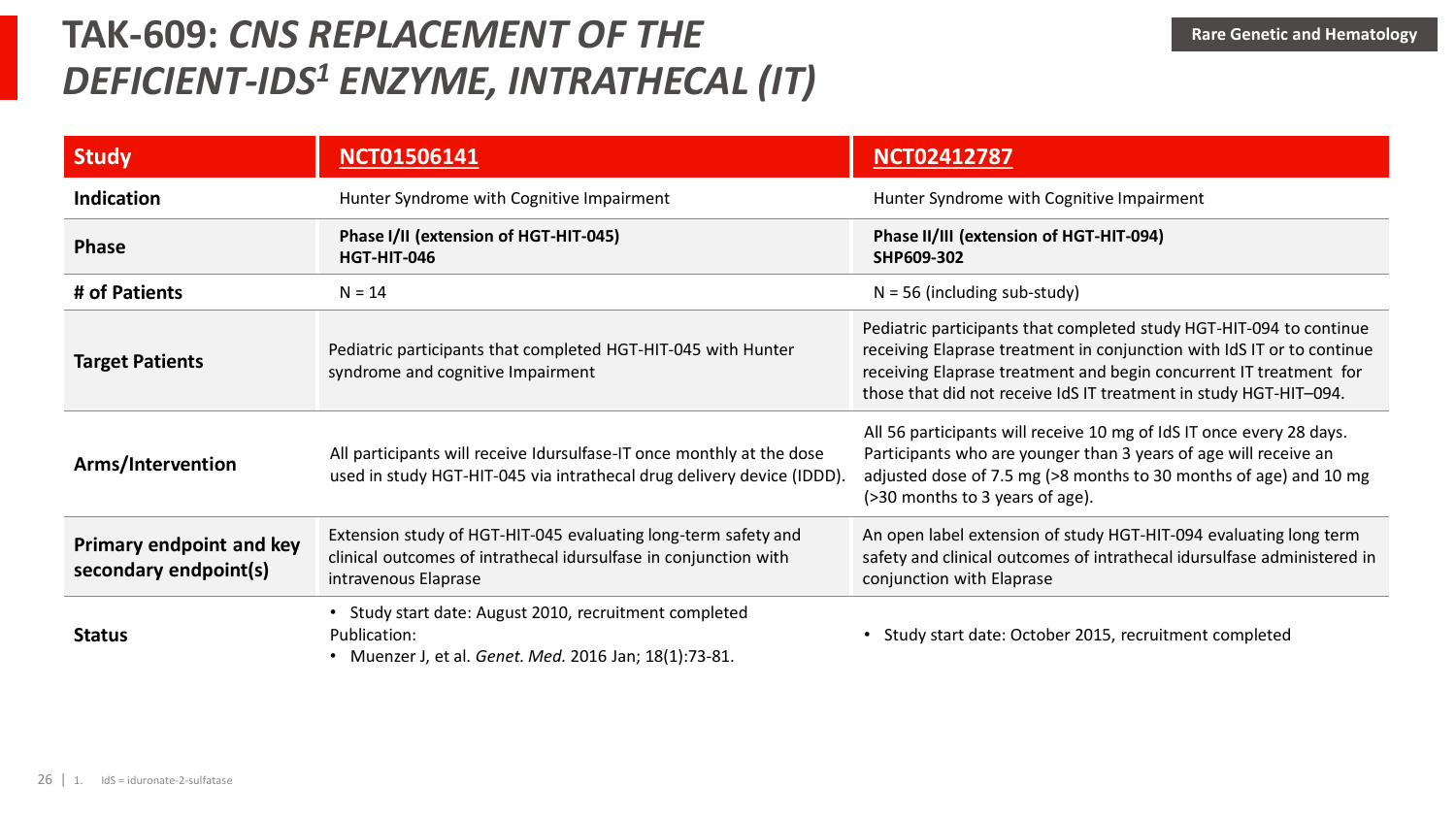# TAK-609: *CNS REPLACEMENT OF THE DEFICIENT-IDS[1] ENZYME, INTRATHECAL (IT)*

Rare Genetic and Hematology

| Study | NCT01506141 | NCT02412787 |
|---|---|---|
| **Indication** | Hunter Syndrome with Cognitive Impairment | Hunter Syndrome with Cognitive Impairment |
| **Phase** | **Phase I/II (extension of HGT-HIT-045)**<br>**HGT-HIT-046** | **Phase II/III (extension of HGT-HIT-094)**<br>**SHP609-302** |
| **# of Patients** | N = 14 | N = 56 (including sub-study) |
| **Target Patients** | Pediatric participants that completed HGT-HIT-045 with Hunter syndrome and cognitive Impairment | Pediatric participants that completed study HGT-HIT-094 to continue receiving Elaprase treatment in conjunction with IdS IT or to continue receiving Elaprase treatment and begin concurrent IT treatment for those that did not receive IdS IT treatment in study HGT-HIT–094. |
| **Arms/Intervention** | All participants will receive Idursulfase-IT once monthly at the dose used in study HGT-HIT-045 via intrathecal drug delivery device (IDDD). | All 56 participants will receive 10 mg of IdS IT once every 28 days. Participants who are younger than 3 years of age will receive an adjusted dose of 7.5 mg (>8 months to 30 months of age) and 10 mg (>30 months to 3 years of age). |
| **Primary endpoint and key secondary endpoint(s)** | Extension study of HGT-HIT-045 evaluating long-term safety and clinical outcomes of intrathecal idursulfase in conjunction with intravenous Elaprase | An open label extension of study HGT-HIT-094 evaluating long term safety and clinical outcomes of intrathecal idursulfase administered in conjunction with Elaprase |
| **Status** | • Study start date: August 2010, recruitment completed<br>Publication:<br>• Muenzer J, et al. *Genet. Med.* 2016 Jan; 18(1):73-81. | • Study start date: October 2015, recruitment completed |

1. IdS = iduronate-2-sulfatase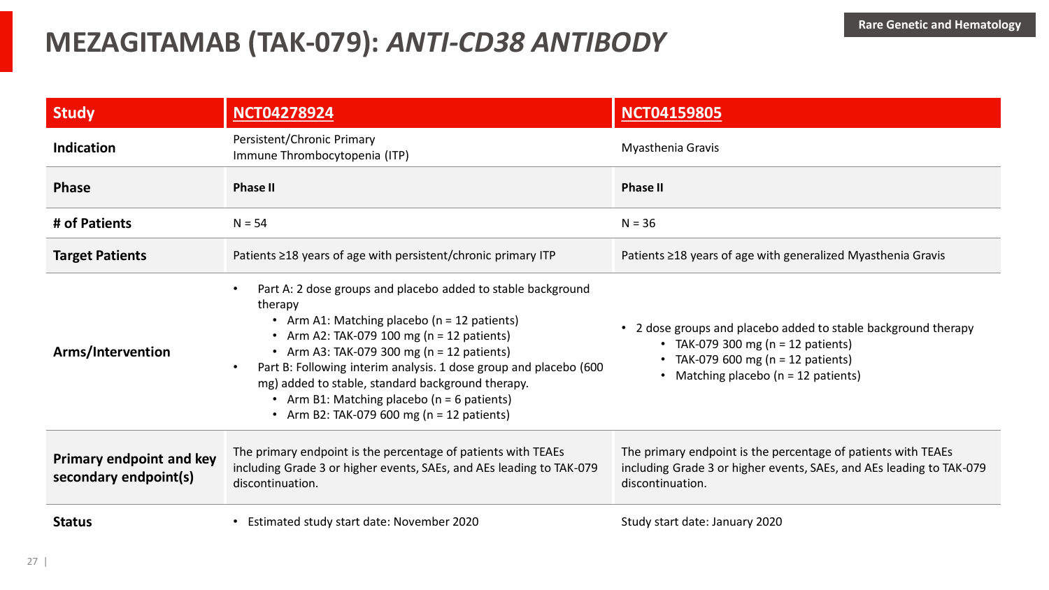# MEZAGITAMAB (TAK-079): *ANTI-CD38 ANTIBODY*

Rare Genetic and Hematology

| Study | NCT04278924 | NCT04159805 |
|---|---|---|
| Indication | Persistent/Chronic Primary Immune Thrombocytopenia (ITP) | Myasthenia Gravis |
| Phase | **Phase II** | **Phase II** |
| # of Patients | N = 54 | N = 36 |
| Target Patients | Patients ≥18 years of age with persistent/chronic primary ITP | Patients ≥18 years of age with generalized Myasthenia Gravis |
| Arms/Intervention | • Part A: 2 dose groups and placebo added to stable background therapy<br>  • Arm A1: Matching placebo (n = 12 patients)<br>  • Arm A2: TAK-079 100 mg (n = 12 patients)<br>  • Arm A3: TAK-079 300 mg (n = 12 patients)<br>• Part B: Following interim analysis. 1 dose group and placebo (600 mg) added to stable, standard background therapy.<br>  • Arm B1: Matching placebo (n = 6 patients)<br>  • Arm B2: TAK-079 600 mg (n = 12 patients) | • 2 dose groups and placebo added to stable background therapy<br>  • TAK-079 300 mg (n = 12 patients)<br>  • TAK-079 600 mg (n = 12 patients)<br>  • Matching placebo (n = 12 patients) |
| Primary endpoint and key secondary endpoint(s) | The primary endpoint is the percentage of patients with TEAEs including Grade 3 or higher events, SAEs, and AEs leading to TAK-079 discontinuation. | The primary endpoint is the percentage of patients with TEAEs including Grade 3 or higher events, SAEs, and AEs leading to TAK-079 discontinuation. |
| Status | • Estimated study start date: November 2020 | Study start date: January 2020 |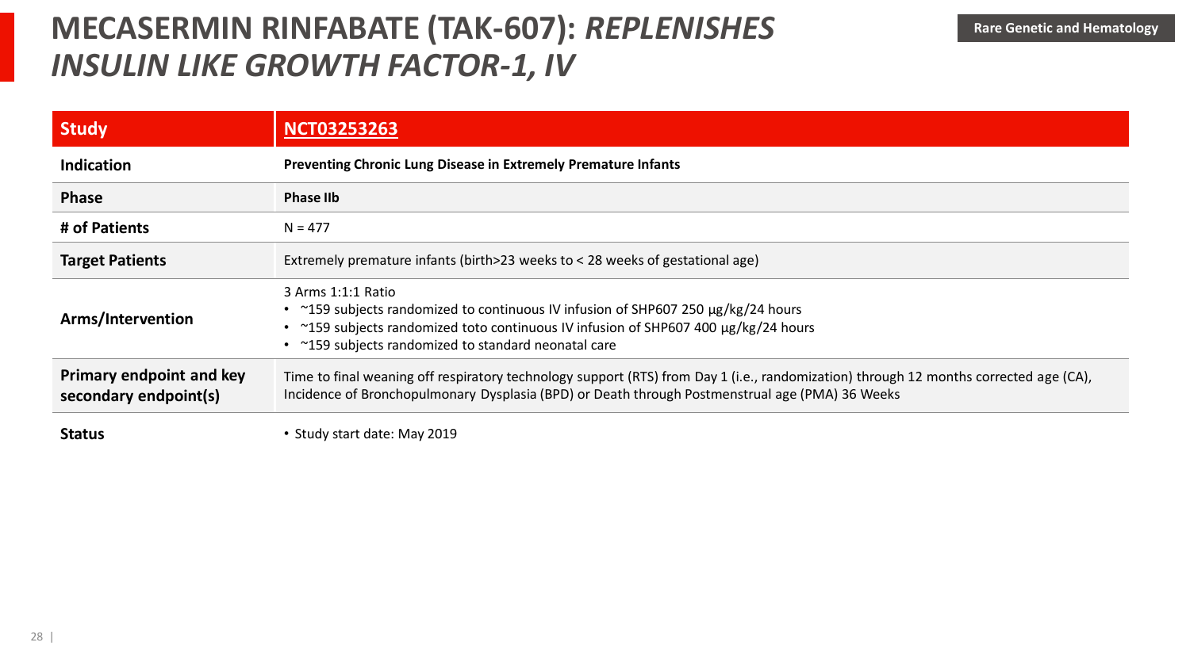# MECASERMIN RINFABATE (TAK-607): *REPLENISHES INSULIN LIKE GROWTH FACTOR-1, IV*

Rare Genetic and Hematology

| Study | NCT03253263 |
|---|---|
| Indication | **Preventing Chronic Lung Disease in Extremely Premature Infants** |
| Phase | **Phase IIb** |
| # of Patients | N = 477 |
| Target Patients | Extremely premature infants (birth>23 weeks to < 28 weeks of gestational age) |
| Arms/Intervention | 3 Arms 1:1:1 Ratio<br>• ~159 subjects randomized to continuous IV infusion of SHP607 250 µg/kg/24 hours<br>• ~159 subjects randomized toto continuous IV infusion of SHP607 400 µg/kg/24 hours<br>• ~159 subjects randomized to standard neonatal care |
| Primary endpoint and key secondary endpoint(s) | Time to final weaning off respiratory technology support (RTS) from Day 1 (i.e., randomization) through 12 months corrected age (CA), Incidence of Bronchopulmonary Dysplasia (BPD) or Death through Postmenstrual age (PMA) 36 Weeks |
| Status | • Study start date: May 2019 |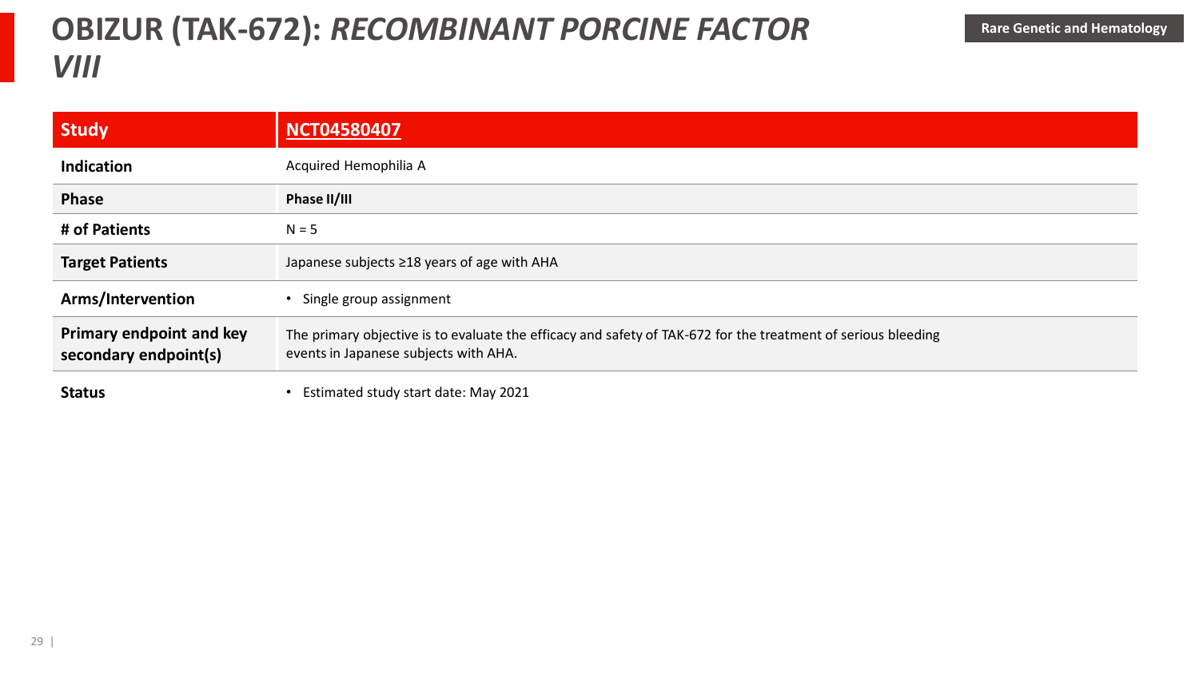# OBIZUR (TAK-672): *RECOMBINANT PORCINE FACTOR VIII*

Rare Genetic and Hematology

| Study | NCT04580407 |
|---|---|
| Indication | Acquired Hemophilia A |
| Phase | **Phase II/III** |
| # of Patients | N = 5 |
| Target Patients | Japanese subjects ≥18 years of age with AHA |
| Arms/Intervention | • Single group assignment |
| Primary endpoint and key secondary endpoint(s) | The primary objective is to evaluate the efficacy and safety of TAK-672 for the treatment of serious bleeding events in Japanese subjects with AHA. |
| Status | • Estimated study start date: May 2021 |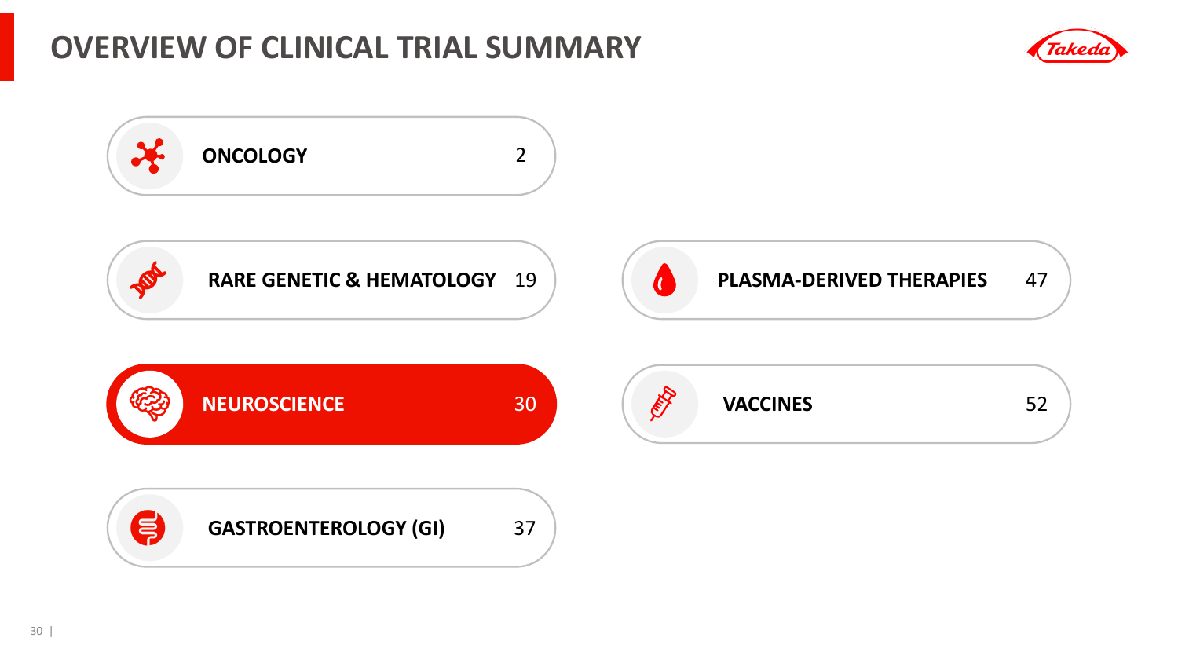# OVERVIEW OF CLINICAL TRIAL SUMMARY

| Therapeutic Area | Number |
| --- | --- |
| ONCOLOGY | 2 |
| RARE GENETIC & HEMATOLOGY | 19 |
| NEUROSCIENCE | 30 |
| GASTROENTEROLOGY (GI) | 37 |
| PLASMA-DERIVED THERAPIES | 47 |
| VACCINES | 52 |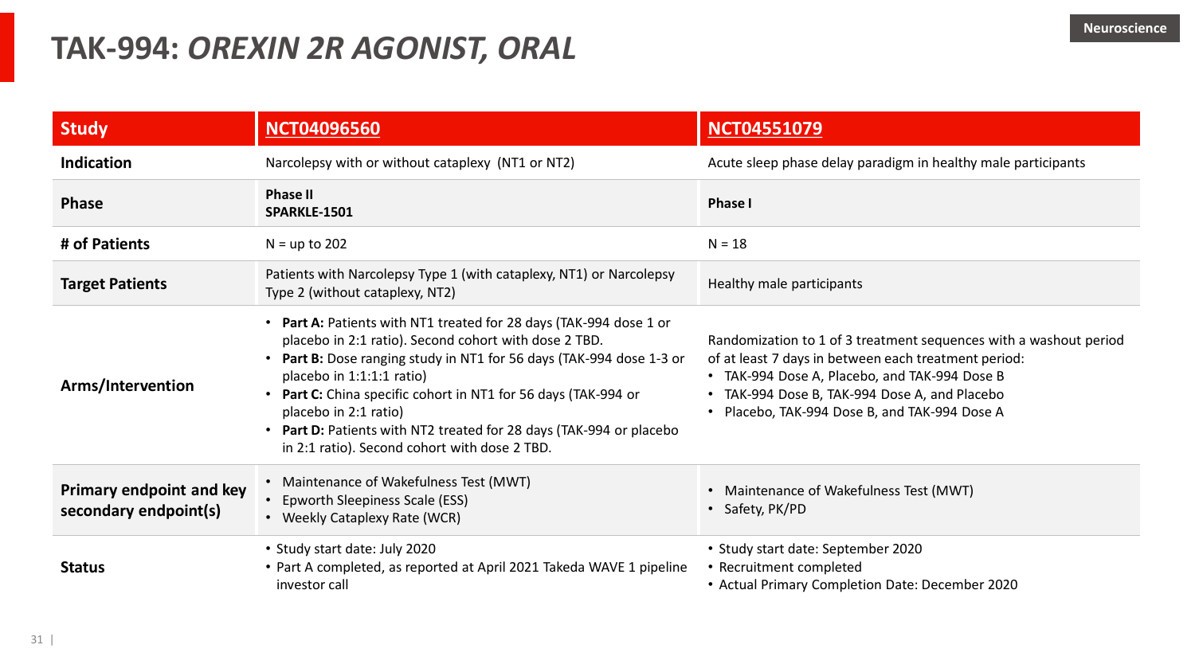# TAK-994: *OREXIN 2R AGONIST, ORAL*

Neuroscience

| Study | NCT04096560 | NCT04551079 |
|---|---|---|
| **Indication** | Narcolepsy with or without cataplexy (NT1 or NT2) | Acute sleep phase delay paradigm in healthy male participants |
| **Phase** | **Phase II**<br>**SPARKLE-1501** | **Phase I** |
| **# of Patients** | N = up to 202 | N = 18 |
| **Target Patients** | Patients with Narcolepsy Type 1 (with cataplexy, NT1) or Narcolepsy Type 2 (without cataplexy, NT2) | Healthy male participants |
| **Arms/Intervention** | • **Part A:** Patients with NT1 treated for 28 days (TAK-994 dose 1 or placebo in 2:1 ratio). Second cohort with dose 2 TBD.<br>• **Part B:** Dose ranging study in NT1 for 56 days (TAK-994 dose 1-3 or placebo in 1:1:1:1 ratio)<br>• **Part C:** China specific cohort in NT1 for 56 days (TAK-994 or placebo in 2:1 ratio)<br>• **Part D:** Patients with NT2 treated for 28 days (TAK-994 or placebo in 2:1 ratio). Second cohort with dose 2 TBD. | Randomization to 1 of 3 treatment sequences with a washout period of at least 7 days in between each treatment period:<br>• TAK-994 Dose A, Placebo, and TAK-994 Dose B<br>• TAK-994 Dose B, TAK-994 Dose A, and Placebo<br>• Placebo, TAK-994 Dose B, and TAK-994 Dose A |
| **Primary endpoint and key secondary endpoint(s)** | • Maintenance of Wakefulness Test (MWT)<br>• Epworth Sleepiness Scale (ESS)<br>• Weekly Cataplexy Rate (WCR) | • Maintenance of Wakefulness Test (MWT)<br>• Safety, PK/PD |
| **Status** | • Study start date: July 2020<br>• Part A completed, as reported at April 2021 Takeda WAVE 1 pipeline investor call | • Study start date: September 2020<br>• Recruitment completed<br>• Actual Primary Completion Date: December 2020 |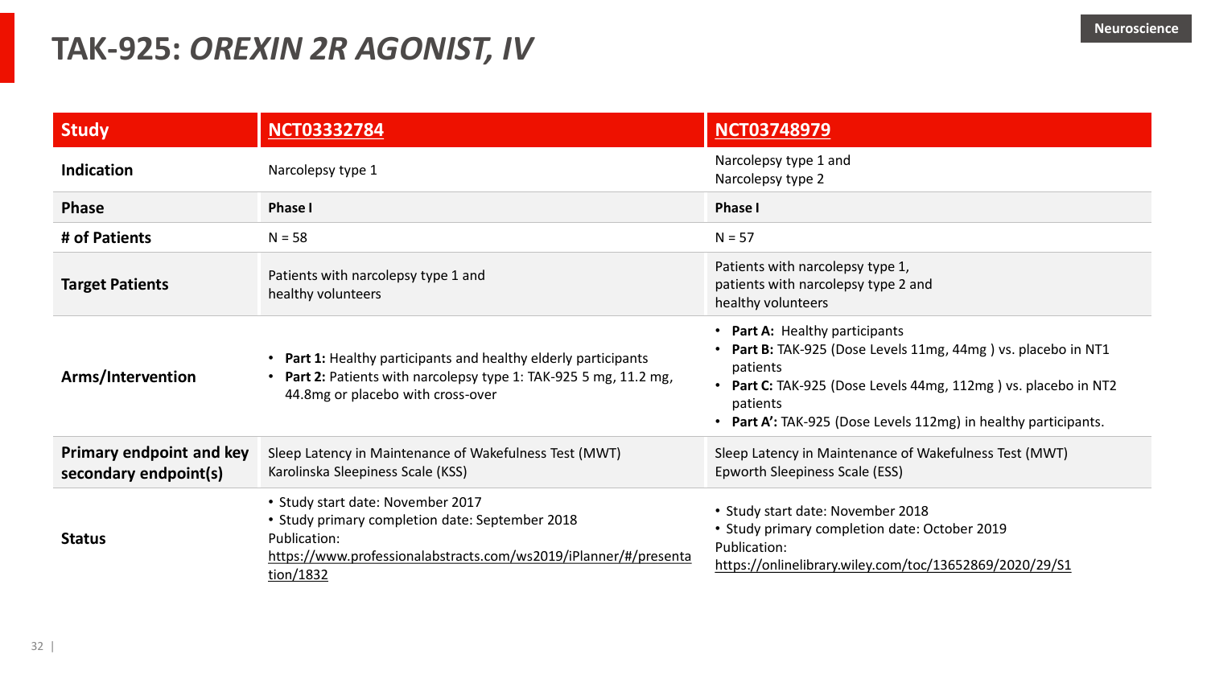# TAK-925: *OREXIN 2R AGONIST, IV*

Neuroscience

| Study | NCT03332784 | NCT03748979 |
|---|---|---|
| **Indication** | Narcolepsy type 1 | Narcolepsy type 1 and Narcolepsy type 2 |
| **Phase** | **Phase I** | **Phase I** |
| **# of Patients** | N = 58 | N = 57 |
| **Target Patients** | Patients with narcolepsy type 1 and healthy volunteers | Patients with narcolepsy type 1, patients with narcolepsy type 2 and healthy volunteers |
| **Arms/Intervention** | • **Part 1:** Healthy participants and healthy elderly participants<br>• **Part 2:** Patients with narcolepsy type 1: TAK-925 5 mg, 11.2 mg, 44.8mg or placebo with cross-over | • **Part A:** Healthy participants<br>• **Part B:** TAK-925 (Dose Levels 11mg, 44mg ) vs. placebo in NT1 patients<br>• **Part C:** TAK-925 (Dose Levels 44mg, 112mg ) vs. placebo in NT2 patients<br>• **Part A':** TAK-925 (Dose Levels 112mg) in healthy participants. |
| **Primary endpoint and key secondary endpoint(s)** | Sleep Latency in Maintenance of Wakefulness Test (MWT)<br>Karolinska Sleepiness Scale (KSS) | Sleep Latency in Maintenance of Wakefulness Test (MWT)<br>Epworth Sleepiness Scale (ESS) |
| **Status** | • Study start date: November 2017<br>• Study primary completion date: September 2018<br>Publication:<br>https://www.professionalabstracts.com/ws2019/iPlanner/#/presentation/1832 | • Study start date: November 2018<br>• Study primary completion date: October 2019<br>Publication:<br>https://onlinelibrary.wiley.com/toc/13652869/2020/29/S1 |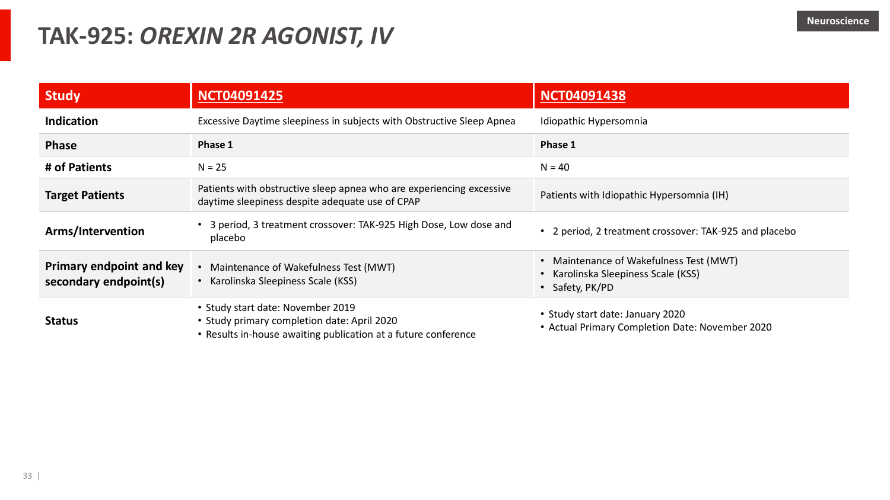# TAK-925: *OREXIN 2R AGONIST, IV*

Neuroscience

| Study | NCT04091425 | NCT04091438 |
| --- | --- | --- |
| **Indication** | Excessive Daytime sleepiness in subjects with Obstructive Sleep Apnea | Idiopathic Hypersomnia |
| **Phase** | **Phase 1** | **Phase 1** |
| **# of Patients** | N = 25 | N = 40 |
| **Target Patients** | Patients with obstructive sleep apnea who are experiencing excessive daytime sleepiness despite adequate use of CPAP | Patients with Idiopathic Hypersomnia (IH) |
| **Arms/Intervention** | • 3 period, 3 treatment crossover: TAK-925 High Dose, Low dose and placebo | • 2 period, 2 treatment crossover: TAK-925 and placebo |
| **Primary endpoint and key secondary endpoint(s)** | • Maintenance of Wakefulness Test (MWT)<br>• Karolinska Sleepiness Scale (KSS) | • Maintenance of Wakefulness Test (MWT)<br>• Karolinska Sleepiness Scale (KSS)<br>• Safety, PK/PD |
| **Status** | • Study start date: November 2019<br>• Study primary completion date: April 2020<br>• Results in-house awaiting publication at a future conference | • Study start date: January 2020<br>• Actual Primary Completion Date: November 2020 |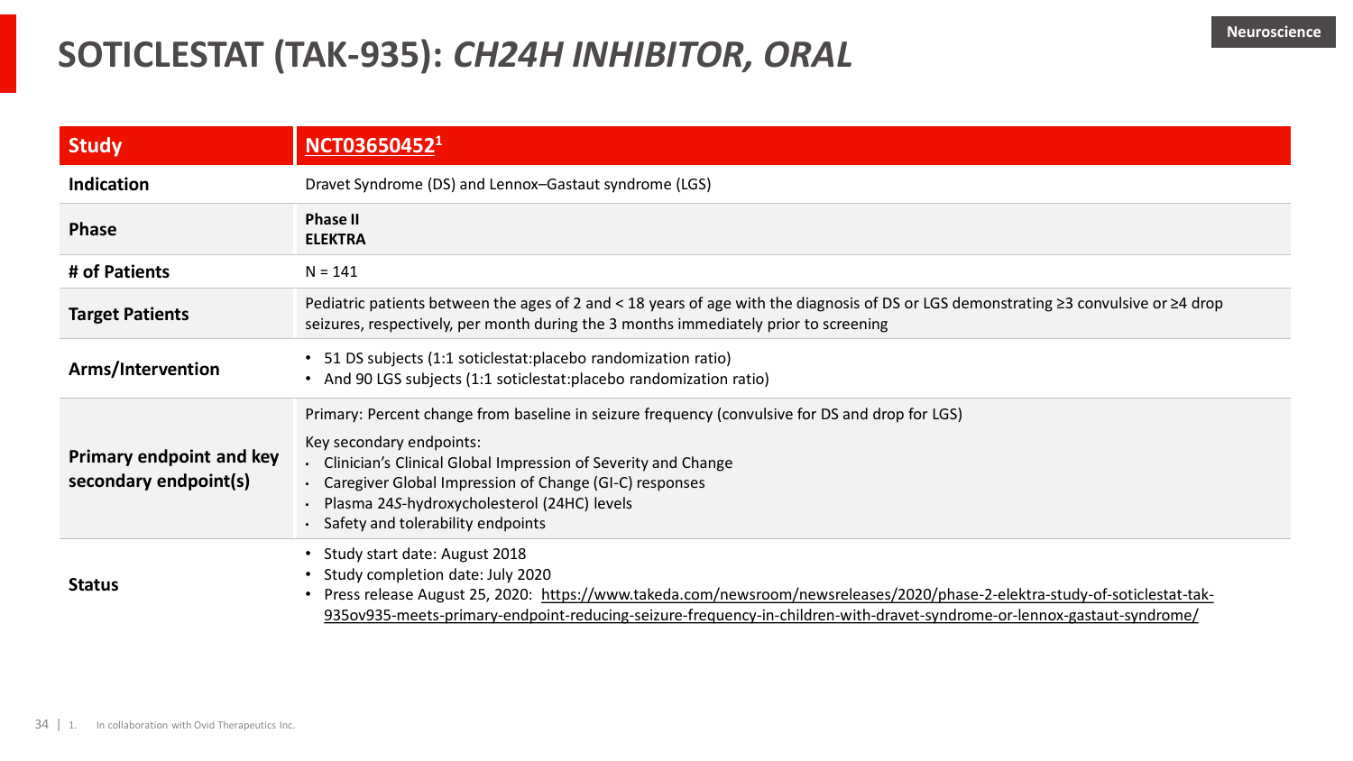# SOTICLESTAT (TAK-935): *CH24H INHIBITOR, ORAL*

Neuroscience

| Study | NCT03650452[1] |
|---|---|
| Indication | Dravet Syndrome (DS) and Lennox–Gastaut syndrome (LGS) |
| Phase | **Phase II**<br>**ELEKTRA** |
| # of Patients | N = 141 |
| Target Patients | Pediatric patients between the ages of 2 and < 18 years of age with the diagnosis of DS or LGS demonstrating ≥3 convulsive or ≥4 drop seizures, respectively, per month during the 3 months immediately prior to screening |
| Arms/Intervention | • 51 DS subjects (1:1 soticlestat:placebo randomization ratio)<br>• And 90 LGS subjects (1:1 soticlestat:placebo randomization ratio) |
| Primary endpoint and key secondary endpoint(s) | Primary: Percent change from baseline in seizure frequency (convulsive for DS and drop for LGS)<br>Key secondary endpoints:<br>• Clinician's Clinical Global Impression of Severity and Change<br>• Caregiver Global Impression of Change (GI-C) responses<br>• Plasma 24*S*-hydroxycholesterol (24HC) levels<br>• Safety and tolerability endpoints |
| Status | • Study start date: August 2018<br>• Study completion date: July 2020<br>• Press release August 25, 2020: https://www.takeda.com/newsroom/newsreleases/2020/phase-2-elektra-study-of-soticlestat-tak-935ov935-meets-primary-endpoint-reducing-seizure-frequency-in-children-with-dravet-syndrome-or-lennox-gastaut-syndrome/ |

1. In collaboration with Ovid Therapeutics Inc.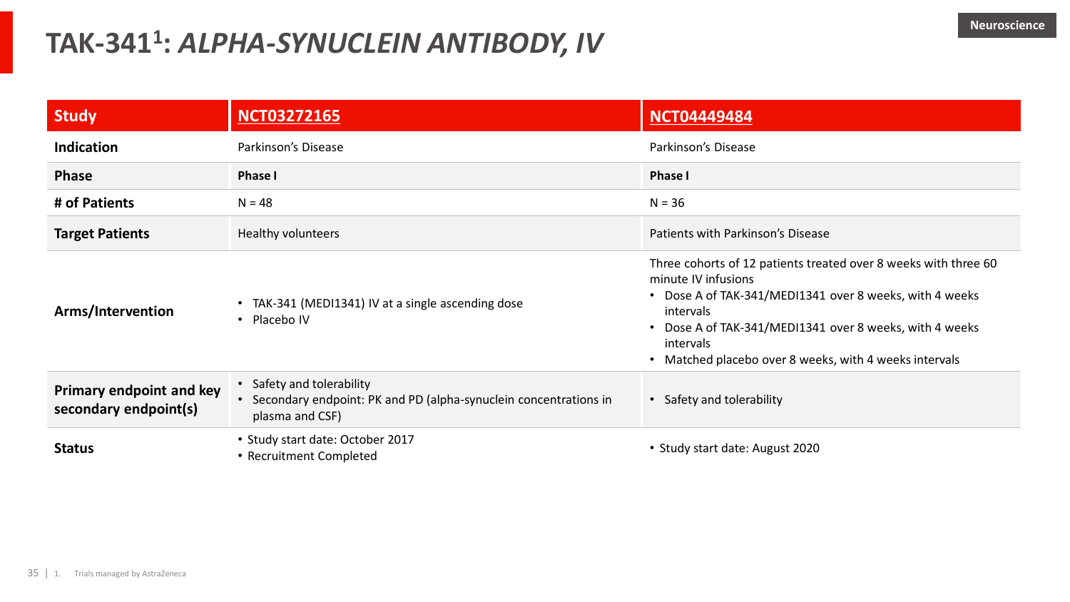Neuroscience

# TAK-341[1]: *ALPHA-SYNUCLEIN ANTIBODY, IV*

| Study | NCT03272165 | NCT04449484 |
|---|---|---|
| **Indication** | Parkinson's Disease | Parkinson's Disease |
| **Phase** | **Phase I** | **Phase I** |
| **# of Patients** | N = 48 | N = 36 |
| **Target Patients** | Healthy volunteers | Patients with Parkinson's Disease |
| **Arms/Intervention** | • TAK-341 (MEDI1341) IV at a single ascending dose<br>• Placebo IV | Three cohorts of 12 patients treated over 8 weeks with three 60 minute IV infusions<br>• Dose A of TAK-341/MEDI1341 over 8 weeks, with 4 weeks intervals<br>• Dose A of TAK-341/MEDI1341 over 8 weeks, with 4 weeks intervals<br>• Matched placebo over 8 weeks, with 4 weeks intervals |
| **Primary endpoint and key secondary endpoint(s)** | • Safety and tolerability<br>• Secondary endpoint: PK and PD (alpha-synuclein concentrations in plasma and CSF) | • Safety and tolerability |
| **Status** | • Study start date: October 2017<br>• Recruitment Completed | • Study start date: August 2020 |

1. Trials managed by AstraZeneca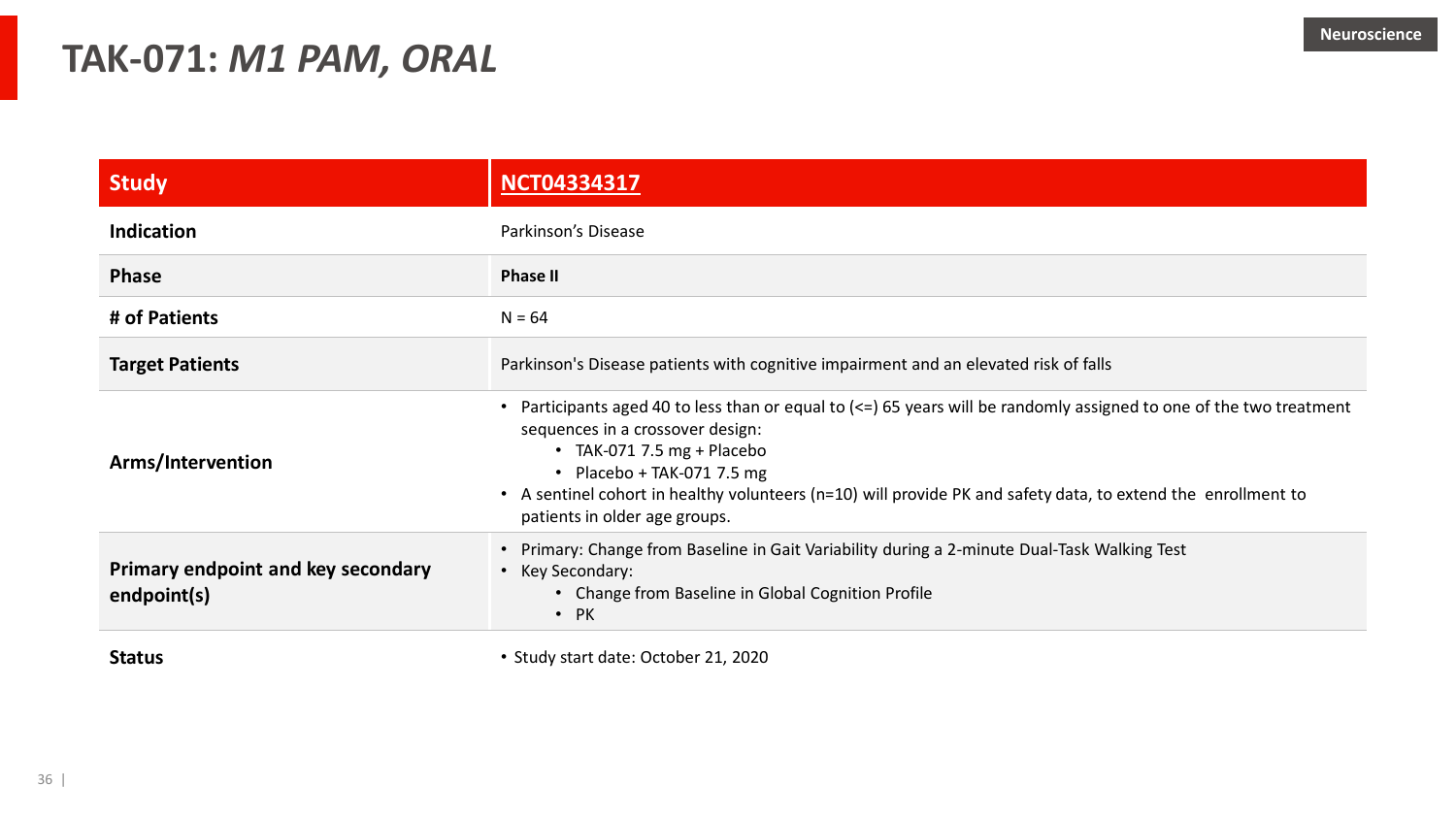# TAK-071: *M1 PAM, ORAL*

Neuroscience

| Study | NCT04334317 |
|---|---|
| Indication | Parkinson's Disease |
| Phase | **Phase II** |
| # of Patients | N = 64 |
| Target Patients | Parkinson's Disease patients with cognitive impairment and an elevated risk of falls |
| Arms/Intervention | • Participants aged 40 to less than or equal to (<=) 65 years will be randomly assigned to one of the two treatment sequences in a crossover design:<br>  • TAK-071 7.5 mg + Placebo<br>  • Placebo + TAK-071 7.5 mg<br>• A sentinel cohort in healthy volunteers (n=10) will provide PK and safety data, to extend the enrollment to patients in older age groups. |
| Primary endpoint and key secondary endpoint(s) | • Primary: Change from Baseline in Gait Variability during a 2-minute Dual-Task Walking Test<br>• Key Secondary:<br>  • Change from Baseline in Global Cognition Profile<br>  • PK |
| Status | • Study start date: October 21, 2020 |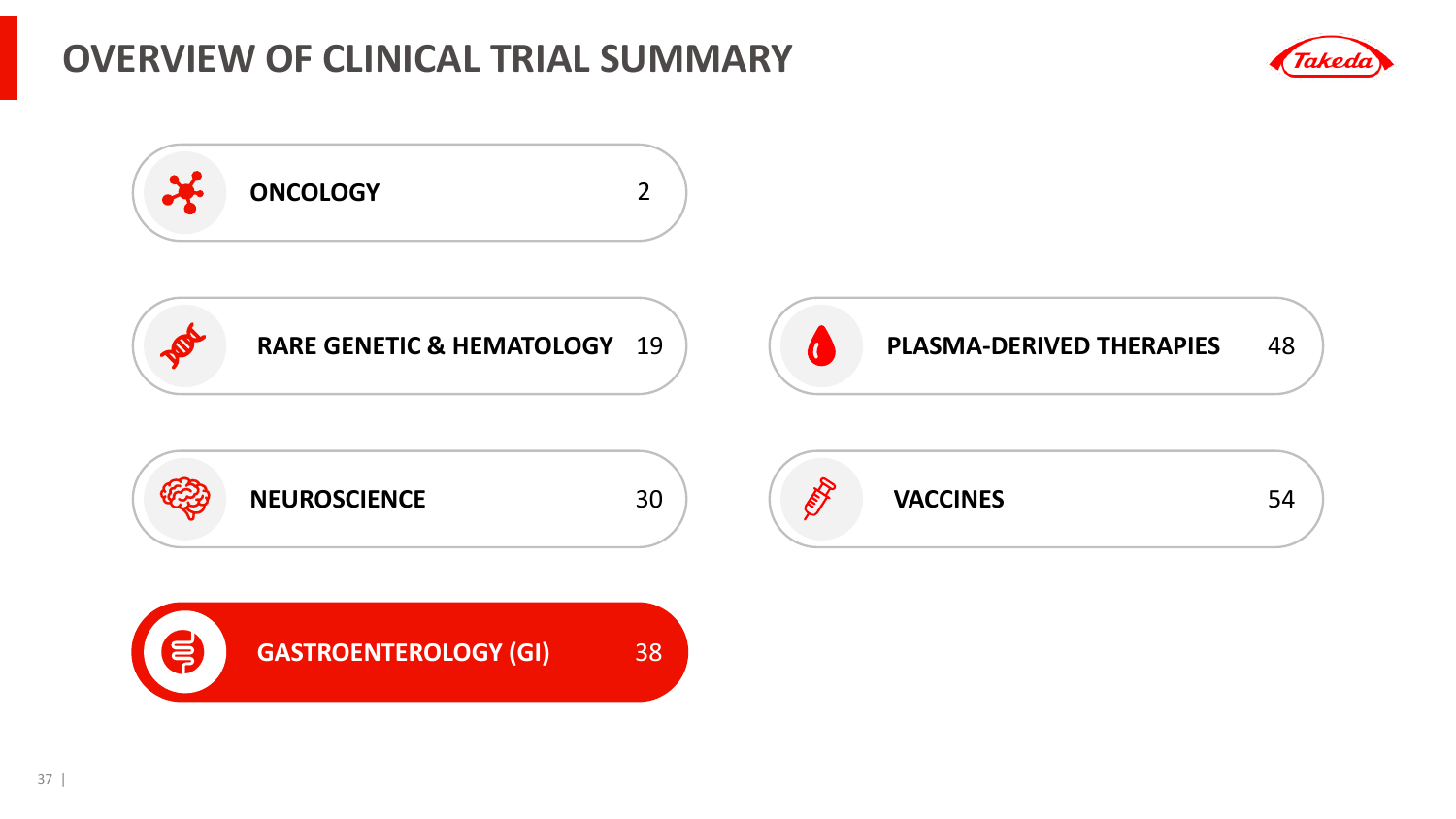# OVERVIEW OF CLINICAL TRIAL SUMMARY

| Therapeutic Area | Number |
| --- | --- |
| ONCOLOGY | 2 |
| RARE GENETIC & HEMATOLOGY | 19 |
| PLASMA-DERIVED THERAPIES | 48 |
| NEUROSCIENCE | 30 |
| VACCINES | 54 |
| **GASTROENTEROLOGY (GI)** | **38** |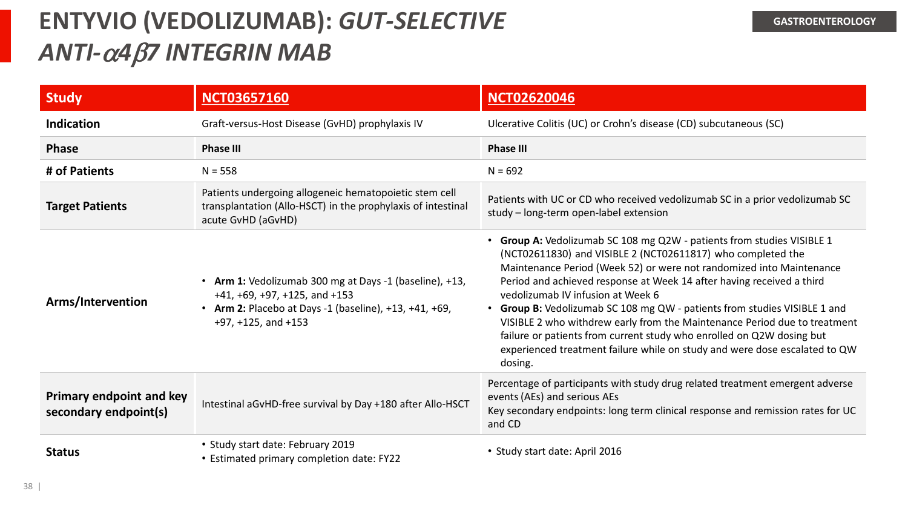# ENTYVIO (VEDOLIZUMAB): *GUT-SELECTIVE ANTI-$\alpha 4 \beta 7$ INTEGRIN MAB*

GASTROENTEROLOGY

| Study | NCT03657160 | NCT02620046 |
|---|---|---|
| **Indication** | Graft-versus-Host Disease (GvHD) prophylaxis IV | Ulcerative Colitis (UC) or Crohn's disease (CD) subcutaneous (SC) |
| **Phase** | **Phase III** | **Phase III** |
| **# of Patients** | N = 558 | N = 692 |
| **Target Patients** | Patients undergoing allogeneic hematopoietic stem cell transplantation (Allo-HSCT) in the prophylaxis of intestinal acute GvHD (aGvHD) | Patients with UC or CD who received vedolizumab SC in a prior vedolizumab SC study – long-term open-label extension |
| **Arms/Intervention** | • **Arm 1:** Vedolizumab 300 mg at Days -1 (baseline), +13, +41, +69, +97, +125, and +153<br>• **Arm 2:** Placebo at Days -1 (baseline), +13, +41, +69, +97, +125, and +153 | • **Group A:** Vedolizumab SC 108 mg Q2W - patients from studies VISIBLE 1 (NCT02611830) and VISIBLE 2 (NCT02611817) who completed the Maintenance Period (Week 52) or were not randomized into Maintenance Period and achieved response at Week 14 after having received a third vedolizumab IV infusion at Week 6<br>• **Group B:** Vedolizumab SC 108 mg QW - patients from studies VISIBLE 1 and VISIBLE 2 who withdrew early from the Maintenance Period due to treatment failure or patients from current study who enrolled on Q2W dosing but experienced treatment failure while on study and were dose escalated to QW dosing. |
| **Primary endpoint and key secondary endpoint(s)** | Intestinal aGvHD-free survival by Day +180 after Allo-HSCT | Percentage of participants with study drug related treatment emergent adverse events (AEs) and serious AEs<br>Key secondary endpoints: long term clinical response and remission rates for UC and CD |
| **Status** | • Study start date: February 2019<br>• Estimated primary completion date: FY22 | • Study start date: April 2016 |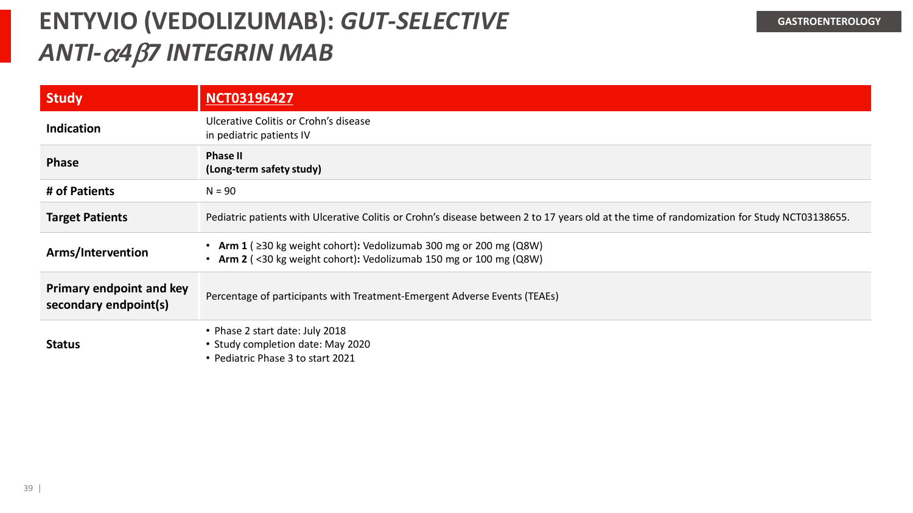# ENTYVIO (VEDOLIZUMAB): *GUT-SELECTIVE ANTI-α4β7 INTEGRIN MAB*

GASTROENTEROLOGY

| Study | NCT03196427 |
|---|---|
| **Indication** | Ulcerative Colitis or Crohn's disease in pediatric patients IV |
| **Phase** | **Phase II (Long-term safety study)** |
| **# of Patients** | N = 90 |
| **Target Patients** | Pediatric patients with Ulcerative Colitis or Crohn's disease between 2 to 17 years old at the time of randomization for Study NCT03138655. |
| **Arms/Intervention** | • **Arm 1** ( ≥30 kg weight cohort)**:** Vedolizumab 300 mg or 200 mg (Q8W)<br>• **Arm 2** ( <30 kg weight cohort)**:** Vedolizumab 150 mg or 100 mg (Q8W) |
| **Primary endpoint and key secondary endpoint(s)** | Percentage of participants with Treatment-Emergent Adverse Events (TEAEs) |
| **Status** | • Phase 2 start date: July 2018<br>• Study completion date: May 2020<br>• Pediatric Phase 3 to start 2021 |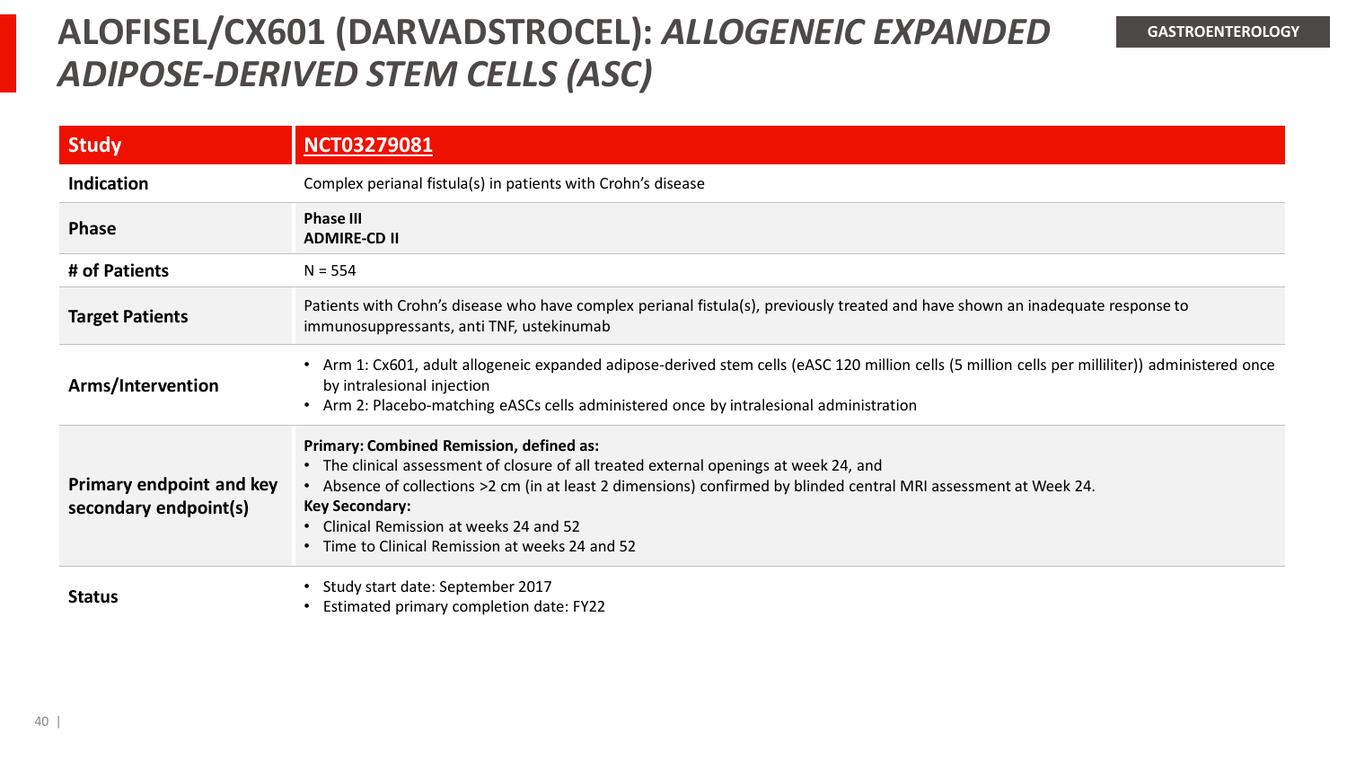# ALOFISEL/CX601 (DARVADSTROCEL): *ALLOGENEIC EXPANDED ADIPOSE-DERIVED STEM CELLS (ASC)*

GASTROENTEROLOGY

| Study | NCT03279081 |
|---|---|
| **Indication** | Complex perianal fistula(s) in patients with Crohn's disease |
| **Phase** | **Phase III**<br>**ADMIRE-CD II** |
| **# of Patients** | N = 554 |
| **Target Patients** | Patients with Crohn's disease who have complex perianal fistula(s), previously treated and have shown an inadequate response to immunosuppressants, anti TNF, ustekinumab |
| **Arms/Intervention** | • Arm 1: Cx601, adult allogeneic expanded adipose-derived stem cells (eASC 120 million cells (5 million cells per milliliter)) administered once by intralesional injection<br>• Arm 2: Placebo-matching eASCs cells administered once by intralesional administration |
| **Primary endpoint and key secondary endpoint(s)** | **Primary: Combined Remission, defined as:**<br>• The clinical assessment of closure of all treated external openings at week 24, and<br>• Absence of collections >2 cm (in at least 2 dimensions) confirmed by blinded central MRI assessment at Week 24.<br>**Key Secondary:**<br>• Clinical Remission at weeks 24 and 52<br>• Time to Clinical Remission at weeks 24 and 52 |
| **Status** | • Study start date: September 2017<br>• Estimated primary completion date: FY22 |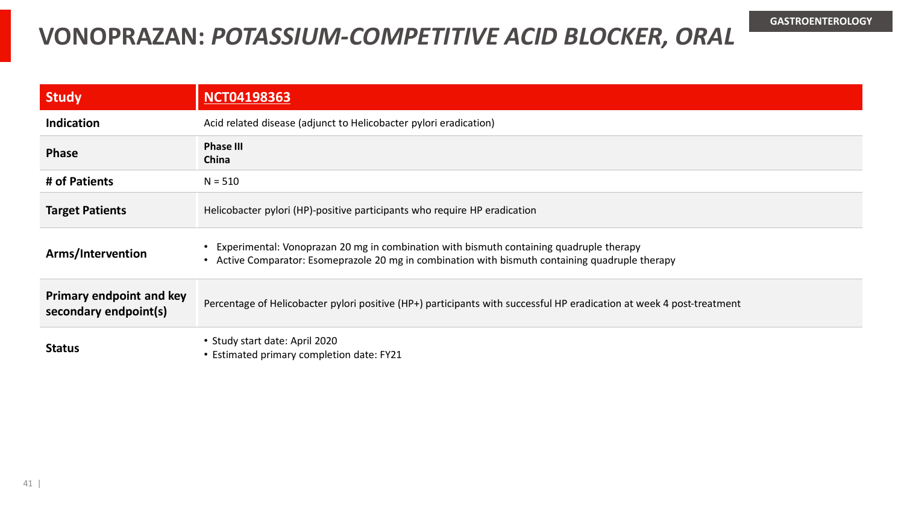GASTROENTEROLOGY

# VONOPRAZAN: *POTASSIUM-COMPETITIVE ACID BLOCKER, ORAL*

| Study | NCT04198363 |
|---|---|
| Indication | Acid related disease (adjunct to Helicobacter pylori eradication) |
| Phase | **Phase III**<br>**China** |
| # of Patients | N = 510 |
| Target Patients | Helicobacter pylori (HP)-positive participants who require HP eradication |
| Arms/Intervention | • Experimental: Vonoprazan 20 mg in combination with bismuth containing quadruple therapy<br>• Active Comparator: Esomeprazole 20 mg in combination with bismuth containing quadruple therapy |
| Primary endpoint and key secondary endpoint(s) | Percentage of Helicobacter pylori positive (HP+) participants with successful HP eradication at week 4 post-treatment |
| Status | • Study start date: April 2020<br>• Estimated primary completion date: FY21 |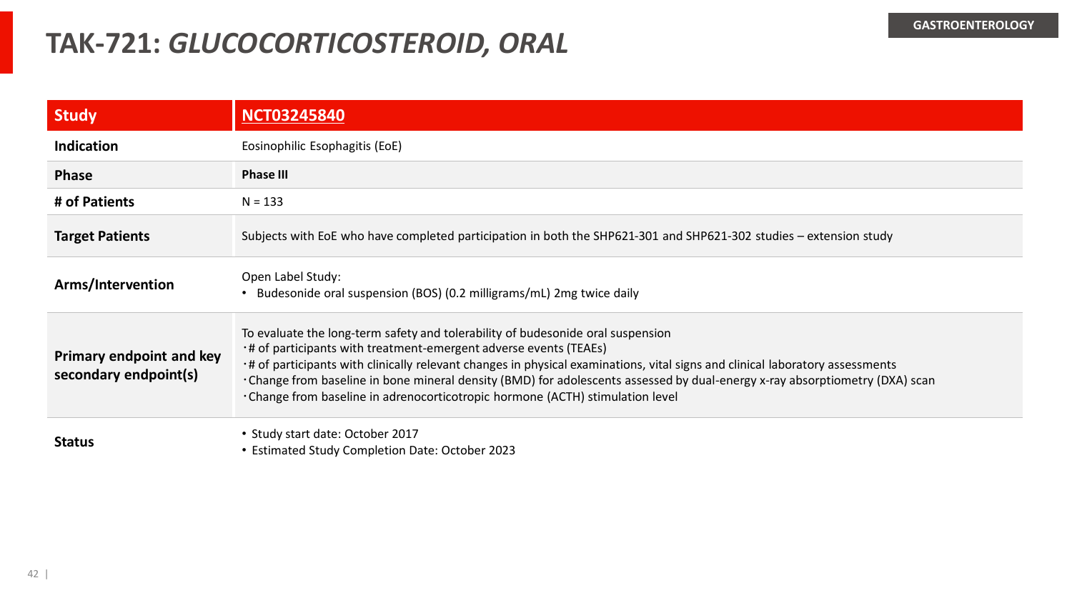GASTROENTEROLOGY

# TAK-721: *GLUCOCORTICOSTEROID, ORAL*

| Study | NCT03245840 |
|---|---|
| Indication | Eosinophilic Esophagitis (EoE) |
| Phase | **Phase III** |
| # of Patients | N = 133 |
| Target Patients | Subjects with EoE who have completed participation in both the SHP621-301 and SHP621-302 studies – extension study |
| Arms/Intervention | Open Label Study:<br>• Budesonide oral suspension (BOS) (0.2 milligrams/mL) 2mg twice daily |
| Primary endpoint and key secondary endpoint(s) | To evaluate the long-term safety and tolerability of budesonide oral suspension<br>· # of participants with treatment-emergent adverse events (TEAEs)<br>· # of participants with clinically relevant changes in physical examinations, vital signs and clinical laboratory assessments<br>· Change from baseline in bone mineral density (BMD) for adolescents assessed by dual-energy x-ray absorptiometry (DXA) scan<br>· Change from baseline in adrenocorticotropic hormone (ACTH) stimulation level |
| Status | • Study start date: October 2017<br>• Estimated Study Completion Date: October 2023 |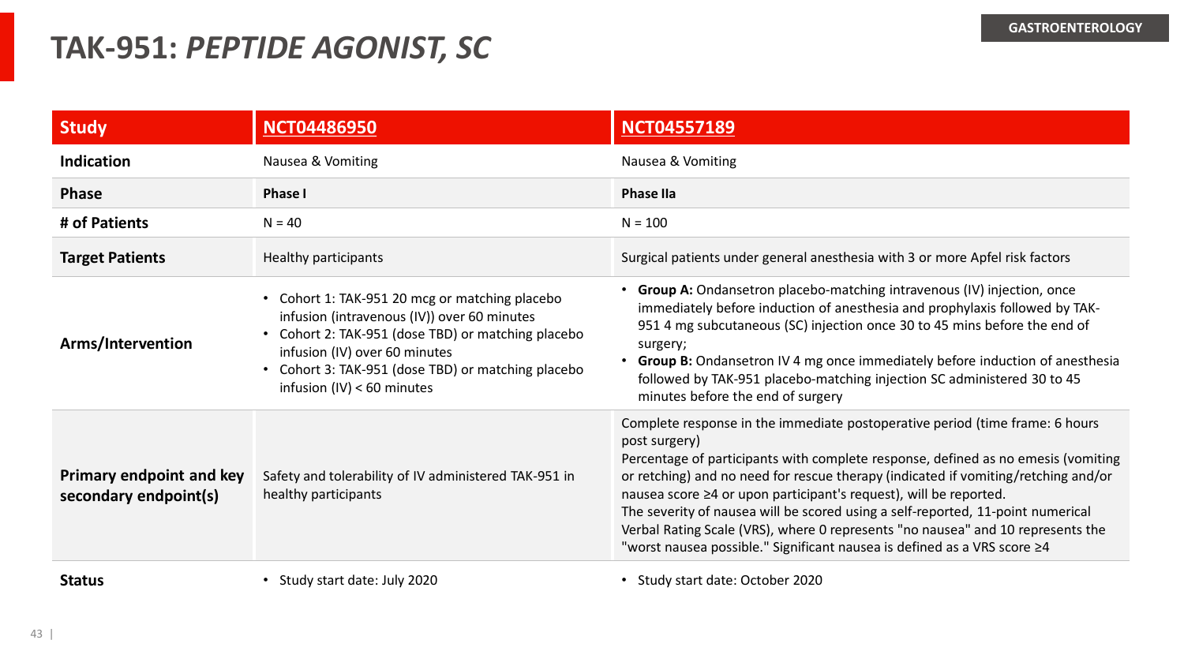# TAK-951: *PEPTIDE AGONIST, SC*

GASTROENTEROLOGY

| Study | NCT04486950 | NCT04557189 |
| --- | --- | --- |
| **Indication** | Nausea & Vomiting | Nausea & Vomiting |
| **Phase** | **Phase I** | **Phase IIa** |
| **# of Patients** | N = 40 | N = 100 |
| **Target Patients** | Healthy participants | Surgical patients under general anesthesia with 3 or more Apfel risk factors |
| **Arms/Intervention** | • Cohort 1: TAK-951 20 mcg or matching placebo infusion (intravenous (IV)) over 60 minutes<br>• Cohort 2: TAK-951 (dose TBD) or matching placebo infusion (IV) over 60 minutes<br>• Cohort 3: TAK-951 (dose TBD) or matching placebo infusion (IV) < 60 minutes | • **Group A:** Ondansetron placebo-matching intravenous (IV) injection, once immediately before induction of anesthesia and prophylaxis followed by TAK-951 4 mg subcutaneous (SC) injection once 30 to 45 mins before the end of surgery;<br>• **Group B:** Ondansetron IV 4 mg once immediately before induction of anesthesia followed by TAK-951 placebo-matching injection SC administered 30 to 45 minutes before the end of surgery |
| **Primary endpoint and key secondary endpoint(s)** | Safety and tolerability of IV administered TAK-951 in healthy participants | Complete response in the immediate postoperative period (time frame: 6 hours post surgery)<br>Percentage of participants with complete response, defined as no emesis (vomiting or retching) and no need for rescue therapy (indicated if vomiting/retching and/or nausea score ≥4 or upon participant's request), will be reported.<br>The severity of nausea will be scored using a self-reported, 11-point numerical Verbal Rating Scale (VRS), where 0 represents "no nausea" and 10 represents the "worst nausea possible." Significant nausea is defined as a VRS score ≥4 |
| **Status** | • Study start date: July 2020 | • Study start date: October 2020 |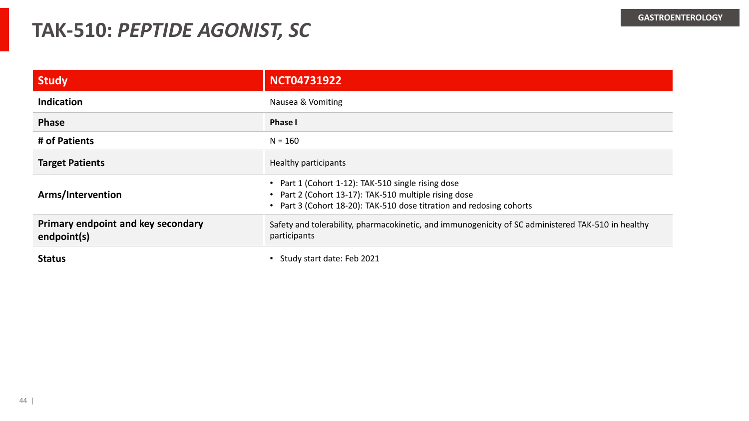# TAK-510: *PEPTIDE AGONIST, SC*

GASTROENTEROLOGY

| Study | NCT04731922 |
|---|---|
| Indication | Nausea & Vomiting |
| Phase | **Phase I** |
| # of Patients | N = 160 |
| Target Patients | Healthy participants |
| Arms/Intervention | • Part 1 (Cohort 1-12): TAK-510 single rising dose<br>• Part 2 (Cohort 13-17): TAK-510 multiple rising dose<br>• Part 3 (Cohort 18-20): TAK-510 dose titration and redosing cohorts |
| Primary endpoint and key secondary endpoint(s) | Safety and tolerability, pharmacokinetic, and immunogenicity of SC administered TAK-510 in healthy participants |
| Status | • Study start date: Feb 2021 |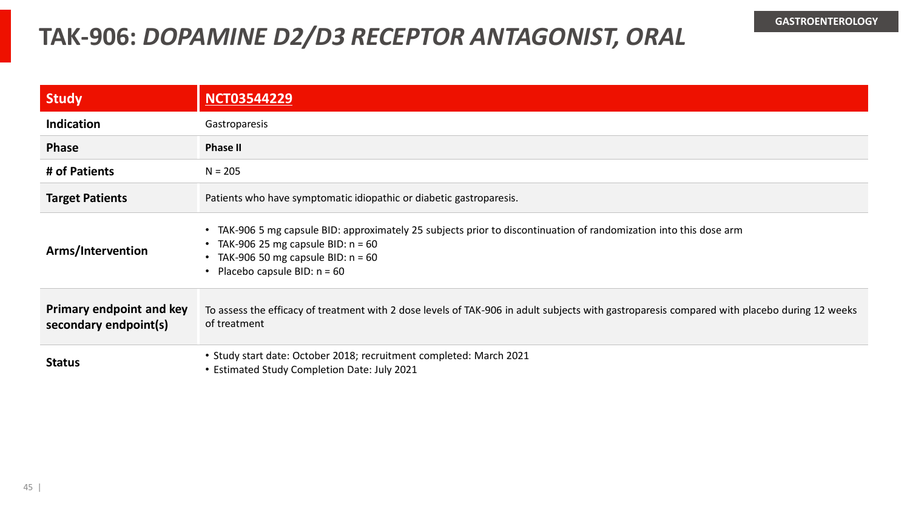# TAK-906: *DOPAMINE D2/D3 RECEPTOR ANTAGONIST, ORAL*

GASTROENTEROLOGY

| Study | NCT03544229 |
|---|---|
| **Indication** | Gastroparesis |
| **Phase** | **Phase II** |
| **# of Patients** | N = 205 |
| **Target Patients** | Patients who have symptomatic idiopathic or diabetic gastroparesis. |
| **Arms/Intervention** | • TAK-906 5 mg capsule BID: approximately 25 subjects prior to discontinuation of randomization into this dose arm<br>• TAK-906 25 mg capsule BID: n = 60<br>• TAK-906 50 mg capsule BID: n = 60<br>• Placebo capsule BID: n = 60 |
| **Primary endpoint and key secondary endpoint(s)** | To assess the efficacy of treatment with 2 dose levels of TAK-906 in adult subjects with gastroparesis compared with placebo during 12 weeks of treatment |
| **Status** | • Study start date: October 2018; recruitment completed: March 2021<br>• Estimated Study Completion Date: July 2021 |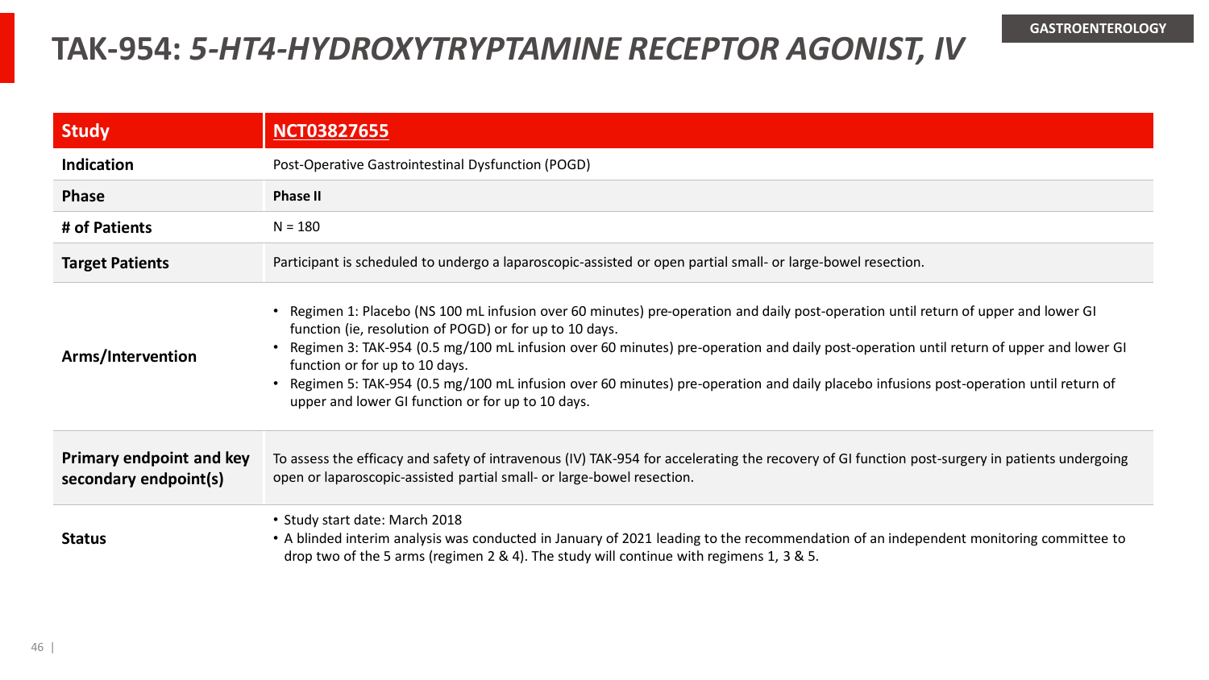GASTROENTEROLOGY

# TAK-954: *5-HT4-HYDROXYTRYPTAMINE RECEPTOR AGONIST, IV*

| Study | NCT03827655 |
|---|---|
| Indication | Post-Operative Gastrointestinal Dysfunction (POGD) |
| Phase | **Phase II** |
| # of Patients | N = 180 |
| Target Patients | Participant is scheduled to undergo a laparoscopic-assisted or open partial small- or large-bowel resection. |
| Arms/Intervention | • Regimen 1: Placebo (NS 100 mL infusion over 60 minutes) pre-operation and daily post-operation until return of upper and lower GI function (ie, resolution of POGD) or for up to 10 days.<br>• Regimen 3: TAK-954 (0.5 mg/100 mL infusion over 60 minutes) pre-operation and daily post-operation until return of upper and lower GI function or for up to 10 days.<br>• Regimen 5: TAK-954 (0.5 mg/100 mL infusion over 60 minutes) pre-operation and daily placebo infusions post-operation until return of upper and lower GI function or for up to 10 days. |
| Primary endpoint and key secondary endpoint(s) | To assess the efficacy and safety of intravenous (IV) TAK-954 for accelerating the recovery of GI function post-surgery in patients undergoing open or laparoscopic-assisted partial small- or large-bowel resection. |
| Status | • Study start date: March 2018<br>• A blinded interim analysis was conducted in January of 2021 leading to the recommendation of an independent monitoring committee to drop two of the 5 arms (regimen 2 & 4). The study will continue with regimens 1, 3 & 5. |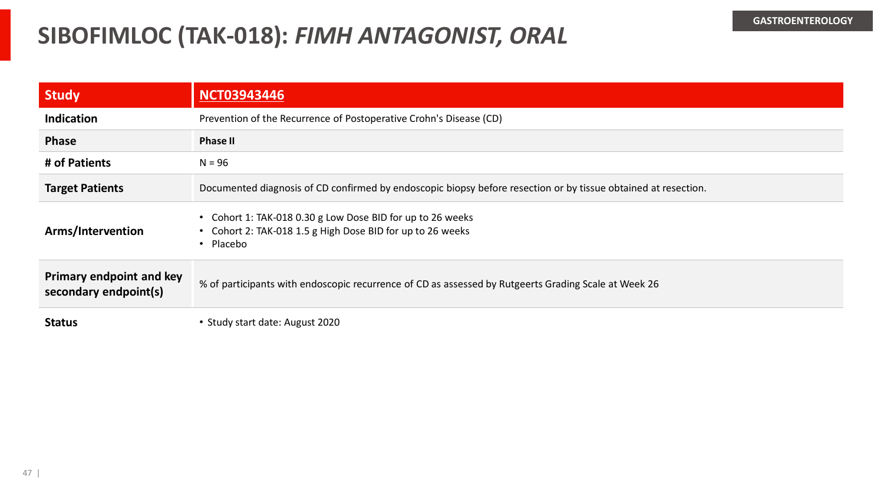GASTROENTEROLOGY

# SIBOFIMLOC (TAK-018): *FIMH ANTAGONIST, ORAL*

| Study | NCT03943446 |
|---|---|
| Indication | Prevention of the Recurrence of Postoperative Crohn's Disease (CD) |
| Phase | **Phase II** |
| # of Patients | N = 96 |
| Target Patients | Documented diagnosis of CD confirmed by endoscopic biopsy before resection or by tissue obtained at resection. |
| Arms/Intervention | • Cohort 1: TAK-018 0.30 g Low Dose BID for up to 26 weeks<br>• Cohort 2: TAK-018 1.5 g High Dose BID for up to 26 weeks<br>• Placebo |
| Primary endpoint and key secondary endpoint(s) | % of participants with endoscopic recurrence of CD as assessed by Rutgeerts Grading Scale at Week 26 |
| Status | • Study start date: August 2020 |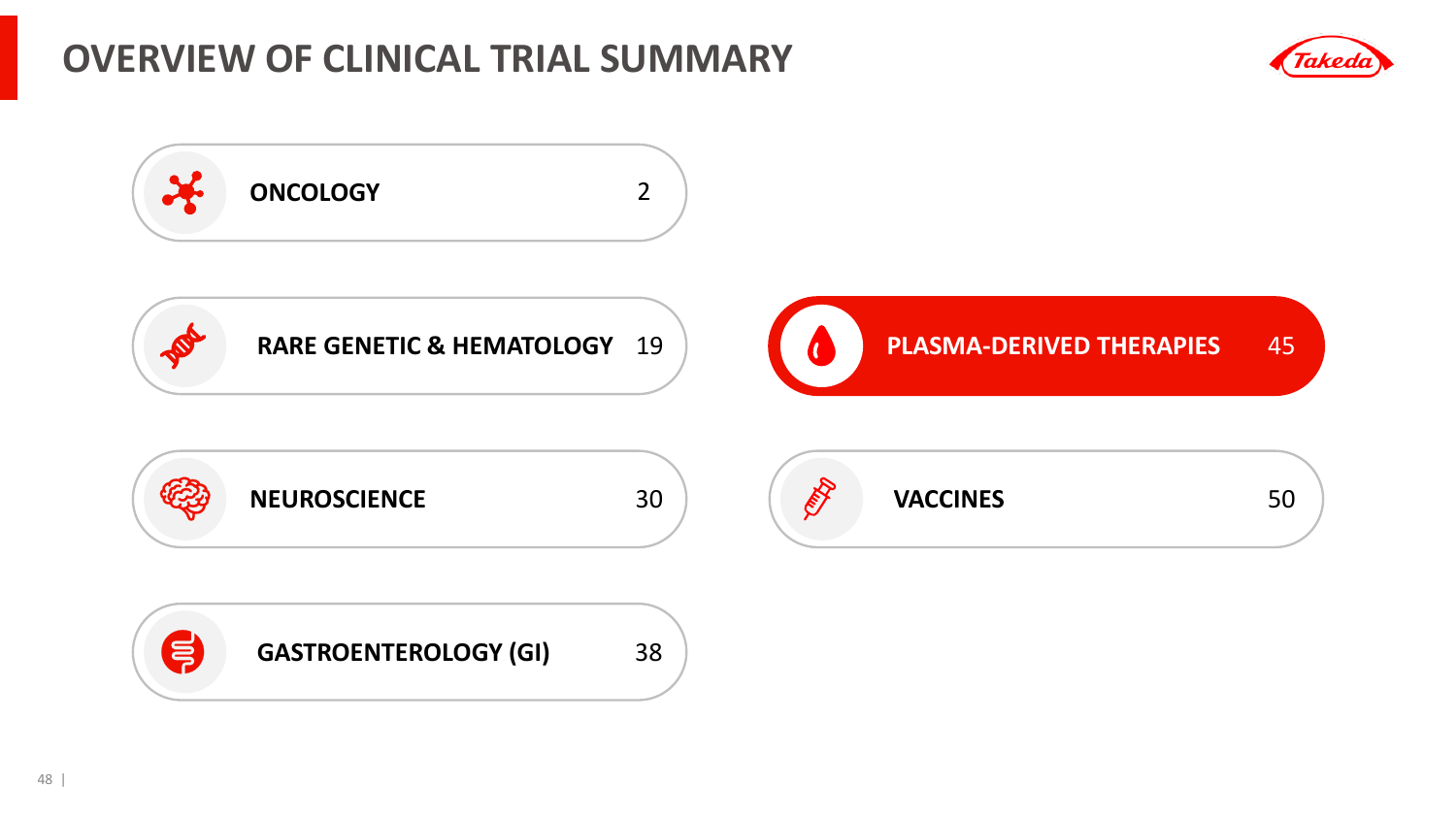# OVERVIEW OF CLINICAL TRIAL SUMMARY

| Therapeutic Area | Count |
| --- | --- |
| ONCOLOGY | 2 |
| RARE GENETIC & HEMATOLOGY | 19 |
| NEUROSCIENCE | 30 |
| GASTROENTEROLOGY (GI) | 38 |
| PLASMA-DERIVED THERAPIES | 45 |
| VACCINES | 50 |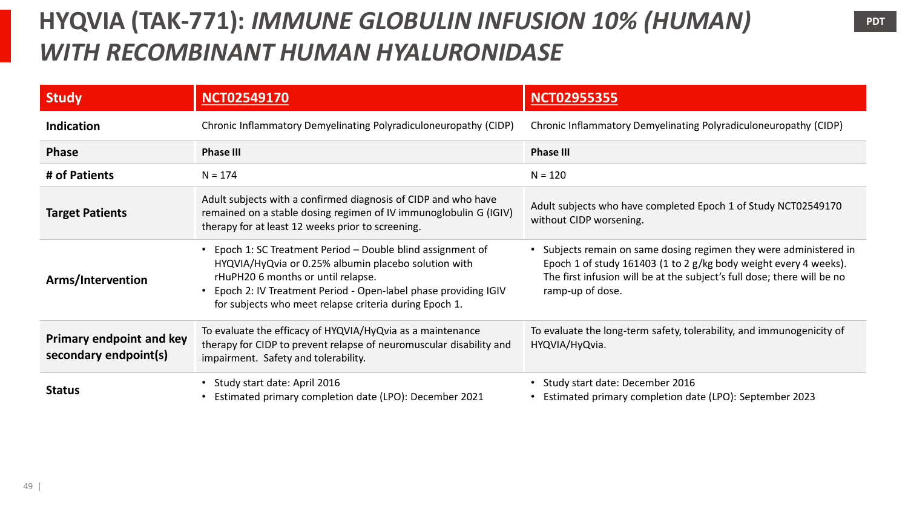# HYQVIA (TAK-771): *IMMUNE GLOBULIN INFUSION 10% (HUMAN) WITH RECOMBINANT HUMAN HYALURONIDASE*

PDT

| Study | NCT02549170 | NCT02955355 |
|---|---|---|
| **Indication** | Chronic Inflammatory Demyelinating Polyradiculoneuropathy (CIDP) | Chronic Inflammatory Demyelinating Polyradiculoneuropathy (CIDP) |
| **Phase** | **Phase III** | **Phase III** |
| **# of Patients** | N = 174 | N = 120 |
| **Target Patients** | Adult subjects with a confirmed diagnosis of CIDP and who have remained on a stable dosing regimen of IV immunoglobulin G (IGIV) therapy for at least 12 weeks prior to screening. | Adult subjects who have completed Epoch 1 of Study NCT02549170 without CIDP worsening. |
| **Arms/Intervention** | • Epoch 1: SC Treatment Period – Double blind assignment of HYQVIA/HyQvia or 0.25% albumin placebo solution with rHuPH20 6 months or until relapse.<br>• Epoch 2: IV Treatment Period - Open-label phase providing IGIV for subjects who meet relapse criteria during Epoch 1. | • Subjects remain on same dosing regimen they were administered in Epoch 1 of study 161403 (1 to 2 g/kg body weight every 4 weeks). The first infusion will be at the subject's full dose; there will be no ramp-up of dose. |
| **Primary endpoint and key secondary endpoint(s)** | To evaluate the efficacy of HYQVIA/HyQvia as a maintenance therapy for CIDP to prevent relapse of neuromuscular disability and impairment. Safety and tolerability. | To evaluate the long-term safety, tolerability, and immunogenicity of HYQVIA/HyQvia. |
| **Status** | • Study start date: April 2016<br>• Estimated primary completion date (LPO): December 2021 | • Study start date: December 2016<br>• Estimated primary completion date (LPO): September 2023 |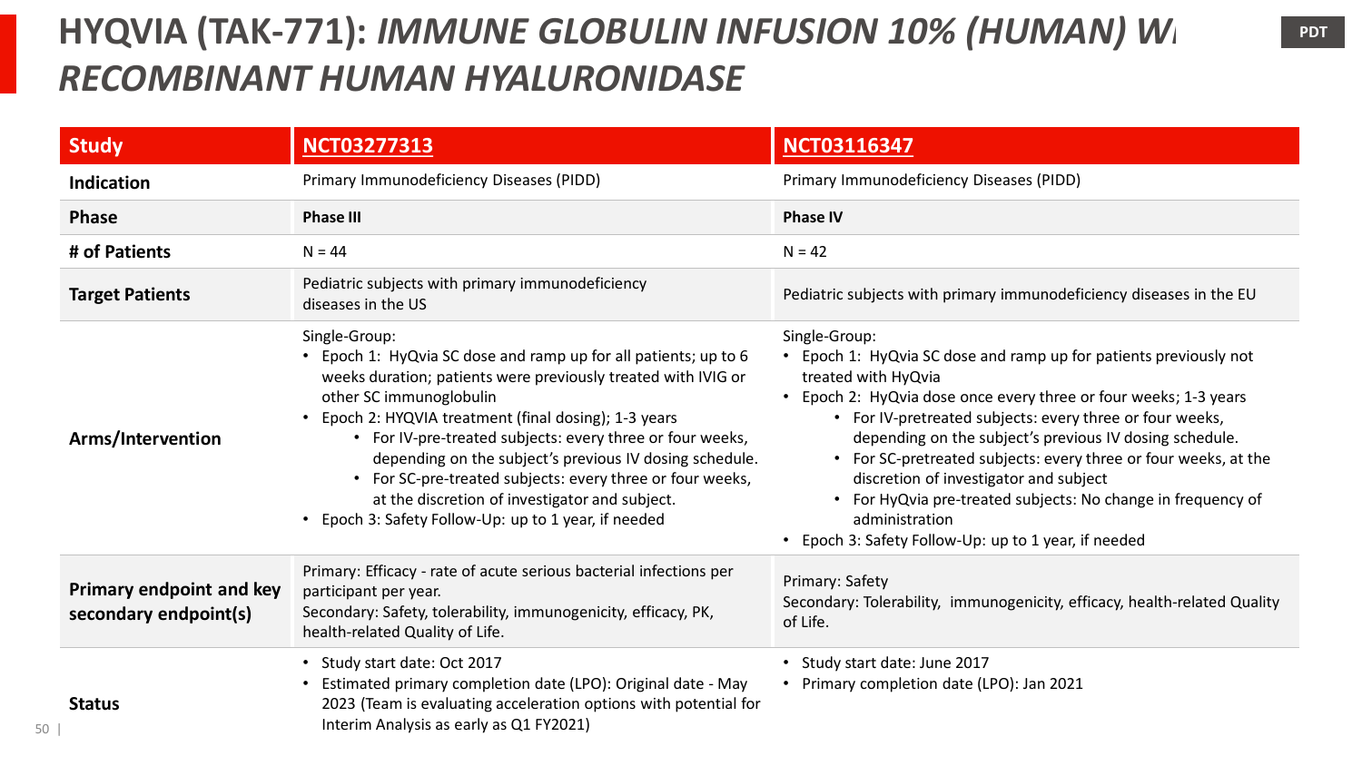# HYQVIA (TAK-771): *IMMUNE GLOBULIN INFUSION 10% (HUMAN) WI RECOMBINANT HUMAN HYALURONIDASE*

PDT

| Study | NCT03277313 | NCT03116347 |
|---|---|---|
| **Indication** | Primary Immunodeficiency Diseases (PIDD) | Primary Immunodeficiency Diseases (PIDD) |
| **Phase** | **Phase III** | **Phase IV** |
| **# of Patients** | N = 44 | N = 42 |
| **Target Patients** | Pediatric subjects with primary immunodeficiency diseases in the US | Pediatric subjects with primary immunodeficiency diseases in the EU |
| **Arms/Intervention** | Single-Group:<br>• Epoch 1: HyQvia SC dose and ramp up for all patients; up to 6 weeks duration; patients were previously treated with IVIG or other SC immunoglobulin<br>• Epoch 2: HYQVIA treatment (final dosing); 1-3 years<br>  • For IV-pre-treated subjects: every three or four weeks, depending on the subject's previous IV dosing schedule.<br>  • For SC-pre-treated subjects: every three or four weeks, at the discretion of investigator and subject.<br>• Epoch 3: Safety Follow-Up: up to 1 year, if needed | Single-Group:<br>• Epoch 1: HyQvia SC dose and ramp up for patients previously not treated with HyQvia<br>• Epoch 2: HyQvia dose once every three or four weeks; 1-3 years<br>  • For IV-pretreated subjects: every three or four weeks, depending on the subject's previous IV dosing schedule.<br>  • For SC-pretreated subjects: every three or four weeks, at the discretion of investigator and subject<br>  • For HyQvia pre-treated subjects: No change in frequency of administration<br>• Epoch 3: Safety Follow-Up: up to 1 year, if needed |
| **Primary endpoint and key secondary endpoint(s)** | Primary: Efficacy - rate of acute serious bacterial infections per participant per year.<br>Secondary: Safety, tolerability, immunogenicity, efficacy, PK, health-related Quality of Life. | Primary: Safety<br>Secondary: Tolerability, immunogenicity, efficacy, health-related Quality of Life. |
| **Status** | • Study start date: Oct 2017<br>• Estimated primary completion date (LPO): Original date - May 2023 (Team is evaluating acceleration options with potential for Interim Analysis as early as Q1 FY2021) | • Study start date: June 2017<br>• Primary completion date (LPO): Jan 2021 |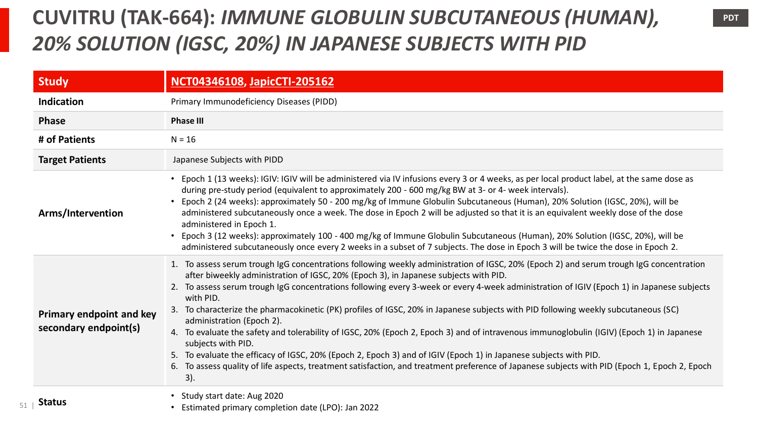# CUVITRU (TAK-664): *IMMUNE GLOBULIN SUBCUTANEOUS (HUMAN), 20% SOLUTION (IGSC, 20%) IN JAPANESE SUBJECTS WITH PID*

PDT

| Study | NCT04346108, JapicCTI-205162 |
|---|---|
| Indication | Primary Immunodeficiency Diseases (PIDD) |
| Phase | **Phase III** |
| # of Patients | N = 16 |
| Target Patients | Japanese Subjects with PIDD |
| Arms/Intervention | • Epoch 1 (13 weeks): IGIV: IGIV will be administered via IV infusions every 3 or 4 weeks, as per local product label, at the same dose as during pre-study period (equivalent to approximately 200 - 600 mg/kg BW at 3- or 4- week intervals).<br>• Epoch 2 (24 weeks): approximately 50 - 200 mg/kg of Immune Globulin Subcutaneous (Human), 20% Solution (IGSC, 20%), will be administered subcutaneously once a week. The dose in Epoch 2 will be adjusted so that it is an equivalent weekly dose of the dose administered in Epoch 1.<br>• Epoch 3 (12 weeks): approximately 100 - 400 mg/kg of Immune Globulin Subcutaneous (Human), 20% Solution (IGSC, 20%), will be administered subcutaneously once every 2 weeks in a subset of 7 subjects. The dose in Epoch 3 will be twice the dose in Epoch 2. |
| Primary endpoint and key secondary endpoint(s) | 1. To assess serum trough IgG concentrations following weekly administration of IGSC, 20% (Epoch 2) and serum trough IgG concentration after biweekly administration of IGSC, 20% (Epoch 3), in Japanese subjects with PID.<br>2. To assess serum trough IgG concentrations following every 3-week or every 4-week administration of IGIV (Epoch 1) in Japanese subjects with PID.<br>3. To characterize the pharmacokinetic (PK) profiles of IGSC, 20% in Japanese subjects with PID following weekly subcutaneous (SC) administration (Epoch 2).<br>4. To evaluate the safety and tolerability of IGSC, 20% (Epoch 2, Epoch 3) and of intravenous immunoglobulin (IGIV) (Epoch 1) in Japanese subjects with PID.<br>5. To evaluate the efficacy of IGSC, 20% (Epoch 2, Epoch 3) and of IGIV (Epoch 1) in Japanese subjects with PID.<br>6. To assess quality of life aspects, treatment satisfaction, and treatment preference of Japanese subjects with PID (Epoch 1, Epoch 2, Epoch 3). |
| Status | • Study start date: Aug 2020<br>• Estimated primary completion date (LPO): Jan 2022 |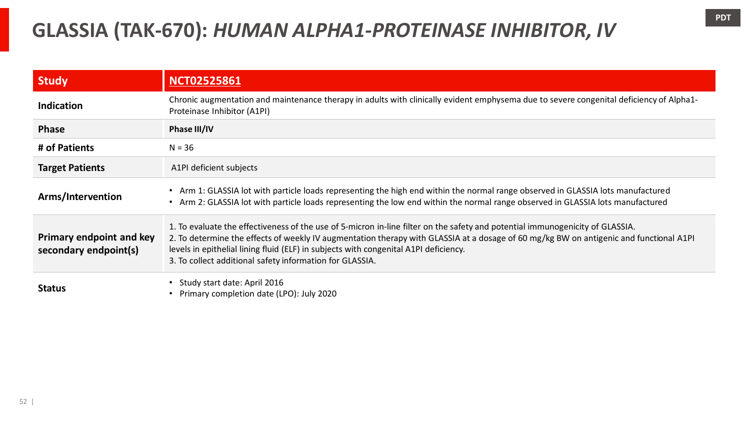PDT

# GLASSIA (TAK-670): *HUMAN ALPHA1-PROTEINASE INHIBITOR, IV*

| Study | NCT02525861 |
|---|---|
| Indication | Chronic augmentation and maintenance therapy in adults with clinically evident emphysema due to severe congenital deficiency of Alpha1-Proteinase Inhibitor (A1PI) |
| Phase | **Phase III/IV** |
| # of Patients | N = 36 |
| Target Patients | A1PI deficient subjects |
| Arms/Intervention | • Arm 1: GLASSIA lot with particle loads representing the high end within the normal range observed in GLASSIA lots manufactured<br>• Arm 2: GLASSIA lot with particle loads representing the low end within the normal range observed in GLASSIA lots manufactured |
| Primary endpoint and key secondary endpoint(s) | 1. To evaluate the effectiveness of the use of 5-micron in-line filter on the safety and potential immunogenicity of GLASSIA.<br>2. To determine the effects of weekly IV augmentation therapy with GLASSIA at a dosage of 60 mg/kg BW on antigenic and functional A1PI levels in epithelial lining fluid (ELF) in subjects with congenital A1PI deficiency.<br>3. To collect additional safety information for GLASSIA. |
| Status | • Study start date: April 2016<br>• Primary completion date (LPO): July 2020 |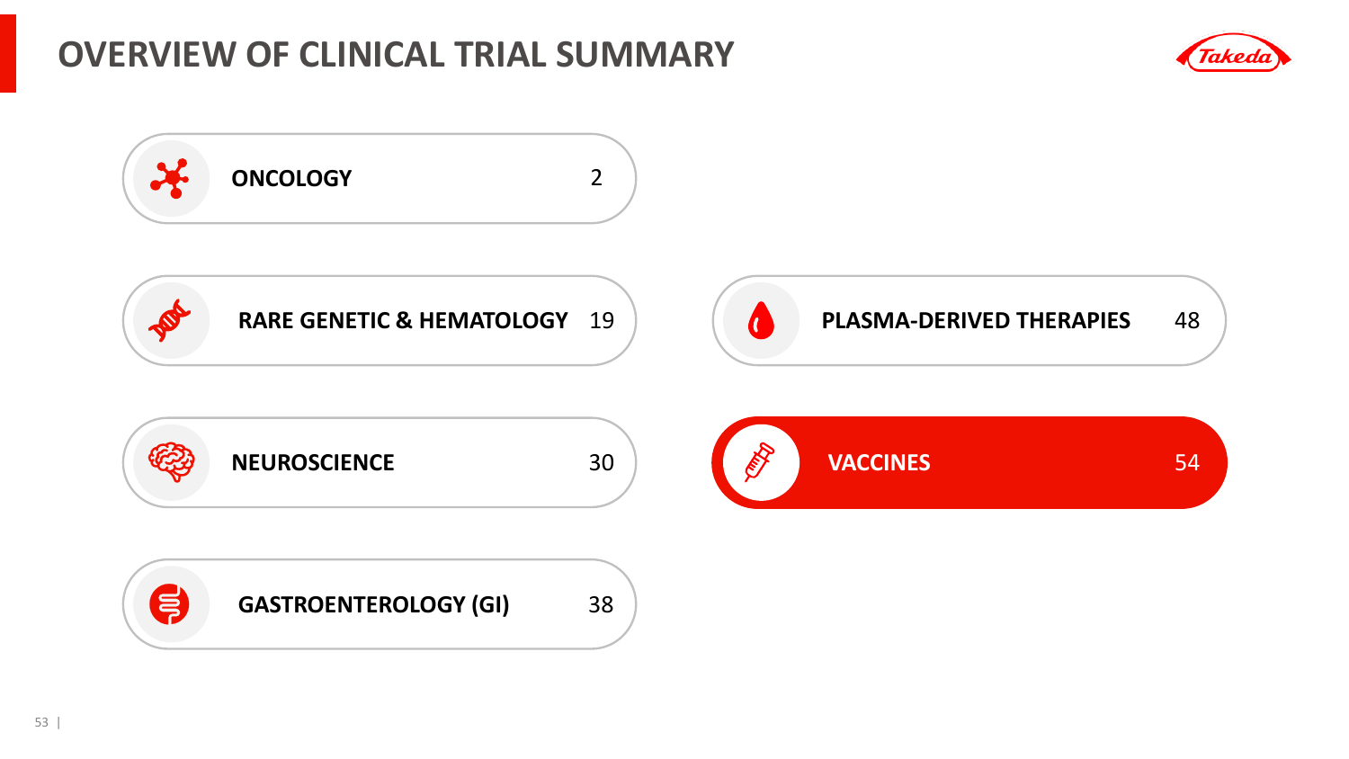# OVERVIEW OF CLINICAL TRIAL SUMMARY

| Therapeutic Area | Number |
|---|---|
| **ONCOLOGY** | 2 |
| **RARE GENETIC & HEMATOLOGY** | 19 |
| **NEUROSCIENCE** | 30 |
| **GASTROENTEROLOGY (GI)** | 38 |
| **PLASMA-DERIVED THERAPIES** | 48 |
| **VACCINES** | 54 |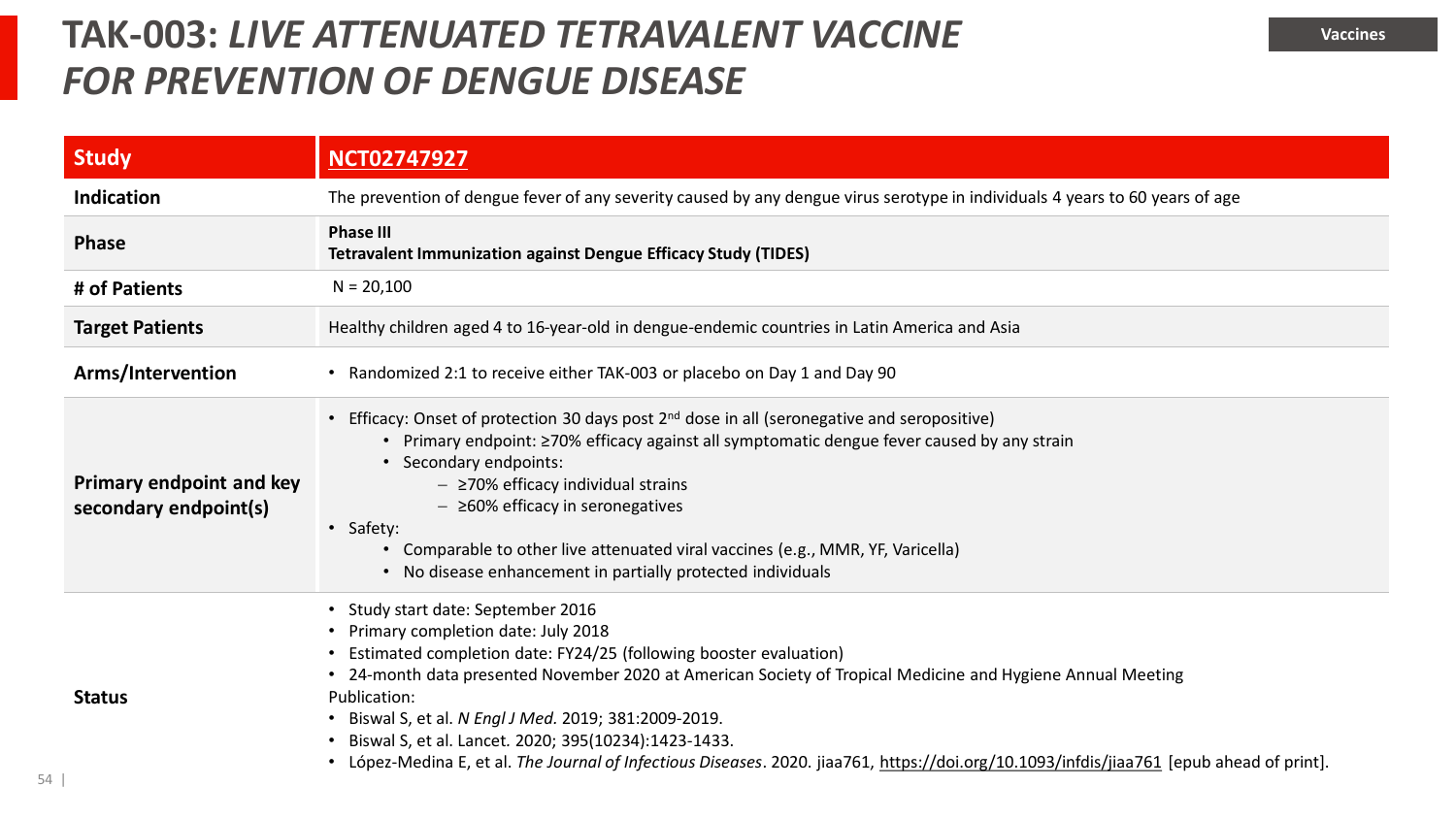# TAK-003: *LIVE ATTENUATED TETRAVALENT VACCINE FOR PREVENTION OF DENGUE DISEASE*

Vaccines

| Study | NCT02747927 |
|---|---|
| Indication | The prevention of dengue fever of any severity caused by any dengue virus serotype in individuals 4 years to 60 years of age |
| Phase | **Phase III**<br>**Tetravalent Immunization against Dengue Efficacy Study (TIDES)** |
| # of Patients | N = 20,100 |
| Target Patients | Healthy children aged 4 to 16-year-old in dengue-endemic countries in Latin America and Asia |
| Arms/Intervention | • Randomized 2:1 to receive either TAK-003 or placebo on Day 1 and Day 90 |
| Primary endpoint and key secondary endpoint(s) | • Efficacy: Onset of protection 30 days post 2nd dose in all (seronegative and seropositive)<br>  • Primary endpoint: ≥70% efficacy against all symptomatic dengue fever caused by any strain<br>  • Secondary endpoints:<br>    – ≥70% efficacy individual strains<br>    – ≥60% efficacy in seronegatives<br>• Safety:<br>  • Comparable to other live attenuated viral vaccines (e.g., MMR, YF, Varicella)<br>  • No disease enhancement in partially protected individuals |
| Status | • Study start date: September 2016<br>• Primary completion date: July 2018<br>• Estimated completion date: FY24/25 (following booster evaluation)<br>• 24-month data presented November 2020 at American Society of Tropical Medicine and Hygiene Annual Meeting<br>Publication:<br>• Biswal S, et al. *N Engl J Med.* 2019; 381:2009-2019.<br>• Biswal S, et al. Lancet. 2020; 395(10234):1423-1433.<br>• López-Medina E, et al. *The Journal of Infectious Diseases*. 2020. jiaa761, https://doi.org/10.1093/infdis/jiaa761 [epub ahead of print]. |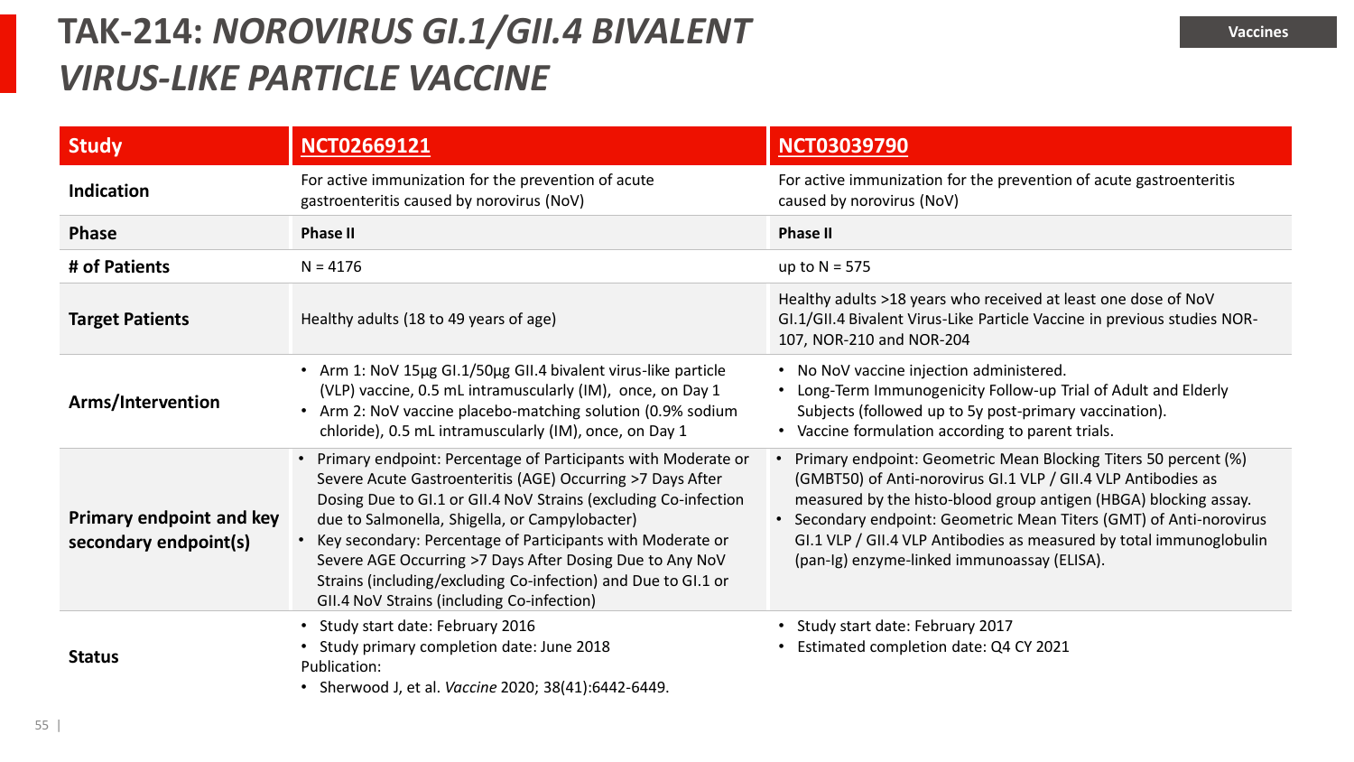# TAK-214: *NOROVIRUS GI.1/GII.4 BIVALENT VIRUS-LIKE PARTICLE VACCINE*

Vaccines

| Study | NCT02669121 | NCT03039790 |
|---|---|---|
| Indication | For active immunization for the prevention of acute gastroenteritis caused by norovirus (NoV) | For active immunization for the prevention of acute gastroenteritis caused by norovirus (NoV) |
| Phase | **Phase II** | **Phase II** |
| # of Patients | N = 4176 | up to N = 575 |
| Target Patients | Healthy adults (18 to 49 years of age) | Healthy adults >18 years who received at least one dose of NoV GI.1/GII.4 Bivalent Virus-Like Particle Vaccine in previous studies NOR-107, NOR-210 and NOR-204 |
| Arms/Intervention | • Arm 1: NoV 15µg GI.1/50µg GII.4 bivalent virus-like particle (VLP) vaccine, 0.5 mL intramuscularly (IM), once, on Day 1<br>• Arm 2: NoV vaccine placebo-matching solution (0.9% sodium chloride), 0.5 mL intramuscularly (IM), once, on Day 1 | • No NoV vaccine injection administered.<br>• Long-Term Immunogenicity Follow-up Trial of Adult and Elderly Subjects (followed up to 5y post-primary vaccination).<br>• Vaccine formulation according to parent trials. |
| Primary endpoint and key secondary endpoint(s) | • Primary endpoint: Percentage of Participants with Moderate or Severe Acute Gastroenteritis (AGE) Occurring >7 Days After Dosing Due to GI.1 or GII.4 NoV Strains (excluding Co-infection due to Salmonella, Shigella, or Campylobacter)<br>• Key secondary: Percentage of Participants with Moderate or Severe AGE Occurring >7 Days After Dosing Due to Any NoV Strains (including/excluding Co-infection) and Due to GI.1 or GII.4 NoV Strains (including Co-infection) | • Primary endpoint: Geometric Mean Blocking Titers 50 percent (%) (GMBT50) of Anti-norovirus GI.1 VLP / GII.4 VLP Antibodies as measured by the histo-blood group antigen (HBGA) blocking assay.<br>• Secondary endpoint: Geometric Mean Titers (GMT) of Anti-norovirus GI.1 VLP / GII.4 VLP Antibodies as measured by total immunoglobulin (pan-Ig) enzyme-linked immunoassay (ELISA). |
| Status | • Study start date: February 2016<br>• Study primary completion date: June 2018<br>Publication:<br>• Sherwood J, et al. *Vaccine* 2020; 38(41):6442-6449. | • Study start date: February 2017<br>• Estimated completion date: Q4 CY 2021 |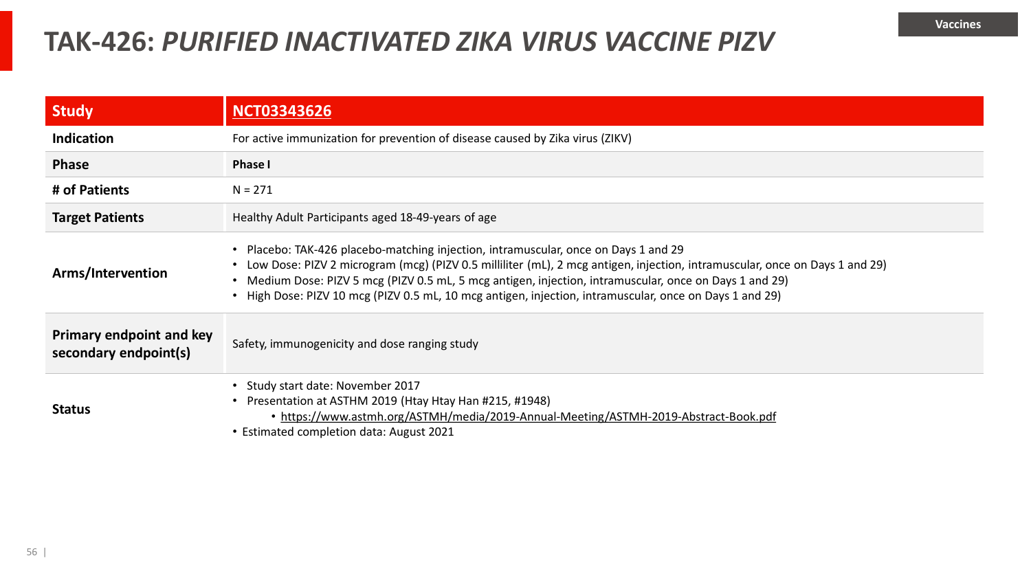Vaccines

# TAK-426: *PURIFIED INACTIVATED ZIKA VIRUS VACCINE PIZV*

| Study | NCT03343626 |
|---|---|
| Indication | For active immunization for prevention of disease caused by Zika virus (ZIKV) |
| Phase | **Phase I** |
| # of Patients | N = 271 |
| Target Patients | Healthy Adult Participants aged 18-49-years of age |
| Arms/Intervention | • Placebo: TAK-426 placebo-matching injection, intramuscular, once on Days 1 and 29<br>• Low Dose: PIZV 2 microgram (mcg) (PIZV 0.5 milliliter (mL), 2 mcg antigen, injection, intramuscular, once on Days 1 and 29)<br>• Medium Dose: PIZV 5 mcg (PIZV 0.5 mL, 5 mcg antigen, injection, intramuscular, once on Days 1 and 29)<br>• High Dose: PIZV 10 mcg (PIZV 0.5 mL, 10 mcg antigen, injection, intramuscular, once on Days 1 and 29) |
| Primary endpoint and key secondary endpoint(s) | Safety, immunogenicity and dose ranging study |
| Status | • Study start date: November 2017<br>• Presentation at ASTHM 2019 (Htay Htay Han #215, #1948)<br>  • https://www.astmh.org/ASTMH/media/2019-Annual-Meeting/ASTMH-2019-Abstract-Book.pdf<br>• Estimated completion data: August 2021 |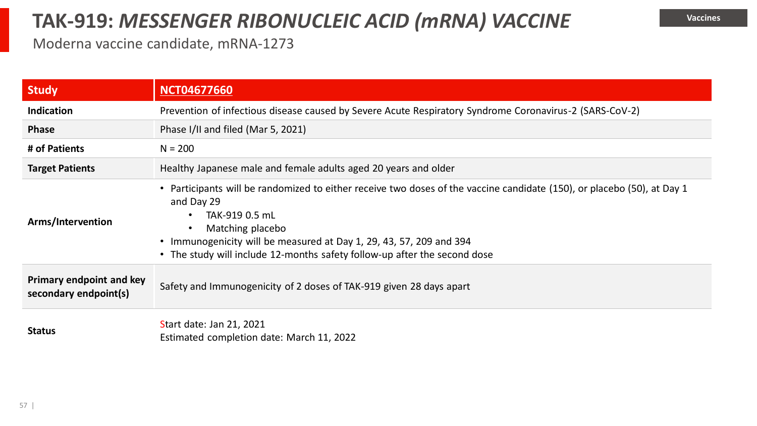# TAK-919: *MESSENGER RIBONUCLEIC ACID (mRNA) VACCINE*

Moderna vaccine candidate, mRNA-1273

Vaccines

| Study | NCT04677660 |
|---|---|
| Indication | Prevention of infectious disease caused by Severe Acute Respiratory Syndrome Coronavirus-2 (SARS-CoV-2) |
| Phase | Phase I/II and filed (Mar 5, 2021) |
| # of Patients | N = 200 |
| Target Patients | Healthy Japanese male and female adults aged 20 years and older |
| Arms/Intervention | • Participants will be randomized to either receive two doses of the vaccine candidate (150), or placebo (50), at Day 1 and Day 29<br>  • TAK-919 0.5 mL<br>  • Matching placebo<br>• Immunogenicity will be measured at Day 1, 29, 43, 57, 209 and 394<br>• The study will include 12-months safety follow-up after the second dose |
| Primary endpoint and key secondary endpoint(s) | Safety and Immunogenicity of 2 doses of TAK-919 given 28 days apart |
| Status | Start date: Jan 21, 2021<br>Estimated completion date: March 11, 2022 |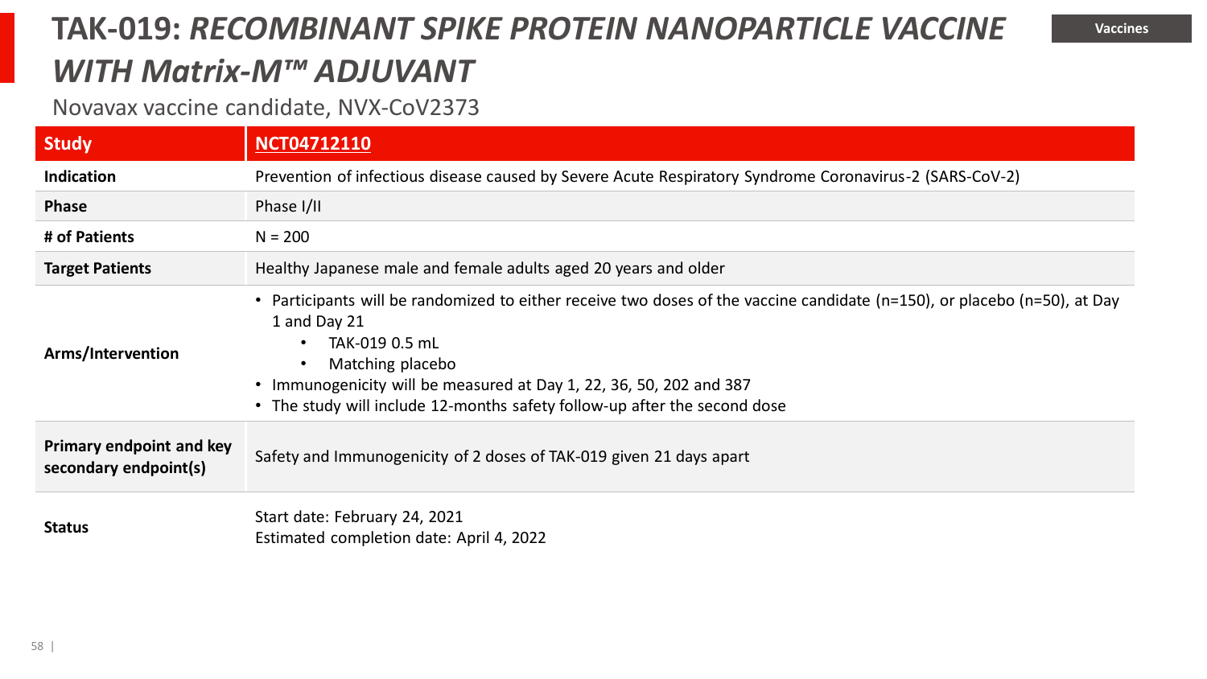# TAK-019: *RECOMBINANT SPIKE PROTEIN NANOPARTICLE VACCINE WITH Matrix-M™ ADJUVANT*

Vaccines

Novavax vaccine candidate, NVX-CoV2373

| Study | NCT04712110 |
|---|---|
| **Indication** | Prevention of infectious disease caused by Severe Acute Respiratory Syndrome Coronavirus-2 (SARS-CoV-2) |
| **Phase** | Phase I/II |
| **# of Patients** | N = 200 |
| **Target Patients** | Healthy Japanese male and female adults aged 20 years and older |
| **Arms/Intervention** | • Participants will be randomized to either receive two doses of the vaccine candidate (n=150), or placebo (n=50), at Day 1 and Day 21<br>    • TAK-019 0.5 mL<br>    • Matching placebo<br>• Immunogenicity will be measured at Day 1, 22, 36, 50, 202 and 387<br>• The study will include 12-months safety follow-up after the second dose |
| **Primary endpoint and key secondary endpoint(s)** | Safety and Immunogenicity of 2 doses of TAK-019 given 21 days apart |
| **Status** | Start date: February 24, 2021<br>Estimated completion date: April 4, 2022 |